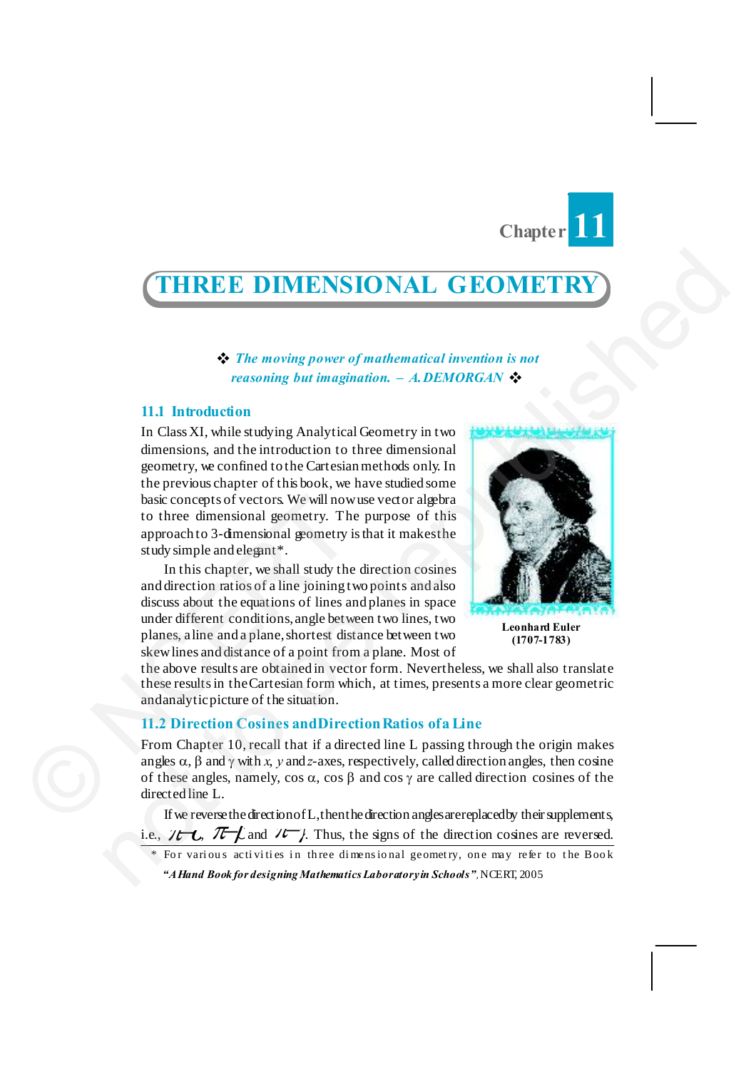Chapter 11

# THREE DIMENSIONAL GEOMETRY

❖ *The moving power of mathematical invention is not reasoning but imagination. – A. DEMORGAN* ❖

## 11.1 Introduction

In Class XI, while studying Analytical Geometry in two dimensions, and the introduction to three dimensional geometry, we confined to the Cartesian methods only. In the previous chapter of this book, we have studied some basic concepts of vectors. We will now use vector algebra to three dimensional geometry. The purpose of this approach to 3-dimensional geometry is that it makes the study simple and elegant*.

In this chapter, we shall study the direction cosines and direction ratios of a line joining two points and also discuss about the equations of lines and planes in space under different conditions, angle between two lines, two planes, a line and a plane, shortest distance between two skew lines and distance of a point from a plane. Most of the above results are obtained in vector form. Nevertheless, we shall also translate these results in the Cartesian form which, at times, presents a more clear geometric and analytic picture of the situation.

**Leonhard Euler (1707-1783)**

## 11.2 Direction Cosines and Direction Ratios of a Line

From Chapter 10, recall that if a directed line L passing through the origin makes angles $\alpha$, $\beta$ and $\gamma$ with $x$, $y$ and $z$-axes, respectively, called direction angles, then cosine of these angles, namely, cos $\alpha$, cos $\beta$ and cos $\gamma$ are called direction cosines of the directed line L.

If we reverse the direction of L, then the direction angles are replaced by their supplements, i.e., $\pi - \alpha$, $\pi - \beta$ and $\pi - \gamma$. Thus, the signs of the direction cosines are reversed.

\* For various activities in three dimensional geometry, one may refer to the Book ***"A Hand Book for designing Mathematics Laboratory in Schools"***, NCERT, 2005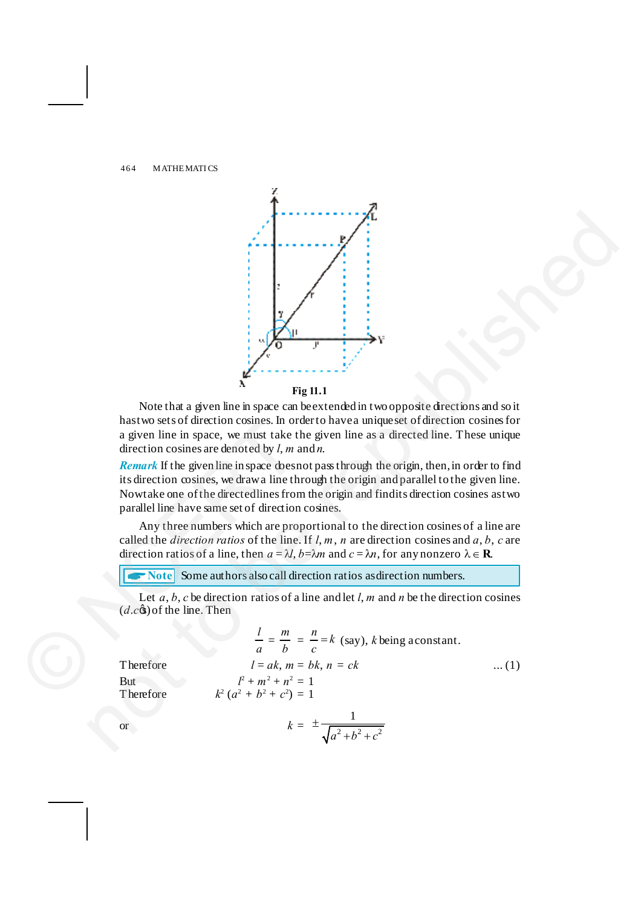**Fig 11.1**

Note that a given line in space can be extended in two opposite directions and so it has two sets of direction cosines. In order to have a unique set of direction cosines for a given line in space, we must take the given line as a directed line. These unique direction cosines are denoted by $l$, $m$ and $n$.

***Remark*** If the given line in space does not pass through the origin, then, in order to find its direction cosines, we draw a line through the origin and parallel to the given line. Now take one of the directed lines from the origin and find its direction cosines as two parallel line have same set of direction cosines.

Any three numbers which are proportional to the direction cosines of a line are called the *direction ratios* of the line. If $l$, $m$, $n$ are direction cosines and $a$, $b$, $c$ are direction ratios of a line, then $a = \lambda l$, $b = \lambda m$ and $c = \lambda n$, for any nonzero $\lambda \in \mathbf{R}$.

**Note** Some authors also call direction ratios as direction numbers.

Let $a$, $b$, $c$ be direction ratios of a line and let $l$, $m$ and $n$ be the direction cosines (*d.c*'s) of the line. Then

$$\frac{l}{a} = \frac{m}{b} = \frac{n}{c} = k \text{ (say), } k \text{ being a constant.}$$

Therefore $\quad l = ak,\ m = bk,\ n = ck \qquad \ldots (1)$

But $\quad l^2 + m^2 + n^2 = 1$

Therefore $\quad k^2 (a^2 + b^2 + c^2) = 1$

or

$$k = \pm \frac{1}{\sqrt{a^2 + b^2 + c^2}}$$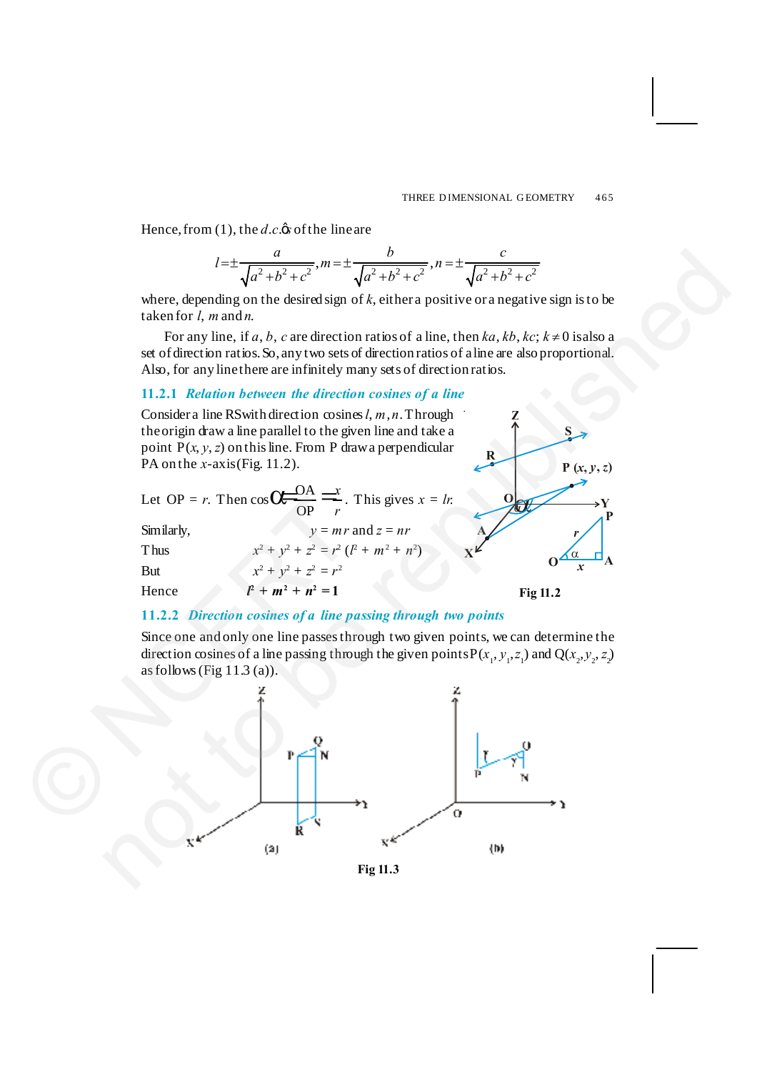Hence, from (1), the *d.c.*'s of the line are

$$l = \pm\frac{a}{\sqrt{a^2+b^2+c^2}}, m = \pm\frac{b}{\sqrt{a^2+b^2+c^2}}, n = \pm\frac{c}{\sqrt{a^2+b^2+c^2}}$$

where, depending on the desired sign of $k$, either a positive or a negative sign is to be taken for $l$, $m$ and $n$.

For any line, if $a$, $b$, $c$ are direction ratios of a line, then $ka$, $kb$, $kc$; $k \neq 0$ is also a set of direction ratios. So, any two sets of direction ratios of a line are also proportional. Also, for any line there are infinitely many sets of direction ratios.

### 11.2.1 *Relation between the direction cosines of a line*

Consider a line RS with direction cosines $l, m, n$. Through the origin draw a line parallel to the given line and take a point $P(x, y, z)$ on this line. From P draw a perpendicular PA on the $x$-axis (Fig. 11.2).

Let OP $= r$. Then $\cos\alpha = \frac{OA}{OP} = \frac{x}{r}$. This gives $x = lr$.

Similarly, $y = mr$ and $z = nr$

Thus $x^2 + y^2 + z^2 = r^2 (l^2 + m^2 + n^2)$

But $x^2 + y^2 + z^2 = r^2$

Hence $\mathbf{l^2 + m^2 + n^2 = 1}$

Fig 11.2

### 11.2.2 *Direction cosines of a line passing through two points*

Since one and only one line passes through two given points, we can determine the direction cosines of a line passing through the given points $P(x_1, y_1, z_1)$ and $Q(x_2, y_2, z_2)$ as follows (Fig 11.3 (a)).

Fig 11.3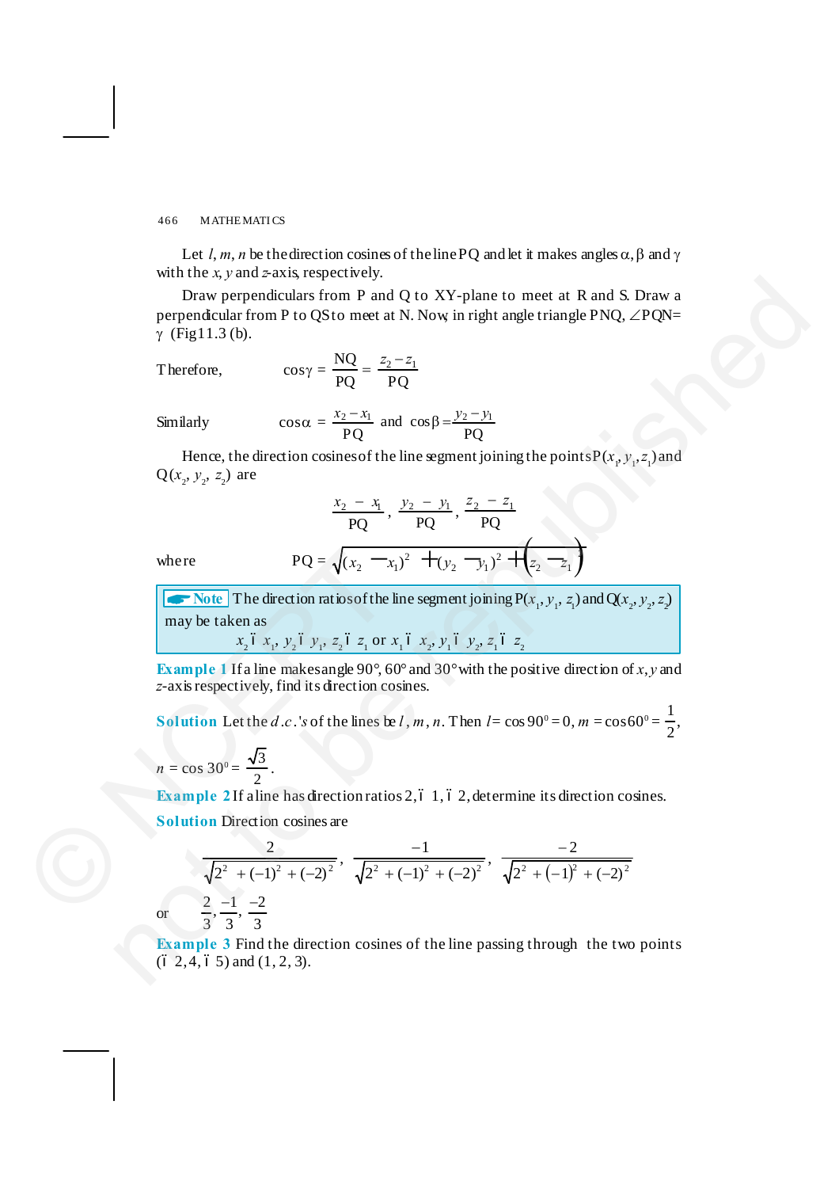Let $l, m, n$ be the direction cosines of the line PQ and let it makes angles $\alpha, \beta$ and $\gamma$ with the $x$, $y$ and $z$-axis, respectively.

Draw perpendiculars from P and Q to XY-plane to meet at R and S. Draw a perpendicular from P to QS to meet at N. Now, in right angle triangle PNQ, $\angle$PQN= $\gamma$ (Fig 11.3 (b).

Therefore, $$\cos\gamma = \frac{NQ}{PQ} = \frac{z_2 - z_1}{PQ}$$

Similarly $$\cos\alpha = \frac{x_2 - x_1}{PQ} \text{ and } \cos\beta = \frac{y_2 - y_1}{PQ}$$

Hence, the direction cosines of the line segment joining the points P$(x_1, y_1, z_1)$ and Q$(x_2, y_2, z_2)$ are

$$\frac{x_2 - x_1}{PQ}, \frac{y_2 - y_1}{PQ}, \frac{z_2 - z_1}{PQ}$$

where $$PQ = \sqrt{(x_2 - x_1)^2 + (y_2 - y_1)^2 + (z_2 - z_1)^2}$$

> **Note** The direction ratios of the line segment joining P$(x_1, y_1, z_1)$ and Q$(x_2, y_2, z_2)$ may be taken as
> $$x_2 - x_1, y_2 - y_1, z_2 - z_1 \text{ or } x_1 - x_2, y_1 - y_2, z_1 - z_2$$

**Example 1** If a line makes angle 90°, 60° and 30° with the positive direction of $x$, $y$ and $z$-axis respectively, find its direction cosines.

**Solution** Let the $d.c.$'s of the lines be $l$, $m$, $n$. Then $l = \cos 90^0 = 0$, $m = \cos 60^0 = \frac{1}{2}$, $n = \cos 30^0 = \frac{\sqrt{3}}{2}$.

**Example 2** If a line has direction ratios 2, – 1, – 2, determine its direction cosines.

**Solution** Direction cosines are

$$\frac{2}{\sqrt{2^2 + (-1)^2 + (-2)^2}}, \frac{-1}{\sqrt{2^2 + (-1)^2 + (-2)^2}}, \frac{-2}{\sqrt{2^2 + (-1)^2 + (-2)^2}}$$

or $$\frac{2}{3}, \frac{-1}{3}, \frac{-2}{3}$$

**Example 3** Find the direction cosines of the line passing through the two points (– 2, 4, – 5) and (1, 2, 3).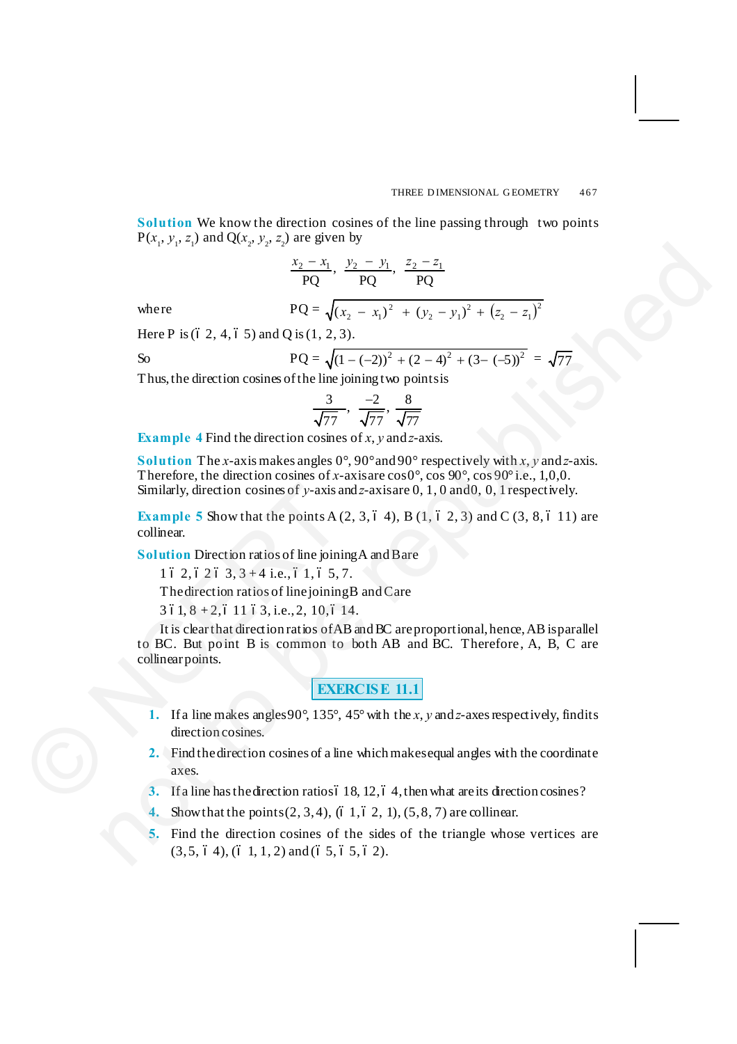**Solution** We know the direction cosines of the line passing through two points $P(x_1, y_1, z_1)$ and $Q(x_2, y_2, z_2)$ are given by

$$\frac{x_2 - x_1}{PQ}, \frac{y_2 - y_1}{PQ}, \frac{z_2 - z_1}{PQ}$$

where $$PQ = \sqrt{(x_2 - x_1)^2 + (y_2 - y_1)^2 + (z_2 - z_1)^2}$$

Here P is (– 2, 4, – 5) and Q is (1, 2, 3).

So $$PQ = \sqrt{(1-(-2))^2 + (2-4)^2 + (3-(-5))^2} = \sqrt{77}$$

Thus, the direction cosines of the line joining two points is

$$\frac{3}{\sqrt{77}}, \frac{-2}{\sqrt{77}}, \frac{8}{\sqrt{77}}$$

**Example 4** Find the direction cosines of $x$, $y$ and $z$-axis.

**Solution** The $x$-axis makes angles 0°, 90° and 90° respectively with $x$, $y$ and $z$-axis. Therefore, the direction cosines of $x$-axis are cos 0°, cos 90°, cos 90° i.e., 1,0,0. Similarly, direction cosines of $y$-axis and $z$-axis are 0, 1, 0 and 0, 0, 1 respectively.

**Example 5** Show that the points A (2, 3, – 4), B (1, – 2, 3) and C (3, 8, – 11) are collinear.

**Solution** Direction ratios of line joining A and B are

1 – 2, – 2 – 3, 3 + 4 i.e., – 1, – 5, 7.

The direction ratios of line joining B and C are

3 – 1, 8 + 2, – 11 – 3, i.e., 2, 10, – 14.

It is clear that direction ratios of AB and BC are proportional, hence, AB is parallel to BC. But point B is common to both AB and BC. Therefore, A, B, C are collinear points.

## EXERCISE 11.1

1. If a line makes angles 90°, 135°, 45° with the $x$, $y$ and $z$-axes respectively, find its direction cosines.
2. Find the direction cosines of a line which makes equal angles with the coordinate axes.
3. If a line has the direction ratios – 18, 12, – 4, then what are its direction cosines?
4. Show that the points (2, 3, 4), (– 1, – 2, 1), (5, 8, 7) are collinear.
5. Find the direction cosines of the sides of the triangle whose vertices are (3, 5, – 4), (– 1, 1, 2) and (– 5, – 5, – 2).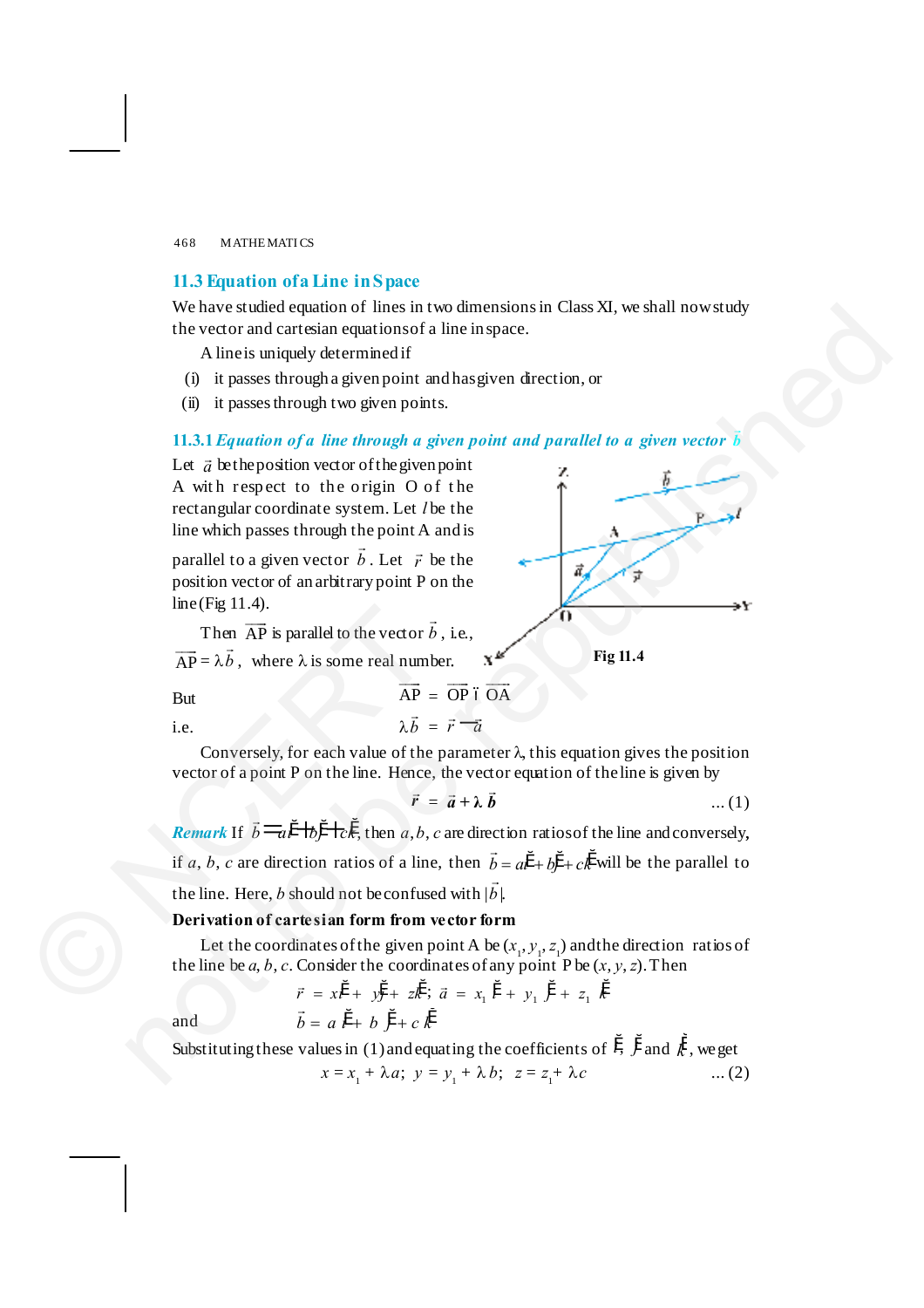## 11.3 Equation of a Line in Space

We have studied equation of lines in two dimensions in Class XI, we shall now study the vector and cartesian equations of a line in space.

A line is uniquely determined if

(i) it passes through a given point and has given direction, or

(ii) it passes through two given points.

### 11.3.1 *Equation of a line through a given point and parallel to a given vector* $\vec{b}$

Let $\vec{a}$ be the position vector of the given point A with respect to the origin O of the rectangular coordinate system. Let $l$ be the line which passes through the point A and is parallel to a given vector $\vec{b}$. Let $\vec{r}$ be the position vector of an arbitrary point P on the line (Fig 11.4).

Then $\overrightarrow{AP}$ is parallel to the vector $\vec{b}$, i.e., $\overrightarrow{AP} = \lambda\vec{b}$, where $\lambda$ is some real number.

**Fig 11.4**

But $\qquad \overrightarrow{AP} = \overrightarrow{OP} - \overrightarrow{OA}$

i.e. $\qquad \lambda\vec{b} = \vec{r} - \vec{a}$

Conversely, for each value of the parameter $\lambda$, this equation gives the position vector of a point P on the line. Hence, the vector equation of the line is given by

$$\vec{r} = \vec{a} + \lambda\,\vec{b} \qquad \ldots (1)$$

***Remark*** If $\vec{b} = a\hat{i} + b\hat{j} + c\hat{k}$, then $a, b, c$ are direction ratios of the line and conversely, if $a, b, c$ are direction ratios of a line, then $\vec{b} = a\hat{i} + b\hat{j} + c\hat{k}$ will be the parallel to the line. Here, $b$ should not be confused with $|\vec{b}|$.

**Derivation of cartesian form from vector form**

Let the coordinates of the given point A be $(x_1, y_1, z_1)$ and the direction ratios of the line be $a, b, c$. Consider the coordinates of any point P be $(x, y, z)$. Then

$$\vec{r} = x\hat{i} + y\hat{j} + z\hat{k};\ \vec{a} = x_1\hat{i} + y_1\hat{j} + z_1\hat{k}$$

and $\qquad \vec{b} = a\hat{i} + b\hat{j} + c\hat{k}$

Substituting these values in (1) and equating the coefficients of $\hat{i}, \hat{j}$ and $\hat{k}$, we get

$$x = x_1 + \lambda a;\ y = y_1 + \lambda b;\ z = z_1 + \lambda c \qquad \ldots (2)$$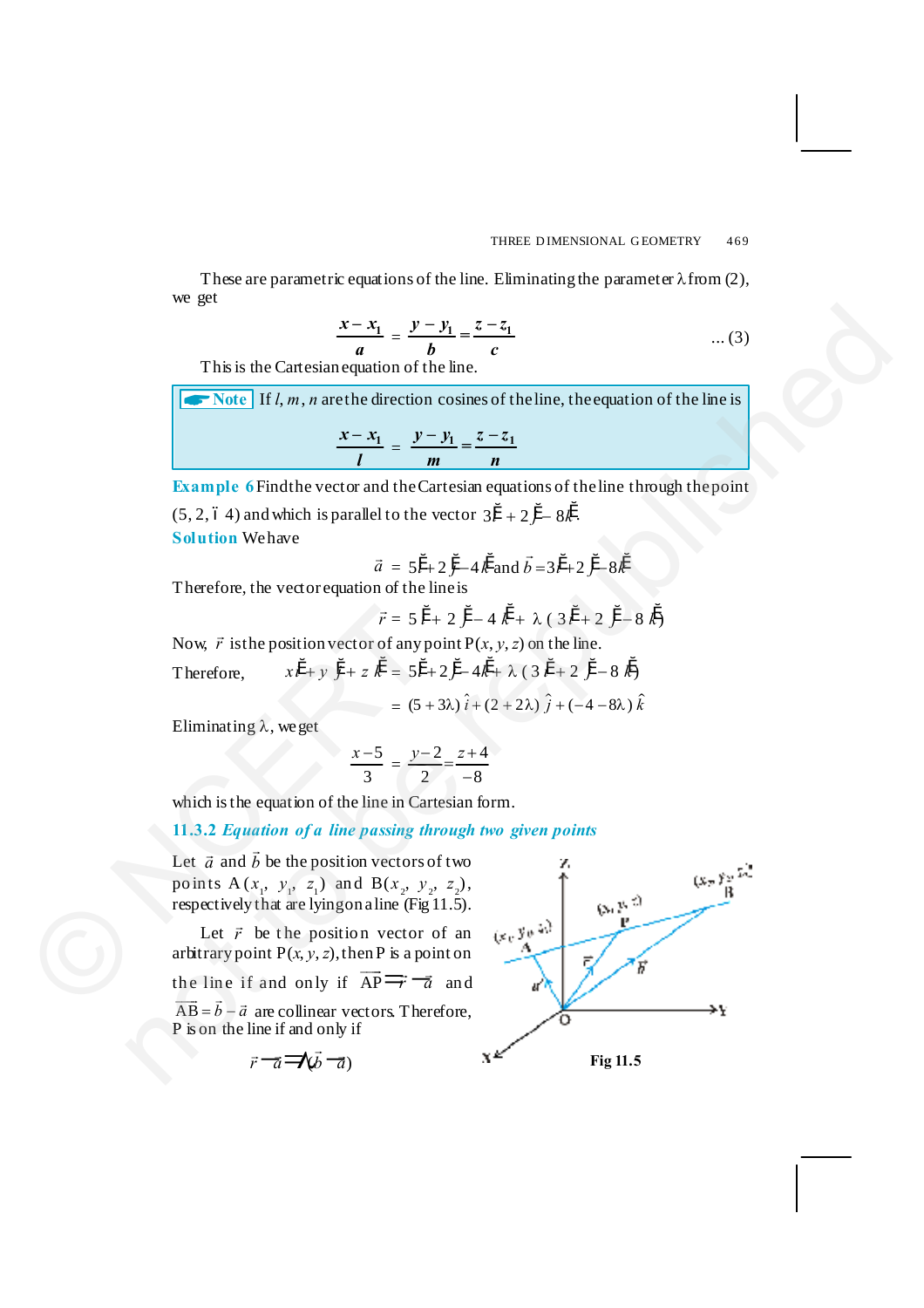These are parametric equations of the line. Eliminating the parameter $\lambda$ from (2), we get

$$\frac{x - x_1}{a} = \frac{y - y_1}{b} = \frac{z - z_1}{c} \qquad \text{... (3)}$$

This is the Cartesian equation of the line.

**Note** If $l, m, n$ are the direction cosines of the line, the equation of the line is

$$\frac{x - x_1}{l} = \frac{y - y_1}{m} = \frac{z - z_1}{n}$$

**Example 6** Find the vector and the Cartesian equations of the line through the point (5, 2, – 4) and which is parallel to the vector $3\hat{i} + 2\hat{j} - 8\hat{k}$.

**Solution** We have

$$\vec{a} = 5\hat{i} + 2\hat{j} - 4\hat{k} \text{ and } \vec{b} = 3\hat{i} + 2\hat{j} - 8\hat{k}$$

Therefore, the vector equation of the line is

$$\vec{r} = 5\hat{i} + 2\hat{j} - 4\hat{k} + \lambda(3\hat{i} + 2\hat{j} - 8\hat{k})$$

Now, $\vec{r}$ is the position vector of any point P$(x, y, z)$ on the line.

Therefore,
$$x\hat{i} + y\hat{j} + z\hat{k} = 5\hat{i} + 2\hat{j} - 4\hat{k} + \lambda(3\hat{i} + 2\hat{j} - 8\hat{k})$$

$$= (5 + 3\lambda)\hat{i} + (2 + 2\lambda)\hat{j} + (-4 - 8\lambda)\hat{k}$$

Eliminating $\lambda$, we get

$$\frac{x - 5}{3} = \frac{y - 2}{2} = \frac{z + 4}{-8}$$

which is the equation of the line in Cartesian form.

### 11.3.2 *Equation of a line passing through two given points*

Let $\vec{a}$ and $\vec{b}$ be the position vectors of two points A$(x_1, y_1, z_1)$ and B$(x_2, y_2, z_2)$, respectively that are lying on a line (Fig 11.5).

Let $\vec{r}$ be the position vector of an arbitrary point P$(x, y, z)$, then P is a point on the line if and only if $\overrightarrow{AP} = \vec{r} - \vec{a}$ and $\overrightarrow{AB} = \vec{b} - \vec{a}$ are collinear vectors. Therefore, P is on the line if and only if

$$\vec{r} - \vec{a} = \lambda(\vec{b} - \vec{a})$$

Fig 11.5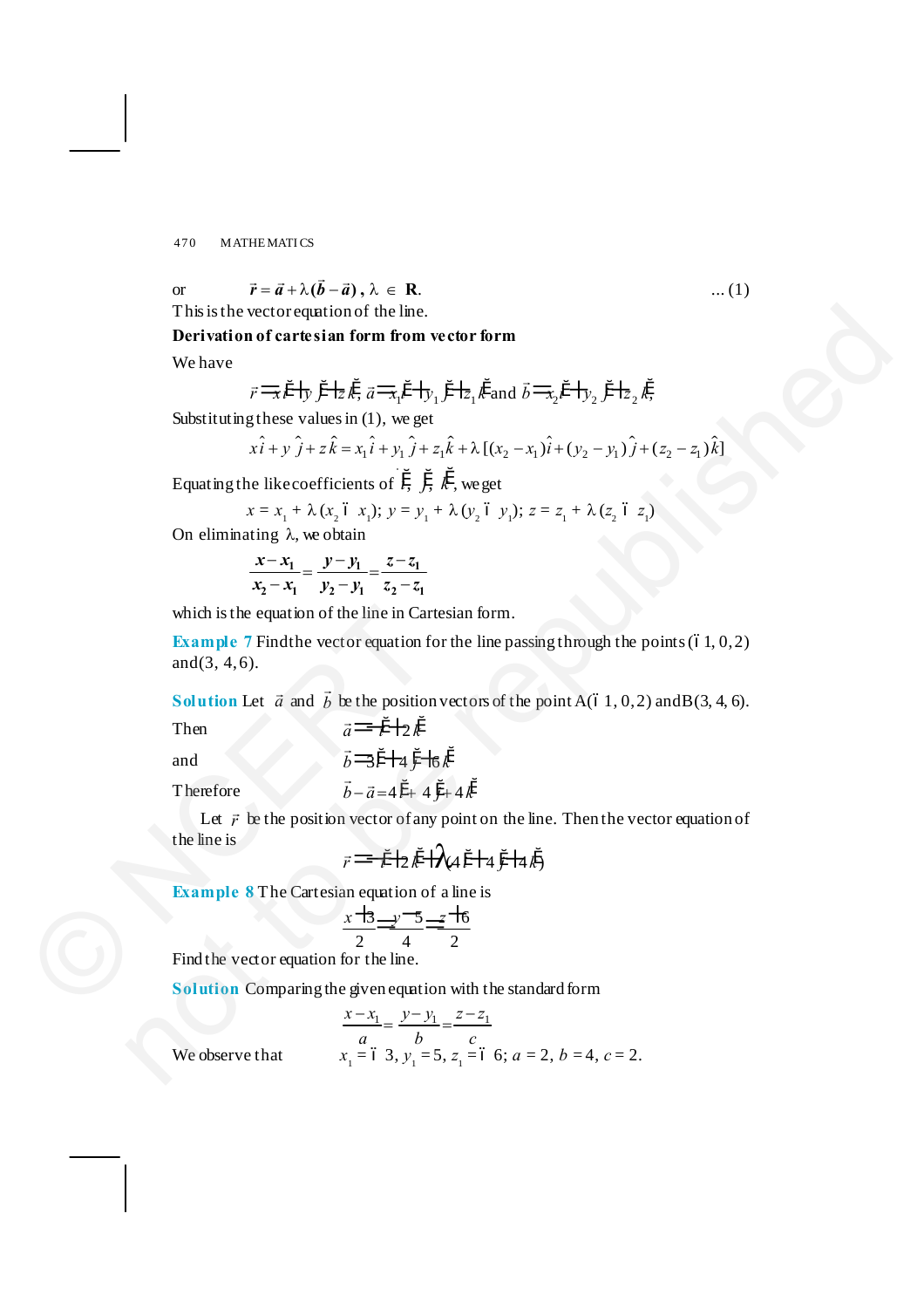or $\qquad \vec{r} = \vec{a} + \lambda(\vec{b} - \vec{a})$, $\lambda \in \mathbf{R}$. $\qquad$ ... (1)

This is the vector equation of the line.

**Derivation of cartesian form from vector form**

We have

$$\vec{r} = x\hat{i} + y\hat{j} + z\hat{k}, \ \vec{a} = x_1\hat{i} + y_1\hat{j} + z_1\hat{k} \text{ and } \vec{b} = x_2\hat{i} + y_2\hat{j} + z_2\hat{k},$$

Substituting these values in (1), we get

$$x\hat{i} + y\hat{j} + z\hat{k} = x_1\hat{i} + y_1\hat{j} + z_1\hat{k} + \lambda[(x_2 - x_1)\hat{i} + (y_2 - y_1)\hat{j} + (z_2 - z_1)\hat{k}]$$

Equating the like coefficients of $\hat{i}, \hat{j}, \hat{k}$, we get

$$x = x_1 + \lambda(x_2 - x_1); \ y = y_1 + \lambda(y_2 - y_1); \ z = z_1 + \lambda(z_2 - z_1)$$

On eliminating $\lambda$, we obtain

$$\frac{x - x_1}{x_2 - x_1} = \frac{y - y_1}{y_2 - y_1} = \frac{z - z_1}{z_2 - z_1}$$

which is the equation of the line in Cartesian form.

**Example 7** Find the vector equation for the line passing through the points (–1, 0, 2) and (3, 4, 6).

**Solution** Let $\vec{a}$ and $\vec{b}$ be the position vectors of the point A(–1, 0, 2) and B(3, 4, 6).

Then $\qquad \vec{a} = -\hat{i} + 2\hat{k}$

and $\qquad \vec{b} = 3\hat{i} + 4\hat{j} + 6\hat{k}$

Therefore $\qquad \vec{b} - \vec{a} = 4\hat{i} + 4\hat{j} + 4\hat{k}$

Let $\vec{r}$ be the position vector of any point on the line. Then the vector equation of the line is

$$\vec{r} = -\hat{i} + 2\hat{k} + \lambda(4\hat{i} + 4\hat{j} + 4\hat{k})$$

**Example 8** The Cartesian equation of a line is

$$\frac{x+3}{2} = \frac{y-5}{4} = \frac{z+6}{2}$$

Find the vector equation for the line.

**Solution** Comparing the given equation with the standard form

$$\frac{x - x_1}{a} = \frac{y - y_1}{b} = \frac{z - z_1}{c}$$

We observe that $\qquad x_1 = -3, \ y_1 = 5, \ z_1 = -6; \ a = 2, \ b = 4, \ c = 2.$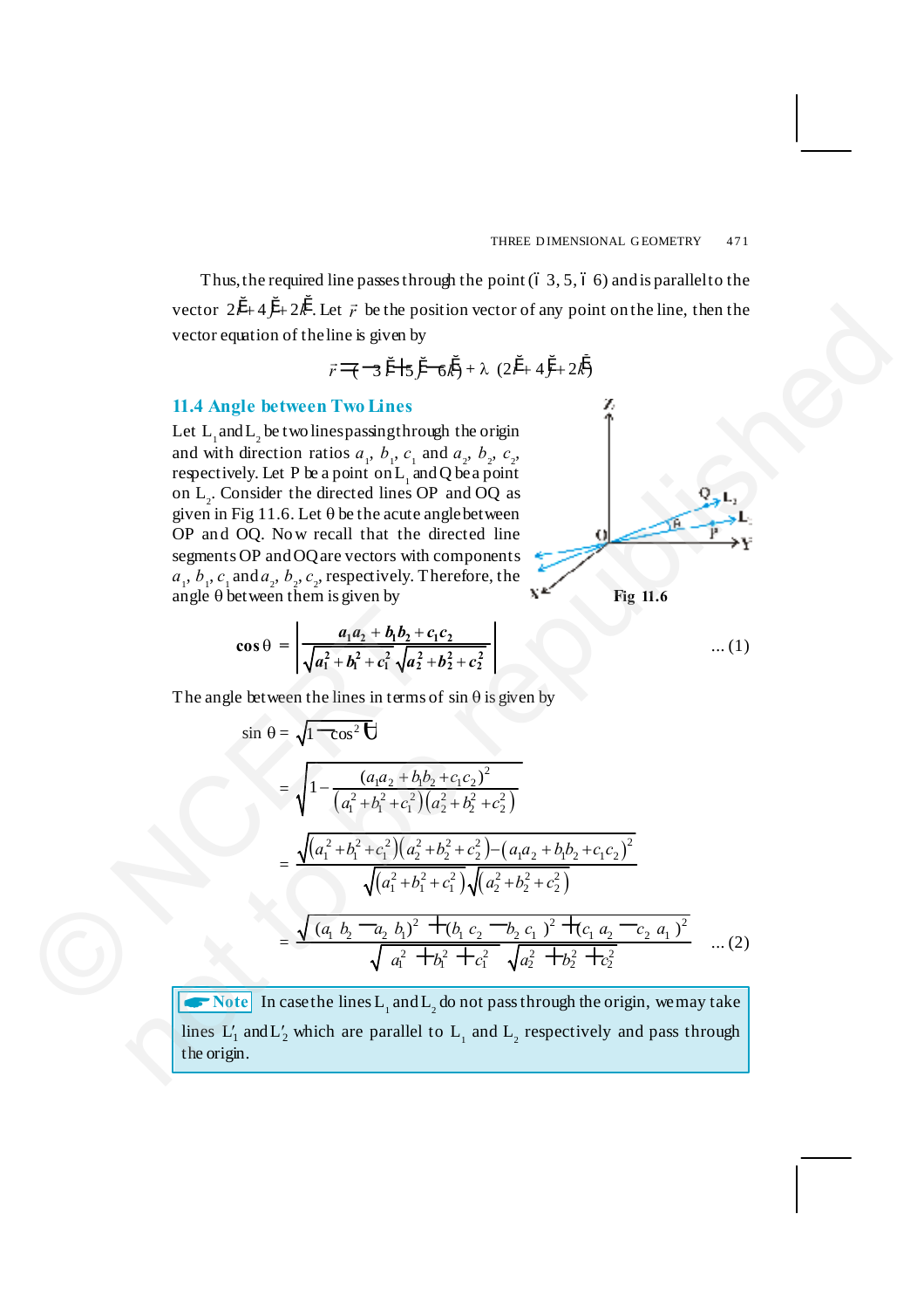Thus, the required line passes through the point (– 3, 5, – 6) and is parallel to the vector $2\hat{i} + 4\hat{j} + 2\hat{k}$. Let $\vec{r}$ be the position vector of any point on the line, then the vector equation of the line is given by

$$\vec{r} = (-3\hat{i} + 5\hat{j} - 6\hat{k}) + \lambda\,(2\hat{i} + 4\hat{j} + 2\hat{k})$$

## 11.4 Angle between Two Lines

Let $L_1$ and $L_2$ be two lines passing through the origin and with direction ratios $a_1, b_1, c_1$ and $a_2, b_2, c_2$, respectively. Let P be a point on $L_1$ and Q be a point on $L_2$. Consider the directed lines OP and OQ as given in Fig 11.6. Let θ be the acute angle between OP and OQ. Now recall that the directed line segments OP and OQ are vectors with components $a_1, b_1, c_1$ and $a_2, b_2, c_2$, respectively. Therefore, the angle θ between them is given by

Fig 11.6

$$\cos\theta = \left|\frac{a_1a_2 + b_1b_2 + c_1c_2}{\sqrt{a_1^2 + b_1^2 + c_1^2}\sqrt{a_2^2 + b_2^2 + c_2^2}}\right| \qquad \ldots (1)$$

The angle between the lines in terms of sin θ is given by

$$\sin\theta = \sqrt{1 - \cos^2\theta}$$

$$= \sqrt{1 - \frac{(a_1a_2 + b_1b_2 + c_1c_2)^2}{\left(a_1^2 + b_1^2 + c_1^2\right)\left(a_2^2 + b_2^2 + c_2^2\right)}}$$

$$= \frac{\sqrt{\left(a_1^2 + b_1^2 + c_1^2\right)\left(a_2^2 + b_2^2 + c_2^2\right) - \left(a_1a_2 + b_1b_2 + c_1c_2\right)^2}}{\sqrt{\left(a_1^2 + b_1^2 + c_1^2\right)}\sqrt{\left(a_2^2 + b_2^2 + c_2^2\right)}}$$

$$= \frac{\sqrt{(a_1b_2 - a_2b_1)^2 + (b_1c_2 - b_2c_1)^2 + (c_1a_2 - c_2a_1)^2}}{\sqrt{a_1^2 + b_1^2 + c_1^2}\sqrt{a_2^2 + b_2^2 + c_2^2}} \qquad \ldots (2)$$

**Note** In case the lines $L_1$ and $L_2$ do not pass through the origin, we may take lines $L'_1$ and $L'_2$ which are parallel to $L_1$ and $L_2$ respectively and pass through the origin.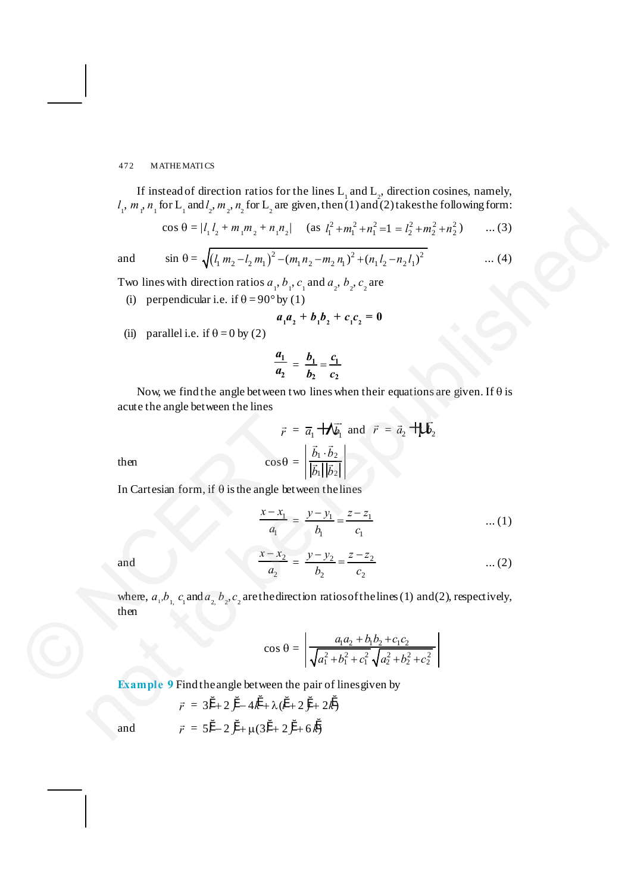If instead of direction ratios for the lines $L_1$ and $L_2$, direction cosines, namely, $l_1, m_1, n_1$ for $L_1$ and $l_2, m_2, n_2$ for $L_2$ are given, then (1) and (2) takes the following form:

$$\cos \theta = |l_1 l_2 + m_1 m_2 + n_1 n_2| \quad (\text{as } l_1^2 + m_1^2 + n_1^2 = 1 = l_2^2 + m_2^2 + n_2^2) \qquad \ldots (3)$$

and

$$\sin \theta = \sqrt{(l_1 m_2 - l_2 m_1)^2 - (m_1 n_2 - m_2 n_1)^2 + (n_1 l_2 - n_2 l_1)^2} \qquad \ldots (4)$$

Two lines with direction ratios $a_1, b_1, c_1$ and $a_2, b_2, c_2$ are

(i) perpendicular i.e. if $\theta = 90°$ by (1)

$$\boldsymbol{a_1 a_2 + b_1 b_2 + c_1 c_2 = 0}$$

(ii) parallel i.e. if $\theta = 0$ by (2)

$$\frac{a_1}{a_2} = \frac{b_1}{b_2} = \frac{c_1}{c_2}$$

Now, we find the angle between two lines when their equations are given. If $\theta$ is acute the angle between the lines

$$\vec{r} = \vec{a}_1 + \lambda \vec{b}_1 \text{ and } \vec{r} = \vec{a}_2 + \mu \vec{b}_2$$

then

$$\cos\theta = \left| \frac{\vec{b}_1 \cdot \vec{b}_2}{|\vec{b}_1||\vec{b}_2|} \right|$$

In Cartesian form, if $\theta$ is the angle between the lines

$$\frac{x - x_1}{a_1} = \frac{y - y_1}{b_1} = \frac{z - z_1}{c_1} \qquad \ldots (1)$$

and

$$\frac{x - x_2}{a_2} = \frac{y - y_2}{b_2} = \frac{z - z_2}{c_2} \qquad \ldots (2)$$

where, $a_1, b_1, c_1$ and $a_2, b_2, c_2$ are the direction ratios of the lines (1) and (2), respectively, then

$$\cos \theta = \left| \frac{a_1 a_2 + b_1 b_2 + c_1 c_2}{\sqrt{a_1^2 + b_1^2 + c_1^2} \sqrt{a_2^2 + b_2^2 + c_2^2}} \right|$$

**Example 9** Find the angle between the pair of lines given by

$$\vec{r} = 3\hat{i} + 2\hat{j} - 4\hat{k} + \lambda(\hat{i} + 2\hat{j} + 2\hat{k})$$

and

$$\vec{r} = 5\hat{i} - 2\hat{j} + \mu(3\hat{i} + 2\hat{j} + 6\hat{k})$$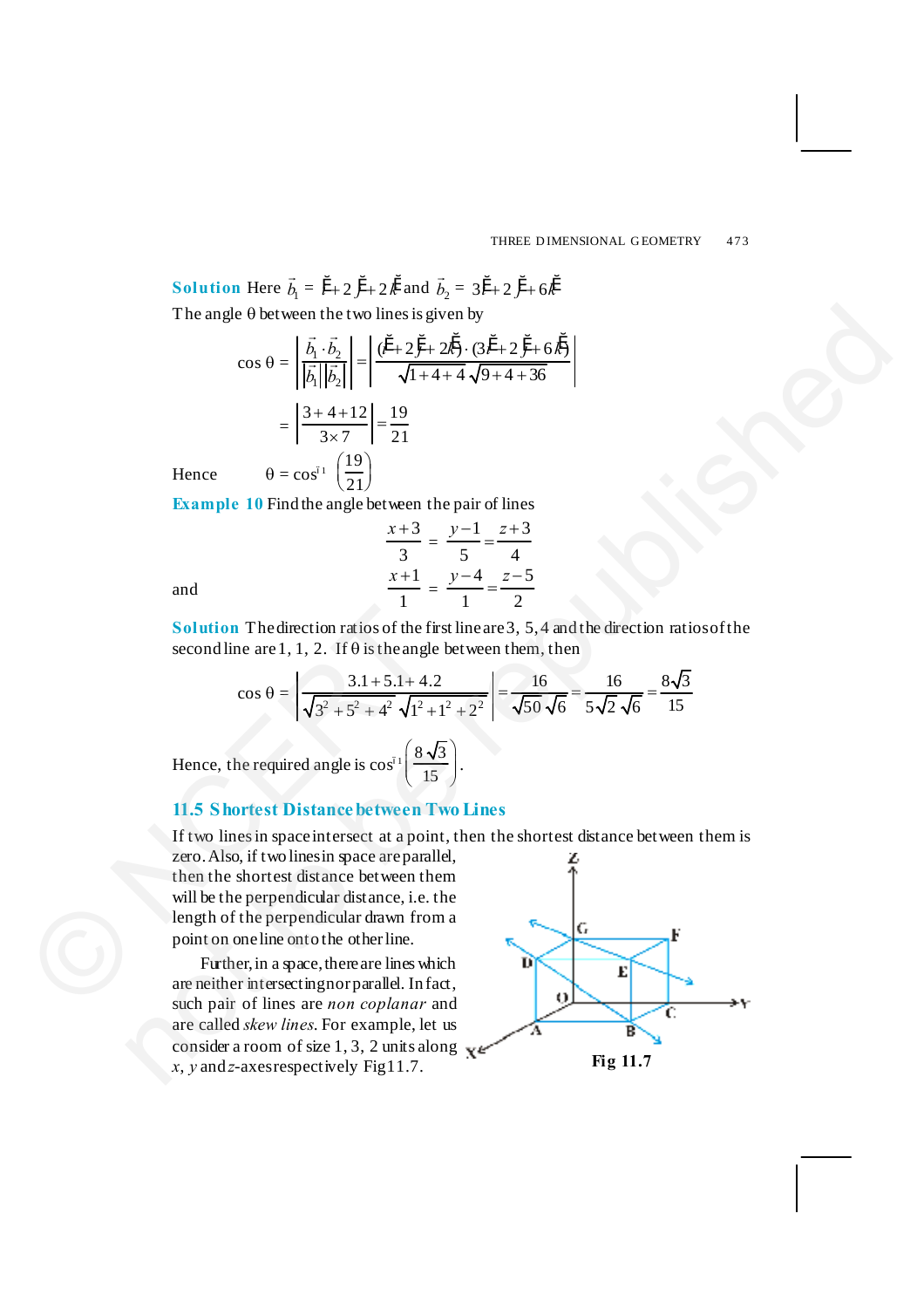**Solution** Here $\vec{b}_1 = \hat{i} + 2\hat{j} + 2\hat{k}$ and $\vec{b}_2 = 3\hat{i} + 2\hat{j} + 6\hat{k}$

The angle θ between the two lines is given by

$$\cos\theta = \left|\frac{\vec{b}_1 \cdot \vec{b}_2}{|\vec{b}_1||\vec{b}_2|}\right| = \left|\frac{(\hat{i}+2\hat{j}+2\hat{k})\cdot(3\hat{i}+2\hat{j}+6\hat{k})}{\sqrt{1+4+4}\sqrt{9+4+36}}\right|$$

$$= \left|\frac{3+4+12}{3\times 7}\right| = \frac{19}{21}$$

Hence $\qquad \theta = \cos^{-1}\left(\frac{19}{21}\right)$

**Example 10** Find the angle between the pair of lines

$$\frac{x+3}{3} = \frac{y-1}{5} = \frac{z+3}{4}$$

and

$$\frac{x+1}{1} = \frac{y-4}{1} = \frac{z-5}{2}$$

**Solution** The direction ratios of the first line are 3, 5, 4 and the direction ratios of the second line are 1, 1, 2. If θ is the angle between them, then

$$\cos\theta = \left|\frac{3.1+5.1+4.2}{\sqrt{3^2+5^2+4^2}\sqrt{1^2+1^2+2^2}}\right| = \frac{16}{\sqrt{50}\sqrt{6}} = \frac{16}{5\sqrt{2}\sqrt{6}} = \frac{8\sqrt{3}}{15}$$

Hence, the required angle is $\cos^{-1}\left(\frac{8\sqrt{3}}{15}\right)$.

## 11.5 Shortest Distance between Two Lines

If two lines in space intersect at a point, then the shortest distance between them is zero. Also, if two lines in space are parallel, then the shortest distance between them will be the perpendicular distance, i.e. the length of the perpendicular drawn from a point on one line onto the other line.

Further, in a space, there are lines which are neither intersecting nor parallel. In fact, such pair of lines are *non coplanar* and are called *skew lines*. For example, let us consider a room of size 1, 3, 2 units along *x*, *y* and *z*-axes respectively Fig 11.7.

Fig 11.7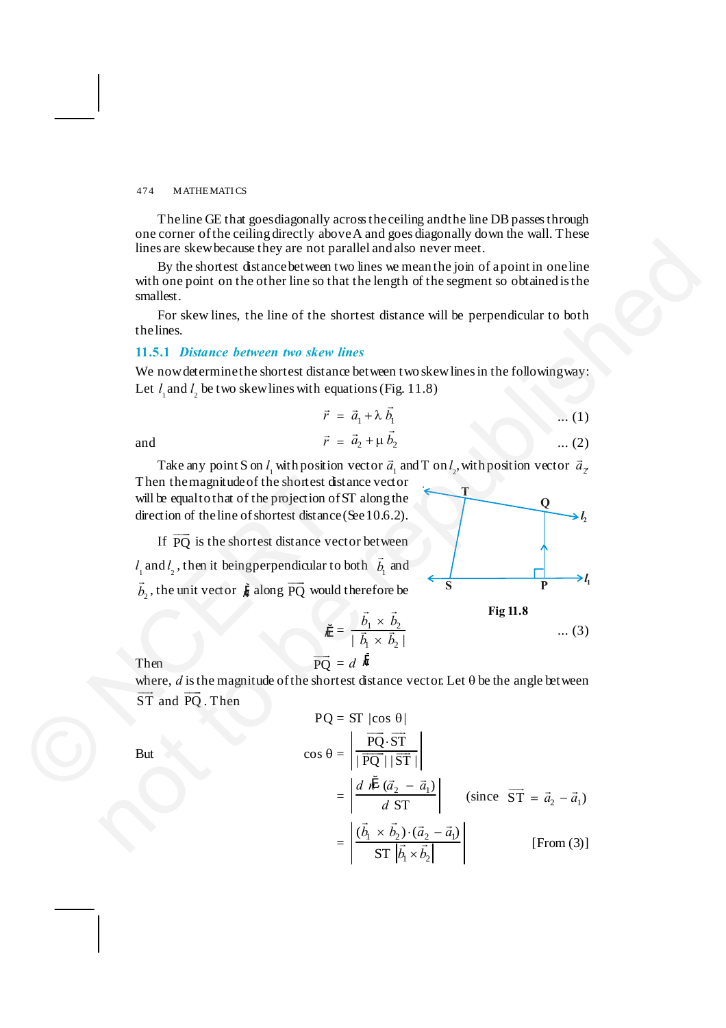The line GE that goes diagonally across the ceiling and the line DB passes through one corner of the ceiling directly above A and goes diagonally down the wall. These lines are skew because they are not parallel and also never meet.

By the shortest distance between two lines we mean the join of a point in one line with one point on the other line so that the length of the segment so obtained is the smallest.

For skew lines, the line of the shortest distance will be perpendicular to both the lines.

### 11.5.1 *Distance between two skew lines*

We now determine the shortest distance between two skew lines in the following way: Let $l_1$ and $l_2$ be two skew lines with equations (Fig. 11.8)

$$\vec{r} = \vec{a}_1 + \lambda \vec{b}_1 \quad \text{... (1)}$$

and

$$\vec{r} = \vec{a}_2 + \mu \vec{b}_2 \quad \text{... (2)}$$

Take any point S on $l_1$ with position vector $\vec{a}_1$ and T on $l_2$, with position vector $\vec{a}_2$. Then the magnitude of the shortest distance vector will be equal to that of the projection of ST along the direction of the line of shortest distance (See 10.6.2).

If $\overrightarrow{PQ}$ is the shortest distance vector between $l_1$ and $l_2$, then it being perpendicular to both $\vec{b}_1$ and $\vec{b}_2$, the unit vector $\hat{n}$ along $\overrightarrow{PQ}$ would therefore be

Fig 11.8

$$\hat{n} = \frac{\vec{b}_1 \times \vec{b}_2}{|\vec{b}_1 \times \vec{b}_2|} \quad \text{... (3)}$$

Then

$$\overrightarrow{PQ} = d\,\hat{n}$$

where, $d$ is the magnitude of the shortest distance vector. Let $\theta$ be the angle between $\overrightarrow{ST}$ and $\overrightarrow{PQ}$. Then

$$PQ = ST\,|\cos\theta|$$

But

$$\cos\theta = \left|\frac{\overrightarrow{PQ}\cdot\overrightarrow{ST}}{|\overrightarrow{PQ}|\,|\overrightarrow{ST}|}\right|$$

$$= \left|\frac{d\,\hat{n}\cdot(\vec{a}_2 - \vec{a}_1)}{d\ ST}\right| \quad (\text{since } \overrightarrow{ST} = \vec{a}_2 - \vec{a}_1)$$

$$= \left|\frac{(\vec{b}_1 \times \vec{b}_2)\cdot(\vec{a}_2 - \vec{a}_1)}{ST\,|\vec{b}_1 \times \vec{b}_2|}\right| \quad \text{[From (3)]}$$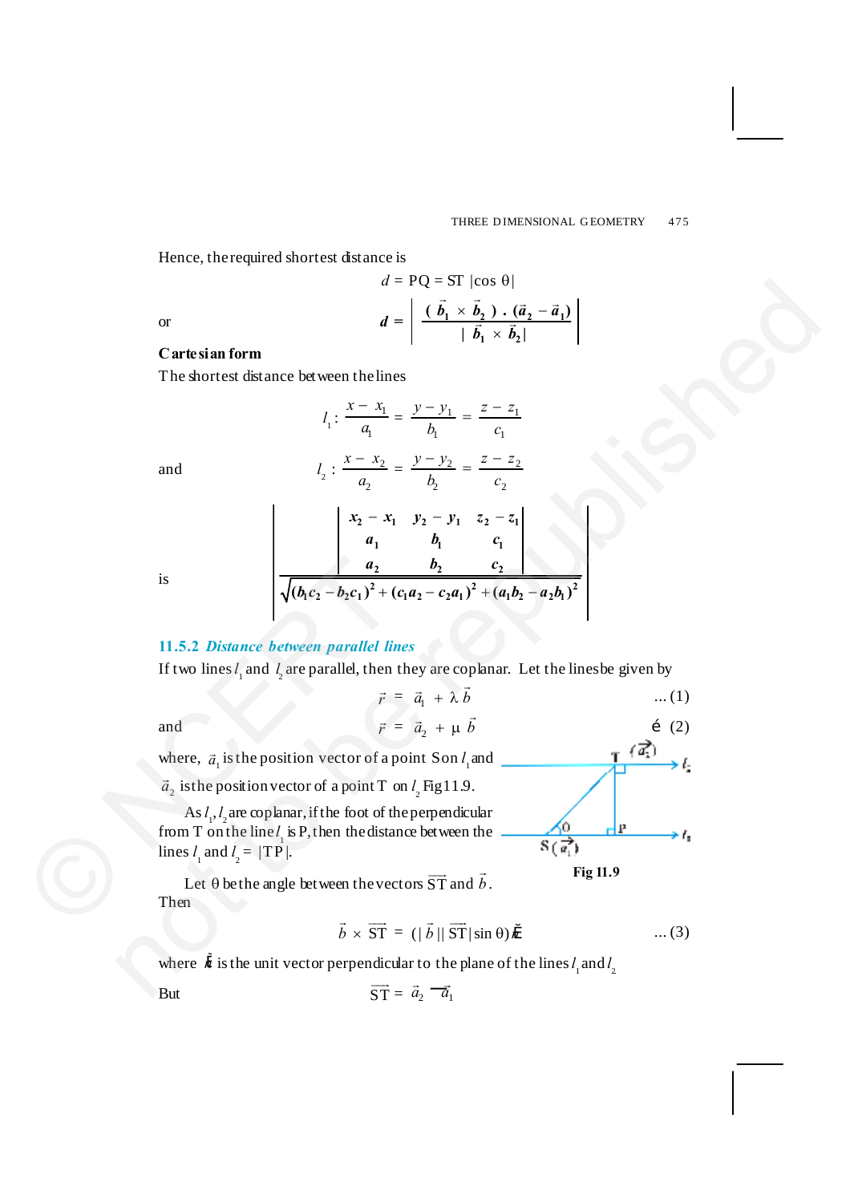Hence, the required shortest distance is

$$d = PQ = ST\ |\cos\theta|$$

or
$$d = \left|\frac{(\vec{b}_1 \times \vec{b}_2)\cdot(\vec{a}_2 - \vec{a}_1)}{|\vec{b}_1 \times \vec{b}_2|}\right|$$

**Cartesian form**

The shortest distance between the lines

$$l_1: \frac{x - x_1}{a_1} = \frac{y - y_1}{b_1} = \frac{z - z_1}{c_1}$$

and
$$l_2: \frac{x - x_2}{a_2} = \frac{y - y_2}{b_2} = \frac{z - z_2}{c_2}$$

is
$$\left|\frac{\begin{vmatrix} x_2 - x_1 & y_2 - y_1 & z_2 - z_1 \\ a_1 & b_1 & c_1 \\ a_2 & b_2 & c_2 \end{vmatrix}}{\sqrt{(b_1c_2 - b_2c_1)^2 + (c_1a_2 - c_2a_1)^2 + (a_1b_2 - a_2b_1)^2}}\right|$$

### 11.5.2 *Distance between parallel lines*

If two lines $l_1$ and $l_2$ are parallel, then they are coplanar. Let the lines be given by

$$\vec{r} = \vec{a}_1 + \lambda\vec{b} \qquad \text{... (1)}$$

and
$$\vec{r} = \vec{a}_2 + \mu\vec{b} \qquad \text{... (2)}$$

where, $\vec{a}_1$ is the position vector of a point S on $l_1$ and $\vec{a}_2$ is the position vector of a point T on $l_2$ Fig 11.9.

As $l_1$, $l_2$ are coplanar, if the foot of the perpendicular from T on the line $l_1$ is P, then the distance between the lines $l_1$ and $l_2$ = |TP|.

Fig 11.9

Let θ be the angle between the vectors $\overrightarrow{ST}$ and $\vec{b}$. Then

$$\vec{b} \times \overrightarrow{ST} = (|\vec{b}|\,|\overrightarrow{ST}|\sin\theta)\,\hat{n} \qquad \text{... (3)}$$

where $\hat{n}$ is the unit vector perpendicular to the plane of the lines $l_1$ and $l_2$

But
$$\overrightarrow{ST} = \vec{a}_2 - \vec{a}_1$$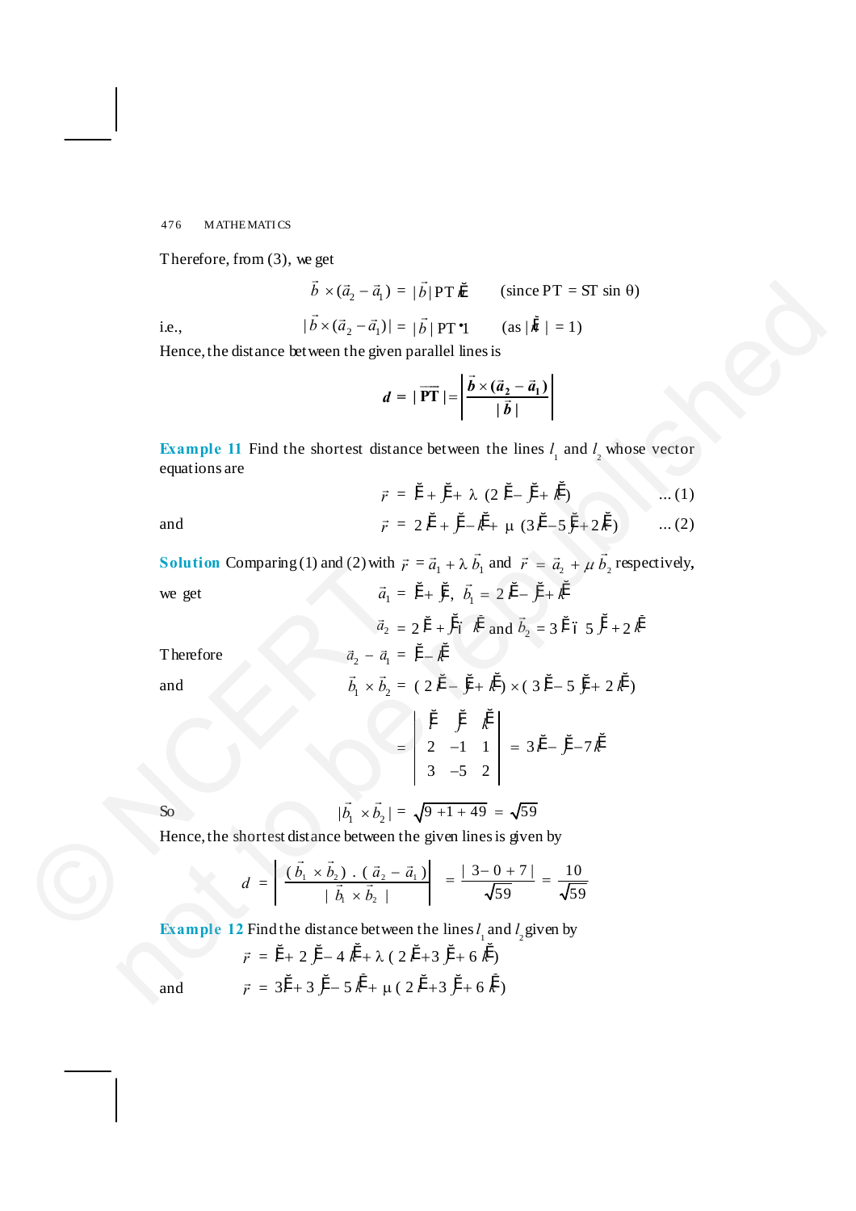Therefore, from (3), we get

$$\vec{b} \times (\vec{a}_2 - \vec{a}_1) = |\vec{b}|\, \text{PT}\, \hat{k} \qquad (\text{since PT} = \text{ST} \sin \theta)$$

i.e.,

$$|\vec{b} \times (\vec{a}_2 - \vec{a}_1)| = |\vec{b}|\, \text{PT} \cdot 1 \qquad (\text{as } |\hat{k}| = 1)$$

Hence, the distance between the given parallel lines is

$$d = |\overrightarrow{\text{PT}}| = \left| \frac{\vec{b} \times (\vec{a}_2 - \vec{a}_1)}{|\vec{b}|} \right|$$

**Example 11** Find the shortest distance between the lines $l_1$ and $l_2$ whose vector equations are

$$\vec{r} = \hat{i} + \hat{j} + \lambda\,(2\hat{i} - \hat{j} + \hat{k}) \qquad \ldots (1)$$

and

$$\vec{r} = 2\hat{i} + \hat{j} - \hat{k} + \mu\,(3\hat{i} - 5\hat{j} + 2\hat{k}) \qquad \ldots (2)$$

**Solution** Comparing (1) and (2) with $\vec{r} = \vec{a}_1 + \lambda\,\vec{b}_1$ and $\vec{r} = \vec{a}_2 + \mu\,\vec{b}_2$ respectively, we get

$$\vec{a}_1 = \hat{i} + \hat{j},\; \vec{b}_1 = 2\hat{i} - \hat{j} + \hat{k}$$

$$\vec{a}_2 = 2\hat{i} + \hat{j} - \hat{k} \text{ and } \vec{b}_2 = 3\hat{i} - 5\hat{j} + 2\hat{k}$$

Therefore

$$\vec{a}_2 - \vec{a}_1 = \hat{i} - \hat{k}$$

and

$$\vec{b}_1 \times \vec{b}_2 = (2\hat{i} - \hat{j} + \hat{k}) \times (3\hat{i} - 5\hat{j} + 2\hat{k})$$

$$= \begin{vmatrix} \hat{i} & \hat{j} & \hat{k} \\ 2 & -1 & 1 \\ 3 & -5 & 2 \end{vmatrix} = 3\hat{i} - \hat{j} - 7\hat{k}$$

So

$$|\vec{b}_1 \times \vec{b}_2| = \sqrt{9 + 1 + 49} = \sqrt{59}$$

Hence, the shortest distance between the given lines is given by

$$d = \left| \frac{(\vec{b}_1 \times \vec{b}_2) \cdot (\vec{a}_2 - \vec{a}_1)}{|\vec{b}_1 \times \vec{b}_2|} \right| = \frac{|3 - 0 + 7|}{\sqrt{59}} = \frac{10}{\sqrt{59}}$$

**Example 12** Find the distance between the lines $l_1$ and $l_2$ given by

$$\vec{r} = \hat{i} + 2\hat{j} - 4\hat{k} + \lambda\,(2\hat{i} + 3\hat{j} + 6\hat{k})$$

and

$$\vec{r} = 3\hat{i} + 3\hat{j} - 5\hat{k} + \mu\,(2\hat{i} + 3\hat{j} + 6\hat{k})$$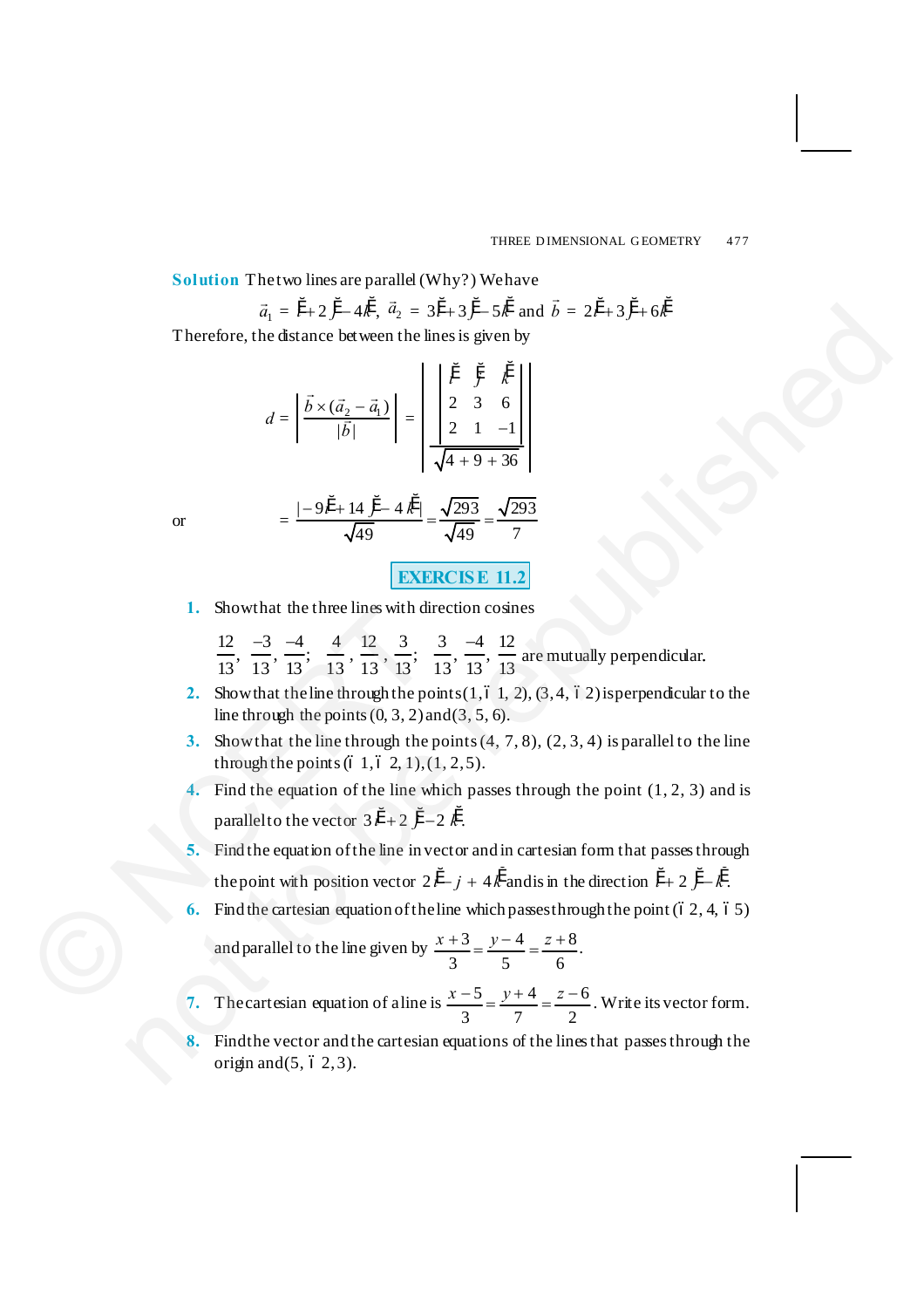**Solution** The two lines are parallel (Why? ) We have

$$\vec{a}_1 = \hat{i} + 2\hat{j} - 4\hat{k},\ \vec{a}_2 = 3\hat{i} + 3\hat{j} - 5\hat{k} \text{ and } \vec{b} = 2\hat{i} + 3\hat{j} + 6\hat{k}$$

Therefore, the distance between the lines is given by

$$d = \left| \frac{\vec{b} \times (\vec{a}_2 - \vec{a}_1)}{|\vec{b}|} \right| = \left| \frac{\begin{vmatrix} \hat{i} & \hat{j} & \hat{k} \\ 2 & 3 & 6 \\ 2 & 1 & -1 \end{vmatrix}}{\sqrt{4+9+36}} \right|$$

or

$$= \frac{|-9\hat{i} + 14\hat{j} - 4\hat{k}|}{\sqrt{49}} = \frac{\sqrt{293}}{\sqrt{49}} = \frac{\sqrt{293}}{7}$$

## EXERCISE 11.2

1. Show that the three lines with direction cosines

   $\frac{12}{13}, \frac{-3}{13}, \frac{-4}{13};\ \frac{4}{13}, \frac{12}{13}, \frac{3}{13};\ \frac{3}{13}, \frac{-4}{13}, \frac{12}{13}$ are mutually perpendicular.

2. Show that the line through the points (1, –1, 2), (3, 4, –2) is perpendicular to the line through the points (0, 3, 2) and (3, 5, 6).

3. Show that the line through the points (4, 7, 8), (2, 3, 4) is parallel to the line through the points (–1, –2, 1), (1, 2, 5).

4. Find the equation of the line which passes through the point (1, 2, 3) and is parallel to the vector $3\hat{i} + 2\hat{j} - 2\hat{k}$.

5. Find the equation of the line in vector and in cartesian form that passes through the point with position vector $2\hat{i} - \hat{j} + 4\hat{k}$ and is in the direction $\hat{i} + 2\hat{j} - \hat{k}$.

6. Find the cartesian equation of the line which passes through the point (–2, 4, –5) and parallel to the line given by $\frac{x+3}{3} = \frac{y-4}{5} = \frac{z+8}{6}$.

7. The cartesian equation of a line is $\frac{x-5}{3} = \frac{y+4}{7} = \frac{z-6}{2}$. Write its vector form.

8. Find the vector and the cartesian equations of the lines that passes through the origin and (5, –2, 3).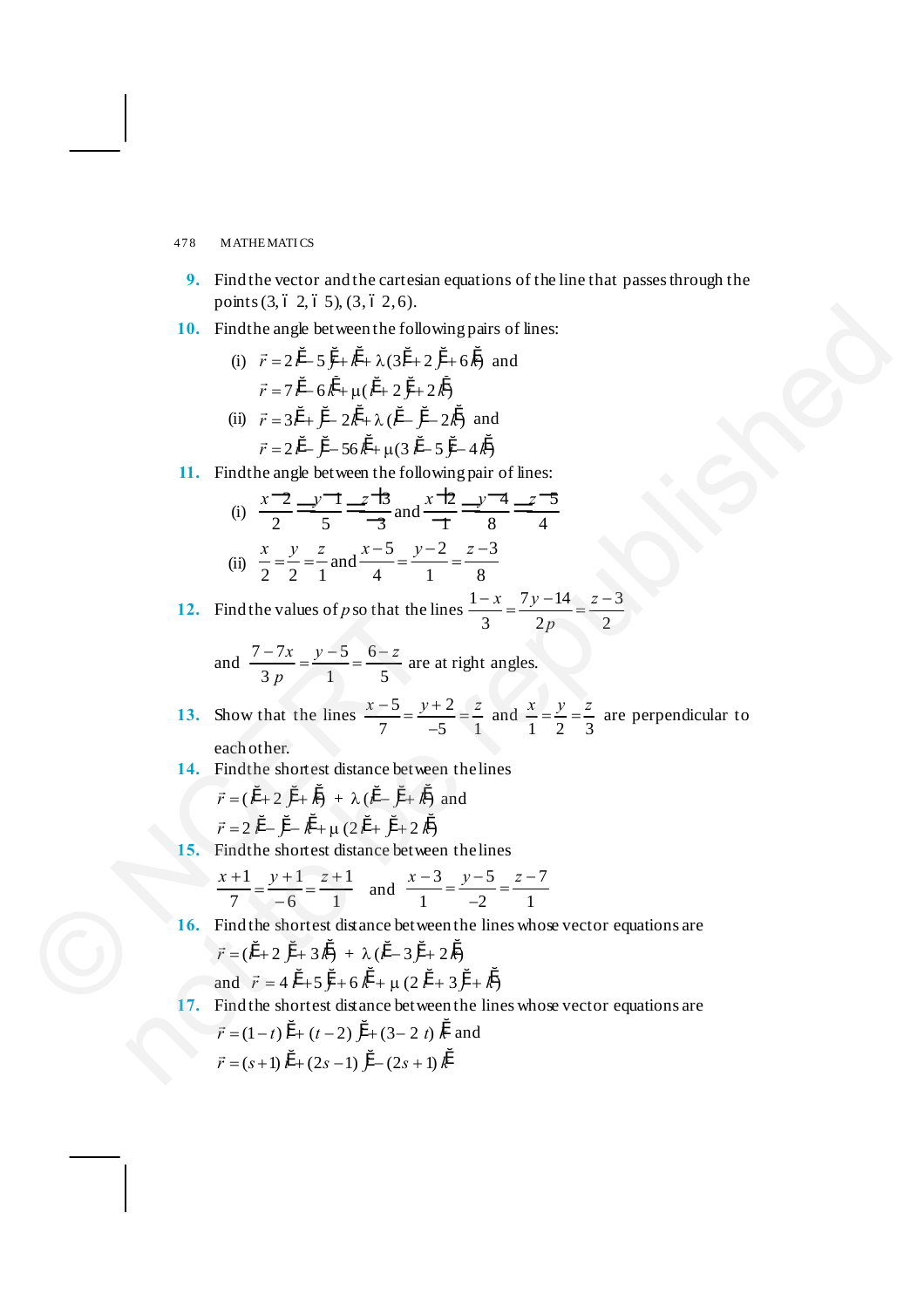**9.** Find the vector and the cartesian equations of the line that passes through the points (3, – 2, – 5), (3, – 2, 6).

**10.** Find the angle between the following pairs of lines:

(i) $\vec{r} = 2\hat{i} - 5\hat{j} + \hat{k} + \lambda(3\hat{i} + 2\hat{j} + 6\hat{k})$ and
$\vec{r} = 7\hat{i} - 6\hat{k} + \mu(\hat{i} + 2\hat{j} + 2\hat{k})$

(ii) $\vec{r} = 3\hat{i} + \hat{j} - 2\hat{k} + \lambda(\hat{i} - \hat{j} - 2\hat{k})$ and
$\vec{r} = 2\hat{i} - \hat{j} - 56\hat{k} + \mu(3\hat{i} - 5\hat{j} - 4\hat{k})$

**11.** Find the angle between the following pair of lines:

(i) $\dfrac{x-2}{2} = \dfrac{y-1}{5} = \dfrac{z+3}{-3}$ and $\dfrac{x+2}{-1} = \dfrac{y-4}{8} = \dfrac{z-5}{4}$

(ii) $\dfrac{x}{2} = \dfrac{y}{2} = \dfrac{z}{1}$ and $\dfrac{x-5}{4} = \dfrac{y-2}{1} = \dfrac{z-3}{8}$

**12.** Find the values of $p$ so that the lines $\dfrac{1-x}{3} = \dfrac{7y-14}{2p} = \dfrac{z-3}{2}$

and $\dfrac{7-7x}{3p} = \dfrac{y-5}{1} = \dfrac{6-z}{5}$ are at right angles.

**13.** Show that the lines $\dfrac{x-5}{7} = \dfrac{y+2}{-5} = \dfrac{z}{1}$ and $\dfrac{x}{1} = \dfrac{y}{2} = \dfrac{z}{3}$ are perpendicular to each other.

**14.** Find the shortest distance between the lines

$\vec{r} = (\hat{i} + 2\hat{j} + \hat{k}) + \lambda(\hat{i} - \hat{j} + \hat{k})$ and
$\vec{r} = 2\hat{i} - \hat{j} - \hat{k} + \mu(2\hat{i} + \hat{j} + 2\hat{k})$

**15.** Find the shortest distance between the lines

$\dfrac{x+1}{7} = \dfrac{y+1}{-6} = \dfrac{z+1}{1}$ and $\dfrac{x-3}{1} = \dfrac{y-5}{-2} = \dfrac{z-7}{1}$

**16.** Find the shortest distance between the lines whose vector equations are

$\vec{r} = (\hat{i} + 2\hat{j} + 3\hat{k}) + \lambda(\hat{i} - 3\hat{j} + 2\hat{k})$
and $\vec{r} = 4\hat{i} + 5\hat{j} + 6\hat{k} + \mu(2\hat{i} + 3\hat{j} + \hat{k})$

**17.** Find the shortest distance between the lines whose vector equations are

$\vec{r} = (1-t)\hat{i} + (t-2)\hat{j} + (3-2t)\hat{k}$ and
$\vec{r} = (s+1)\hat{i} + (2s-1)\hat{j} - (2s+1)\hat{k}$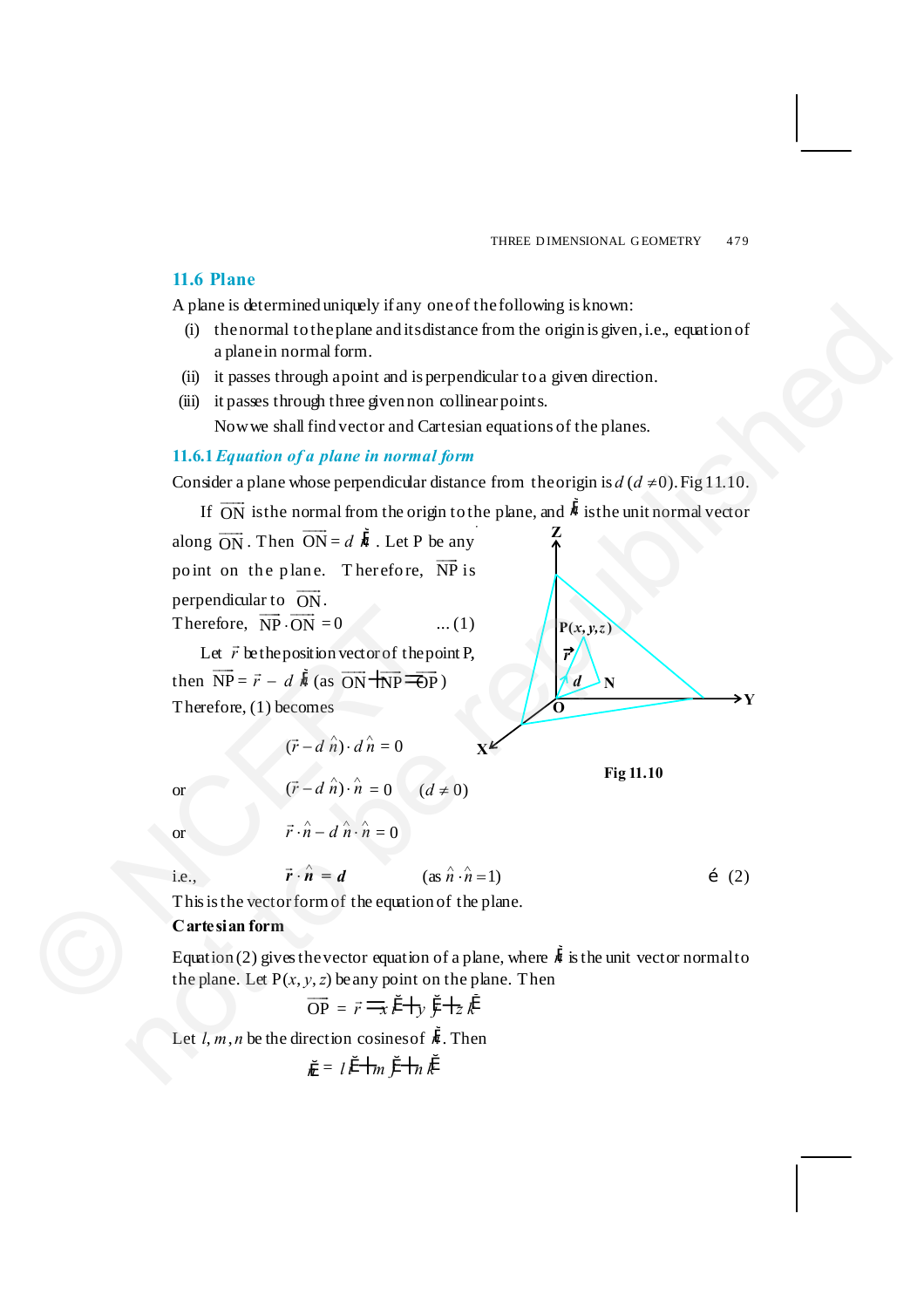## 11.6 Plane

A plane is determined uniquely if any one of the following is known:

(i) the normal to the plane and its distance from the origin is given, i.e., equation of a plane in normal form.

(ii) it passes through a point and is perpendicular to a given direction.

(iii) it passes through three given non collinear points.

Now we shall find vector and Cartesian equations of the planes.

### 11.6.1 *Equation of a plane in normal form*

Consider a plane whose perpendicular distance from the origin is $d$ $(d \neq 0)$. Fig 11.10.

If $\overrightarrow{ON}$ is the normal from the origin to the plane, and $\hat{n}$ is the unit normal vector along $\overrightarrow{ON}$. Then $\overrightarrow{ON} = d\,\hat{n}$. Let P be any point on the plane. Therefore, $\overrightarrow{NP}$ is perpendicular to $\overrightarrow{ON}$.

Therefore, $\overrightarrow{NP} \cdot \overrightarrow{ON} = 0$ ... (1)

Let $\vec{r}$ be the position vector of the point P, then $\overrightarrow{NP} = \vec{r} - d\,\hat{n}$ (as $\overrightarrow{ON} + \overrightarrow{NP} = \overrightarrow{OP}$)

Therefore, (1) becomes

$$(\vec{r} - d\,\hat{n}) \cdot d\,\hat{n} = 0$$

or

$$(\vec{r} - d\,\hat{n}) \cdot \hat{n} = 0 \quad (d \neq 0)$$

or

$$\vec{r} \cdot \hat{n} - d\,\hat{n} \cdot \hat{n} = 0$$

i.e.,

$$\vec{r} \cdot \hat{n} = d \qquad (\text{as } \hat{n} \cdot \hat{n} = 1) \qquad \dots (2)$$

Fig 11.10

This is the vector form of the equation of the plane.

**Cartesian form**

Equation (2) gives the vector equation of a plane, where $\hat{n}$ is the unit vector normal to the plane. Let P$(x, y, z)$ be any point on the plane. Then

$$\overrightarrow{OP} = \vec{r} = x\hat{i} + y\hat{j} + z\hat{k}$$

Let $l, m, n$ be the direction cosines of $\hat{n}$. Then

$$\hat{n} = l\,\hat{i} + m\,\hat{j} + n\,\hat{k}$$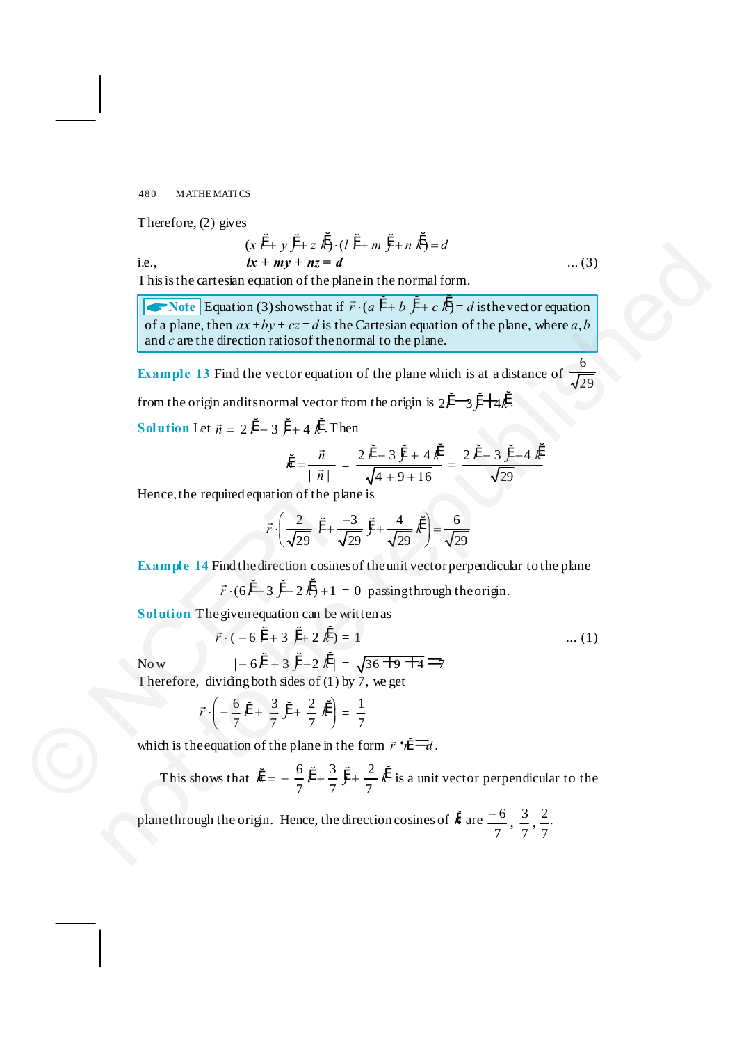Therefore, (2) gives

$$(x\hat{i} + y\hat{j} + z\hat{k})\cdot(l\hat{i} + m\hat{j} + n\hat{k}) = d$$

i.e., $\qquad lx + my + nz = d \qquad \ldots (3)$

This is the cartesian equation of the plane in the normal form.

> **Note** Equation (3) shows that if $\vec{r}\cdot(a\hat{i} + b\hat{j} + c\hat{k}) = d$ is the vector equation of a plane, then $ax + by + cz = d$ is the Cartesian equation of the plane, where $a, b$ and $c$ are the direction ratios of the normal to the plane.

**Example 13** Find the vector equation of the plane which is at a distance of $\frac{6}{\sqrt{29}}$ from the origin and its normal vector from the origin is $2\hat{i} - 3\hat{j} + 4\hat{k}$.

**Solution** Let $\vec{n} = 2\hat{i} - 3\hat{j} + 4\hat{k}$. Then

$$\hat{n} = \frac{\vec{n}}{|\vec{n}|} = \frac{2\hat{i} - 3\hat{j} + 4\hat{k}}{\sqrt{4+9+16}} = \frac{2\hat{i} - 3\hat{j} + 4\hat{k}}{\sqrt{29}}$$

Hence, the required equation of the plane is

$$\vec{r}\cdot\left(\frac{2}{\sqrt{29}}\hat{i} + \frac{-3}{\sqrt{29}}\hat{j} + \frac{4}{\sqrt{29}}\hat{k}\right) = \frac{6}{\sqrt{29}}$$

**Example 14** Find the direction cosines of the unit vector perpendicular to the plane $\vec{r}\cdot(6\hat{i} - 3\hat{j} - 2\hat{k}) + 1 = 0$ passing through the origin.

**Solution** The given equation can be written as

$$\vec{r}\cdot(-6\hat{i} + 3\hat{j} + 2\hat{k}) = 1 \qquad \ldots (1)$$

Now $\qquad |-6\hat{i} + 3\hat{j} + 2\hat{k}| = \sqrt{36+9+4} = 7$

Therefore, dividing both sides of (1) by 7, we get

$$\vec{r}\cdot\left(-\frac{6}{7}\hat{i} + \frac{3}{7}\hat{j} + \frac{2}{7}\hat{k}\right) = \frac{1}{7}$$

which is the equation of the plane in the form $\vec{r}\cdot\hat{n} = d$.

This shows that $\hat{n} = -\frac{6}{7}\hat{i} + \frac{3}{7}\hat{j} + \frac{2}{7}\hat{k}$ is a unit vector perpendicular to the plane through the origin. Hence, the direction cosines of $\hat{n}$ are $\frac{-6}{7}, \frac{3}{7}, \frac{2}{7}$.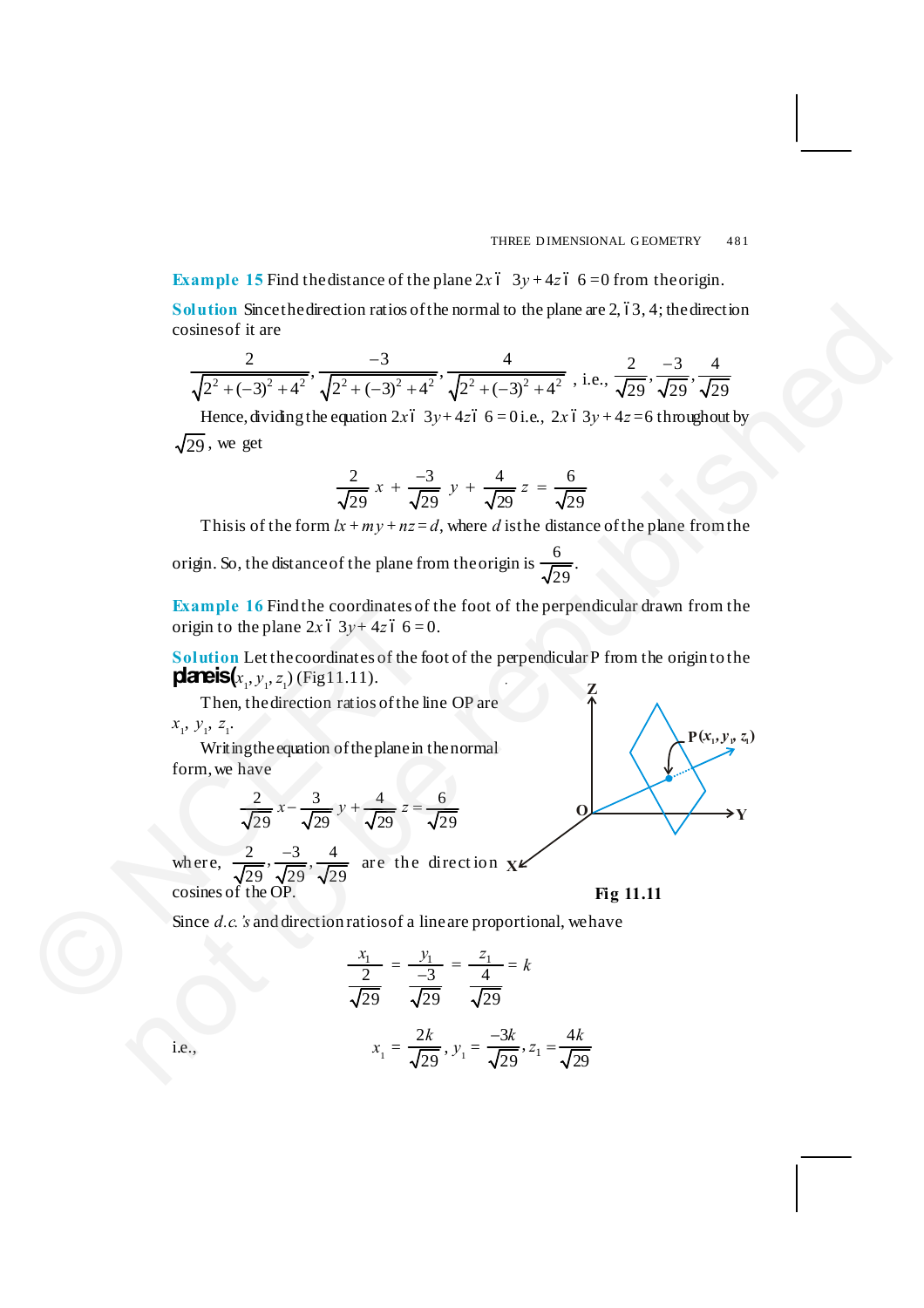**Example 15** Find the distance of the plane $2x - 3y + 4z - 6 = 0$ from the origin.

**Solution** Since the direction ratios of the normal to the plane are 2, –3, 4; the direction cosines of it are

$$\frac{2}{\sqrt{2^2 + (-3)^2 + 4^2}}, \frac{-3}{\sqrt{2^2 + (-3)^2 + 4^2}}, \frac{4}{\sqrt{2^2 + (-3)^2 + 4^2}}, \text{ i.e., } \frac{2}{\sqrt{29}}, \frac{-3}{\sqrt{29}}, \frac{4}{\sqrt{29}}$$

Hence, dividing the equation $2x - 3y + 4z - 6 = 0$ i.e., $2x - 3y + 4z = 6$ throughout by $\sqrt{29}$, we get

$$\frac{2}{\sqrt{29}}x + \frac{-3}{\sqrt{29}}y + \frac{4}{\sqrt{29}}z = \frac{6}{\sqrt{29}}$$

This is of the form $lx + my + nz = d$, where $d$ is the distance of the plane from the origin. So, the distance of the plane from the origin is $\frac{6}{\sqrt{29}}$.

**Example 16** Find the coordinates of the foot of the perpendicular drawn from the origin to the plane $2x - 3y + 4z - 6 = 0$.

**Solution** Let the coordinates of the foot of the perpendicular P from the origin to the plane is $(x_1, y_1, z_1)$ (Fig 11.11).

Then, the direction ratios of the line OP are $x_1, y_1, z_1$.

Writing the equation of the plane in the normal form, we have

$$\frac{2}{\sqrt{29}}x - \frac{3}{\sqrt{29}}y + \frac{4}{\sqrt{29}}z = \frac{6}{\sqrt{29}}$$

where, $\frac{2}{\sqrt{29}}, \frac{-3}{\sqrt{29}}, \frac{4}{\sqrt{29}}$ are the direction cosines of the OP.

Fig 11.11

Since $d.c.$'s and direction ratios of a line are proportional, we have

$$\frac{x_1}{\frac{2}{\sqrt{29}}} = \frac{y_1}{\frac{-3}{\sqrt{29}}} = \frac{z_1}{\frac{4}{\sqrt{29}}} = k$$

i.e.,
$$x_1 = \frac{2k}{\sqrt{29}}, y_1 = \frac{-3k}{\sqrt{29}}, z_1 = \frac{4k}{\sqrt{29}}$$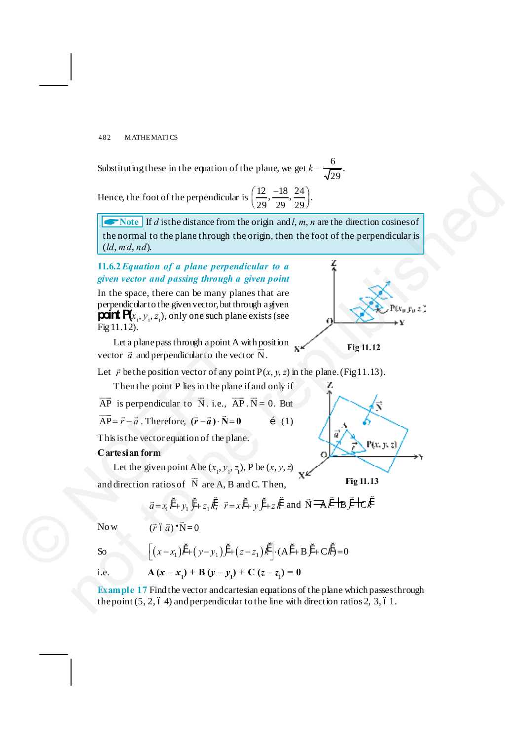Substituting these in the equation of the plane, we get $k = \frac{6}{\sqrt{29}}$.

Hence, the foot of the perpendicular is $\left(\frac{12}{29}, \frac{-18}{29}, \frac{24}{29}\right)$.

> **Note** If $d$ is the distance from the origin and $l$, $m$, $n$ are the direction cosines of the normal to the plane through the origin, then the foot of the perpendicular is $(ld, md, nd)$.

### 11.6.2 *Equation of a plane perpendicular to a given vector and passing through a given point*

In the space, there can be many planes that are perpendicular to the given vector, but through a given point $P(x_1, y_1, z_1)$, only one such plane exists (see Fig 11.12).

Fig 11.12

Let a plane pass through a point A with position vector $\vec{a}$ and perpendicular to the vector $\vec{N}$.

Let $\vec{r}$ be the position vector of any point $P(x, y, z)$ in the plane. (Fig 11.13).

Then the point P lies in the plane if and only if $\overrightarrow{AP}$ is perpendicular to $\vec{N}$. i.e., $\overrightarrow{AP} \cdot \vec{N} = 0$. But $\overrightarrow{AP} = \vec{r} - \vec{a}$. Therefore, $(\vec{r} - \vec{a}) \cdot \vec{N} = 0$ ... (1)

This is the vector equation of the plane.

Fig 11.13

**Cartesian form**

Let the given point A be $(x_1, y_1, z_1)$, P be $(x, y, z)$ and direction ratios of $\vec{N}$ are A, B and C. Then,

$$\vec{a} = x_1\hat{i} + y_1\hat{j} + z_1\hat{k},\ \vec{r} = x\hat{i} + y\hat{j} + z\hat{k} \text{ and } \vec{N} = A\hat{i} + B\hat{j} + C\hat{k}$$

Now $\qquad (\vec{r} - \vec{a}) \cdot \vec{N} = 0$

So $\qquad \left[(x - x_1)\hat{i} + (y - y_1)\hat{j} + (z - z_1)\hat{k}\right] \cdot (A\hat{i} + B\hat{j} + C\hat{k}) = 0$

i.e. $\qquad \mathbf{A(x - x_1) + B(y - y_1) + C(z - z_1) = 0}$

**Example 17** Find the vector and cartesian equations of the plane which passes through the point $(5, 2, -4)$ and perpendicular to the line with direction ratios $2, 3, -1$.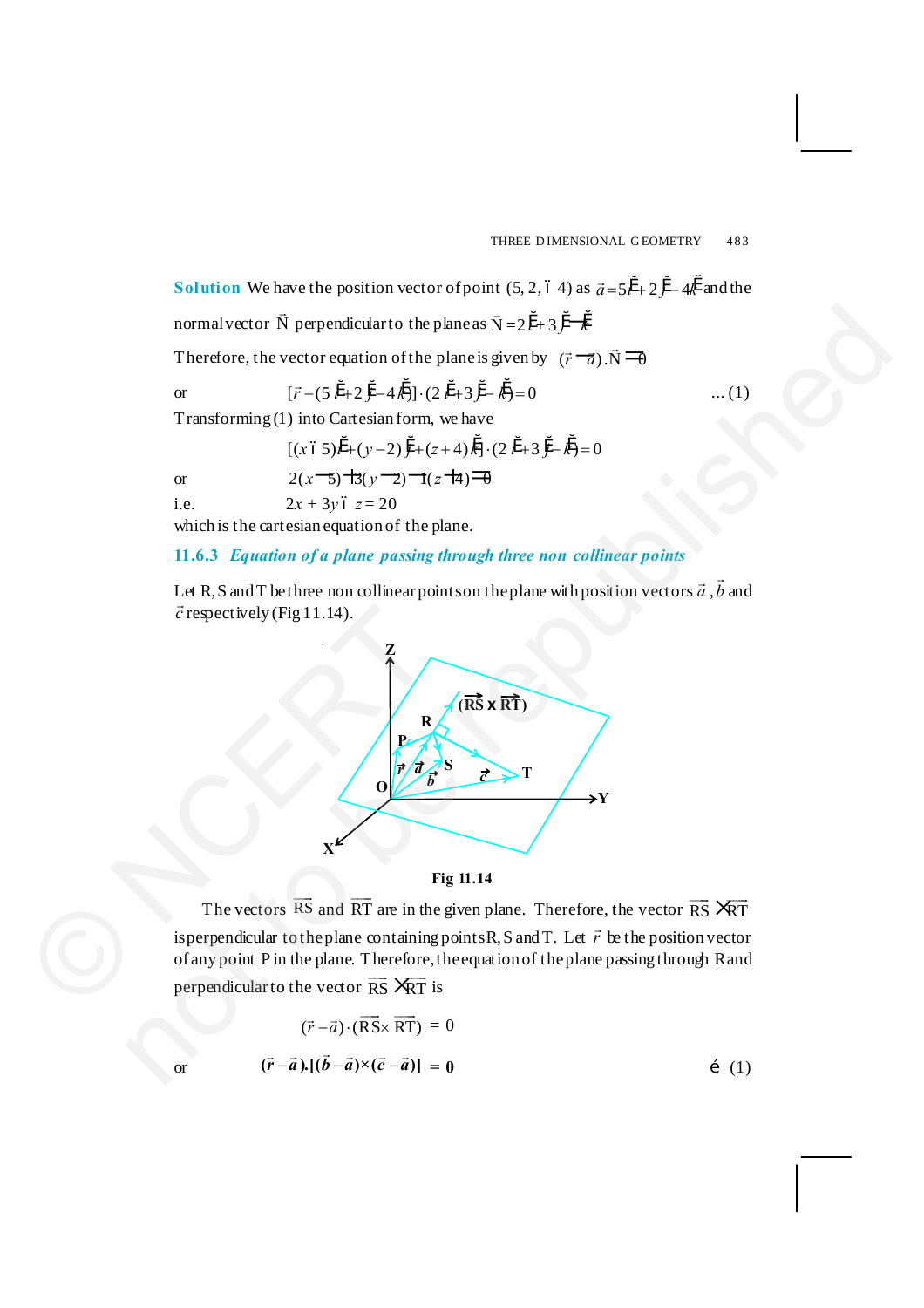**Solution** We have the position vector of point (5, 2, – 4) as $\vec{a} = 5\hat{i} + 2\hat{j} - 4\hat{k}$ and the normal vector $\vec{N}$ perpendicular to the plane as $\vec{N} = 2\hat{i} + 3\hat{j} - \hat{k}$

Therefore, the vector equation of the plane is given by $(\vec{r} - \vec{a}) \cdot \vec{N} = 0$

or $$[\vec{r} - (5\hat{i} + 2\hat{j} - 4\hat{k})] \cdot (2\hat{i} + 3\hat{j} - \hat{k}) = 0 \quad \ldots (1)$$

Transforming (1) into Cartesian form, we have

$$[(x - 5)\hat{i} + (y - 2)\hat{j} + (z + 4)\hat{k}] \cdot (2\hat{i} + 3\hat{j} - \hat{k}) = 0$$

or $$2(x - 5) + 3(y - 2) - 1(z + 4) = 0$$

i.e. $$2x + 3y - z = 20$$

which is the cartesian equation of the plane.

### 11.6.3 *Equation of a plane passing through three non collinear points*

Let R, S and T be three non collinear points on the plane with position vectors $\vec{a}$, $\vec{b}$ and $\vec{c}$ respectively (Fig 11.14).

Fig 11.14

The vectors $\overrightarrow{RS}$ and $\overrightarrow{RT}$ are in the given plane. Therefore, the vector $\overrightarrow{RS} \times \overrightarrow{RT}$ is perpendicular to the plane containing points R, S and T. Let $\vec{r}$ be the position vector of any point P in the plane. Therefore, the equation of the plane passing through R and perpendicular to the vector $\overrightarrow{RS} \times \overrightarrow{RT}$ is

$$(\vec{r} - \vec{a}) \cdot (\overrightarrow{RS} \times \overrightarrow{RT}) = 0$$

or $$(\vec{r} - \vec{a}) \cdot [(\vec{b} - \vec{a}) \times (\vec{c} - \vec{a})] = 0 \quad \ldots (1)$$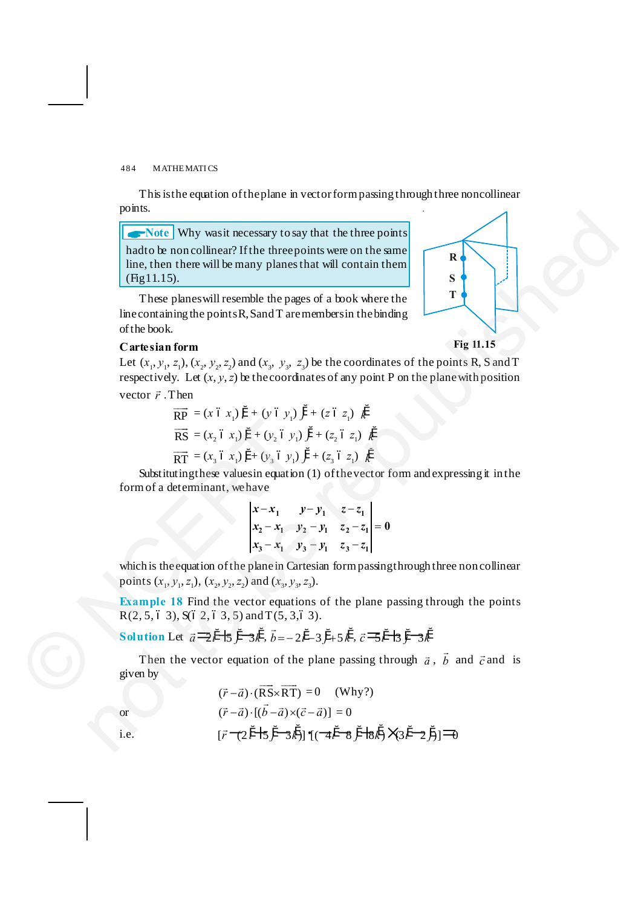This is the equation of the plane in vector form passing through three noncollinear points.

**Note** Why was it necessary to say that the three points had to be non collinear? If the three points were on the same line, then there will be many planes that will contain them (Fig 11.15).

These planes will resemble the pages of a book where the line containing the points R, S and T are members in the binding of the book.

Fig 11.15

**Cartesian form**

Let $(x_1, y_1, z_1)$, $(x_2, y_2, z_2)$ and $(x_3, y_3, z_3)$ be the coordinates of the points R, S and T respectively. Let $(x, y, z)$ be the coordinates of any point P on the plane with position vector $\vec{r}$. Then

$$\overrightarrow{RP} = (x - x_1)\hat{i} + (y - y_1)\hat{j} + (z - z_1)\hat{k}$$

$$\overrightarrow{RS} = (x_2 - x_1)\hat{i} + (y_2 - y_1)\hat{j} + (z_2 - z_1)\hat{k}$$

$$\overrightarrow{RT} = (x_3 - x_1)\hat{i} + (y_3 - y_1)\hat{j} + (z_3 - z_1)\hat{k}$$

Substituting these values in equation (1) of the vector form and expressing it in the form of a determinant, we have

$$\begin{vmatrix} x - x_1 & y - y_1 & z - z_1 \\ x_2 - x_1 & y_2 - y_1 & z_2 - z_1 \\ x_3 - x_1 & y_3 - y_1 & z_3 - z_1 \end{vmatrix} = 0$$

which is the equation of the plane in Cartesian form passing through three non collinear points $(x_1, y_1, z_1)$, $(x_2, y_2, z_2)$ and $(x_3, y_3, z_3)$.

**Example 18** Find the vector equations of the plane passing through the points R(2, 5, – 3), S(– 2, – 3, 5) and T(5, 3, – 3).

**Solution** Let $\vec{a} = 2\hat{i} + 5\hat{j} - 3\hat{k}$, $\vec{b} = -2\hat{i} - 3\hat{j} + 5\hat{k}$, $\vec{c} = 5\hat{i} + 3\hat{j} - 3\hat{k}$

Then the vector equation of the plane passing through $\vec{a}$, $\vec{b}$ and $\vec{c}$ and is given by

$$(\vec{r} - \vec{a}) \cdot (\overrightarrow{RS} \times \overrightarrow{RT}) = 0 \quad \text{(Why?)}$$

or $$(\vec{r} - \vec{a}) \cdot [(\vec{b} - \vec{a}) \times (\vec{c} - \vec{a})] = 0$$

i.e. $$[\vec{r} - (2\hat{i} + 5\hat{j} - 3\hat{k})] \cdot [(-4\hat{i} - 8\hat{j} + 8\hat{k}) \times (3\hat{i} - 2\hat{j})] = 0$$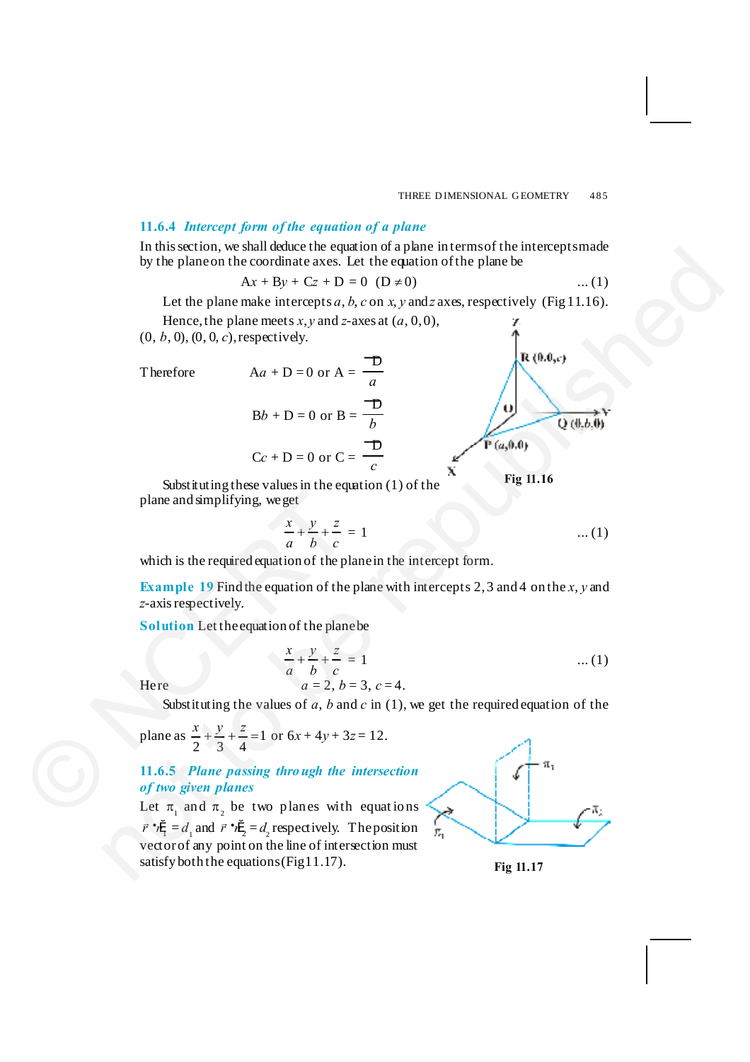### 11.6.4 *Intercept form of the equation of a plane*

In this section, we shall deduce the equation of a plane in terms of the intercepts made by the plane on the coordinate axes. Let the equation of the plane be

$$Ax + By + Cz + D = 0 \quad (D \neq 0) \qquad \ldots (1)$$

Let the plane make intercepts $a, b, c$ on $x, y$ and $z$ axes, respectively (Fig 11.16).

Hence, the plane meets $x, y$ and $z$-axes at $(a, 0, 0)$, $(0, b, 0)$, $(0, 0, c)$, respectively.

Therefore $\qquad Aa + D = 0$ or $A = \dfrac{-D}{a}$

$\qquad Bb + D = 0$ or $B = \dfrac{-D}{b}$

$\qquad Cc + D = 0$ or $C = \dfrac{-D}{c}$

Fig 11.16

Substituting these values in the equation (1) of the plane and simplifying, we get

$$\frac{x}{a} + \frac{y}{b} + \frac{z}{c} = 1 \qquad \ldots (1)$$

which is the required equation of the plane in the intercept form.

**Example 19** Find the equation of the plane with intercepts 2, 3 and 4 on the $x$, $y$ and $z$-axis respectively.

**Solution** Let the equation of the plane be

$$\frac{x}{a} + \frac{y}{b} + \frac{z}{c} = 1 \qquad \ldots (1)$$

Here $\qquad a = 2,\ b = 3,\ c = 4.$

Substituting the values of $a$, $b$ and $c$ in (1), we get the required equation of the plane as $\dfrac{x}{2} + \dfrac{y}{3} + \dfrac{z}{4} = 1$ or $6x + 4y + 3z = 12$.

### 11.6.5 *Plane passing through the intersection of two given planes*

Let $\pi_1$ and $\pi_2$ be two planes with equations $\vec{r} \cdot \hat{n}_1 = d_1$ and $\vec{r} \cdot \hat{n}_2 = d_2$ respectively. The position vector of any point on the line of intersection must satisfy both the equations (Fig 11.17).

Fig 11.17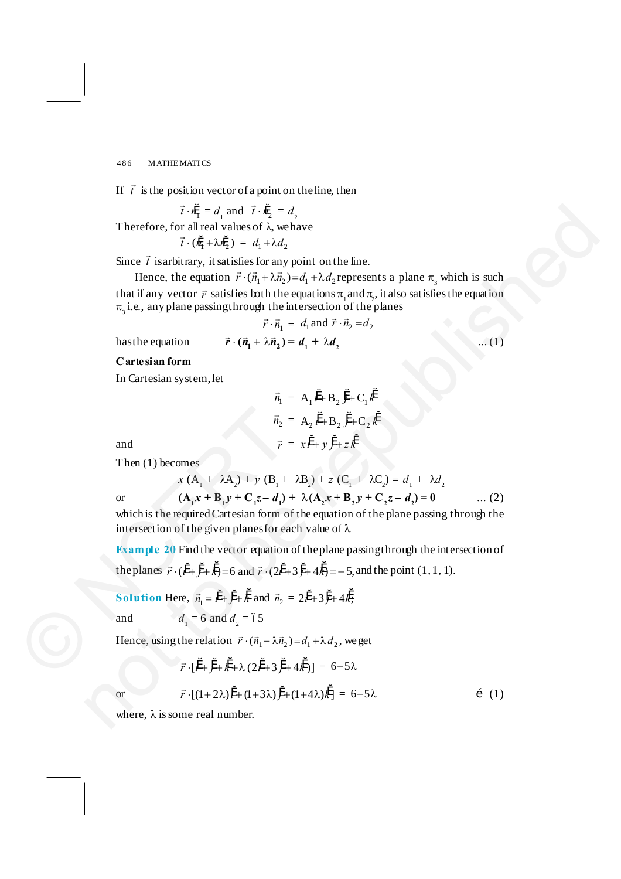If $\vec{t}$ is the position vector of a point on the line, then

$$\vec{t} \cdot \vec{n}_1 = d_1 \text{ and } \vec{t} \cdot \vec{n}_2 = d_2$$

Therefore, for all real values of λ, we have

$$\vec{t} \cdot (\vec{n}_1 + \lambda \vec{n}_2) = d_1 + \lambda d_2$$

Since $\vec{t}$ is arbitrary, it satisfies for any point on the line.

Hence, the equation $\vec{r} \cdot (\vec{n}_1 + \lambda \vec{n}_2) = d_1 + \lambda d_2$ represents a plane $\pi_3$ which is such that if any vector $\vec{r}$ satisfies both the equations $\pi_1$ and $\pi_2$, it also satisfies the equation $\pi_3$ i.e., any plane passing through the intersection of the planes

$$\vec{r} \cdot \vec{n}_1 = d_1 \text{ and } \vec{r} \cdot \vec{n}_2 = d_2$$

has the equation $\quad \boldsymbol{\vec{r} \cdot (\vec{n}_1 + \lambda \vec{n}_2) = d_1 + \lambda d_2} \qquad \ldots (1)$

**Cartesian form**

In Cartesian system, let

$$\vec{n}_1 = A_1 \hat{i} + B_2 \hat{j} + C_1 \hat{k}$$

$$\vec{n}_2 = A_2 \hat{i} + B_2 \hat{j} + C_2 \hat{k}$$

and

$$\vec{r} = x \hat{i} + y \hat{j} + z \hat{k}$$

Then (1) becomes

$$x(A_1 + \lambda A_2) + y(B_1 + \lambda B_2) + z(C_1 + \lambda C_2) = d_1 + \lambda d_2$$

or $\quad \boldsymbol{(A_1 x + B_1 y + C_1 z - d_1) + \lambda (A_2 x + B_2 y + C_2 z - d_2) = 0} \qquad \ldots (2)$

which is the required Cartesian form of the equation of the plane passing through the intersection of the given planes for each value of λ.

**Example 20** Find the vector equation of the plane passing through the intersection of the planes $\vec{r} \cdot (\hat{i} + \hat{j} + \hat{k}) = 6$ and $\vec{r} \cdot (2\hat{i} + 3\hat{j} + 4\hat{k}) = -5$, and the point (1, 1, 1).

**Solution** Here, $\vec{n}_1 = \hat{i} + \hat{j} + \hat{k}$ and $\vec{n}_2 = 2\hat{i} + 3\hat{j} + 4\hat{k}$;

and $\quad d_1 = 6$ and $d_2 = -5$

Hence, using the relation $\vec{r} \cdot (\vec{n}_1 + \lambda \vec{n}_2) = d_1 + \lambda d_2$, we get

$$\vec{r} \cdot [\hat{i} + \hat{j} + \hat{k} + \lambda (2\hat{i} + 3\hat{j} + 4\hat{k})] = 6 - 5\lambda$$

or $\quad \vec{r} \cdot [(1+2\lambda)\hat{i} + (1+3\lambda)\hat{j} + (1+4\lambda)\hat{k}] = 6 - 5\lambda \qquad \ldots (1)$

where, λ is some real number.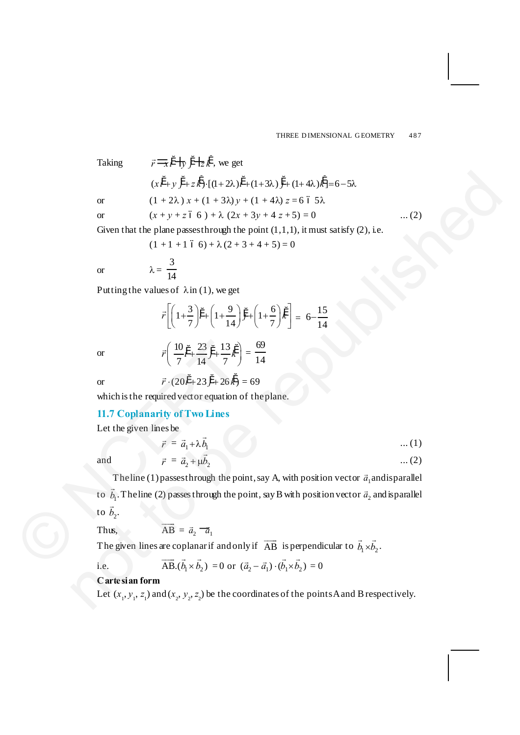Taking $\vec{r} = x\hat{i} + y\hat{j} + z\hat{k}$, we get

$$(x\hat{i} + y\hat{j} + z\hat{k}) \cdot [(1+2\lambda)\hat{i} + (1+3\lambda)\hat{j} + (1+4\lambda)\hat{k}] = 6 - 5\lambda$$

or $\quad (1 + 2\lambda)\, x + (1 + 3\lambda)\, y + (1 + 4\lambda)\, z = 6 - 5\lambda$

or $\quad (x + y + z - 6) + \lambda\, (2x + 3y + 4z + 5) = 0 \qquad \ldots (2)$

Given that the plane passes through the point (1,1,1), it must satisfy (2), i.e.

$$(1 + 1 + 1 - 6) + \lambda\, (2 + 3 + 4 + 5) = 0$$

or $\quad \lambda = \dfrac{3}{14}$

Putting the values of $\lambda$ in (1), we get

$$\vec{r}\left[\left(1+\frac{3}{7}\right)\hat{i} + \left(1+\frac{9}{14}\right)\hat{j} + \left(1+\frac{6}{7}\right)\hat{k}\right] = 6 - \frac{15}{14}$$

or $\quad \vec{r}\left(\dfrac{10}{7}\hat{i} + \dfrac{23}{14}\hat{j} + \dfrac{13}{7}\hat{k}\right) = \dfrac{69}{14}$

or $\quad \vec{r} \cdot (20\hat{i} + 23\hat{j} + 26\hat{k}) = 69$

which is the required vector equation of the plane.

## 11.7 Coplanarity of Two Lines

Let the given lines be

$$\vec{r} = \vec{a}_1 + \lambda \vec{b}_1 \qquad \ldots (1)$$

and

$$\vec{r} = \vec{a}_2 + \mu \vec{b}_2 \qquad \ldots (2)$$

The line (1) passes through the point, say A, with position vector $\vec{a}_1$ and is parallel to $\vec{b}_1$. The line (2) passes through the point, say B with position vector $\vec{a}_2$ and is parallel to $\vec{b}_2$.

Thus, $\quad \overrightarrow{AB} = \vec{a}_2 - \vec{a}_1$

The given lines are coplanar if and only if $\overrightarrow{AB}$ is perpendicular to $\vec{b}_1 \times \vec{b}_2$.

i.e. $\quad \overrightarrow{AB} \cdot (\vec{b}_1 \times \vec{b}_2) = 0$ or $(\vec{a}_2 - \vec{a}_1) \cdot (\vec{b}_1 \times \vec{b}_2) = 0$

**Cartesian form**

Let $(x_1, y_1, z_1)$ and $(x_2, y_2, z_2)$ be the coordinates of the points A and B respectively.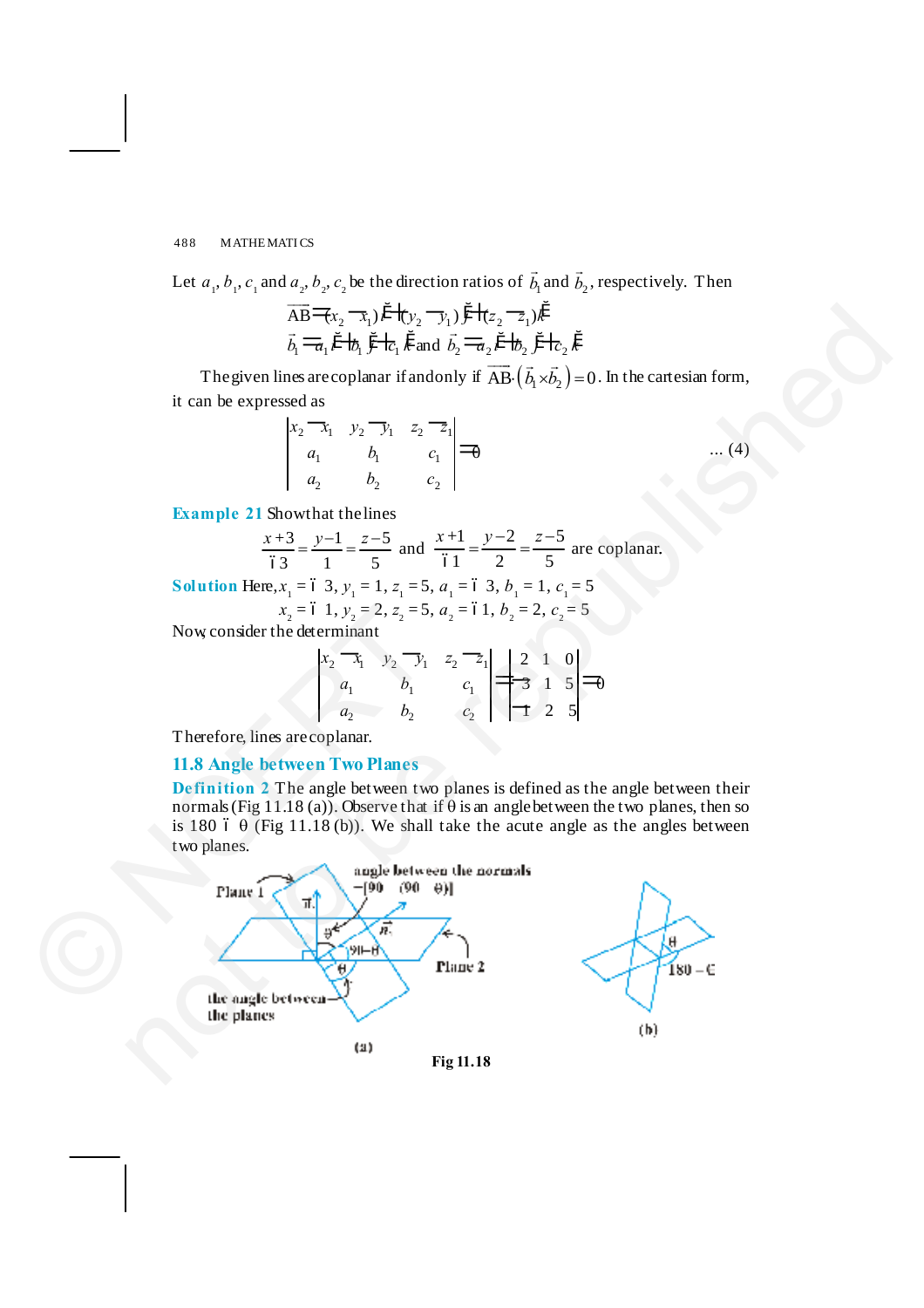Let $a_1, b_1, c_1$ and $a_2, b_2, c_2$ be the direction ratios of $\vec{b}_1$ and $\vec{b}_2$, respectively. Then

$$\overrightarrow{AB} = (x_2 - x_1)\hat{i} + (y_2 - y_1)\hat{j} + (z_2 - z_1)\hat{k}$$

$$\vec{b}_1 = a_1\hat{i} + b_1\hat{j} + c_1\hat{k} \text{ and } \vec{b}_2 = a_2\hat{i} + b_2\hat{j} + c_2\hat{k}$$

The given lines are coplanar if and only if $\overrightarrow{AB} \cdot \left(\vec{b}_1 \times \vec{b}_2\right) = 0$. In the cartesian form, it can be expressed as

$$\begin{vmatrix} x_2 - x_1 & y_2 - y_1 & z_2 - z_1 \\ a_1 & b_1 & c_1 \\ a_2 & b_2 & c_2 \end{vmatrix} = 0 \qquad \ldots (4)$$

**Example 21** Show that the lines

$$\frac{x+3}{-3} = \frac{y-1}{1} = \frac{z-5}{5} \text{ and } \frac{x+1}{-1} = \frac{y-2}{2} = \frac{z-5}{5} \text{ are coplanar.}$$

**Solution** Here, $x_1 = -3$, $y_1 = 1$, $z_1 = 5$, $a_1 = -3$, $b_1 = 1$, $c_1 = 5$

$x_2 = -1$, $y_2 = 2$, $z_2 = 5$, $a_2 = -1$, $b_2 = 2$, $c_2 = 5$

Now, consider the determinant

$$\begin{vmatrix} x_2 - x_1 & y_2 - y_1 & z_2 - z_1 \\ a_1 & b_1 & c_1 \\ a_2 & b_2 & c_2 \end{vmatrix} = \begin{vmatrix} 2 & 1 & 0 \\ -3 & 1 & 5 \\ -1 & 2 & 5 \end{vmatrix} = 0$$

Therefore, lines are coplanar.

## 11.8 Angle between Two Planes

**Definition 2** The angle between two planes is defined as the angle between their normals (Fig 11.18 (a)). Observe that if $\theta$ is an angle between the two planes, then so is $180 - \theta$ (Fig 11.18 (b)). We shall take the acute angle as the angles between two planes.

Fig 11.18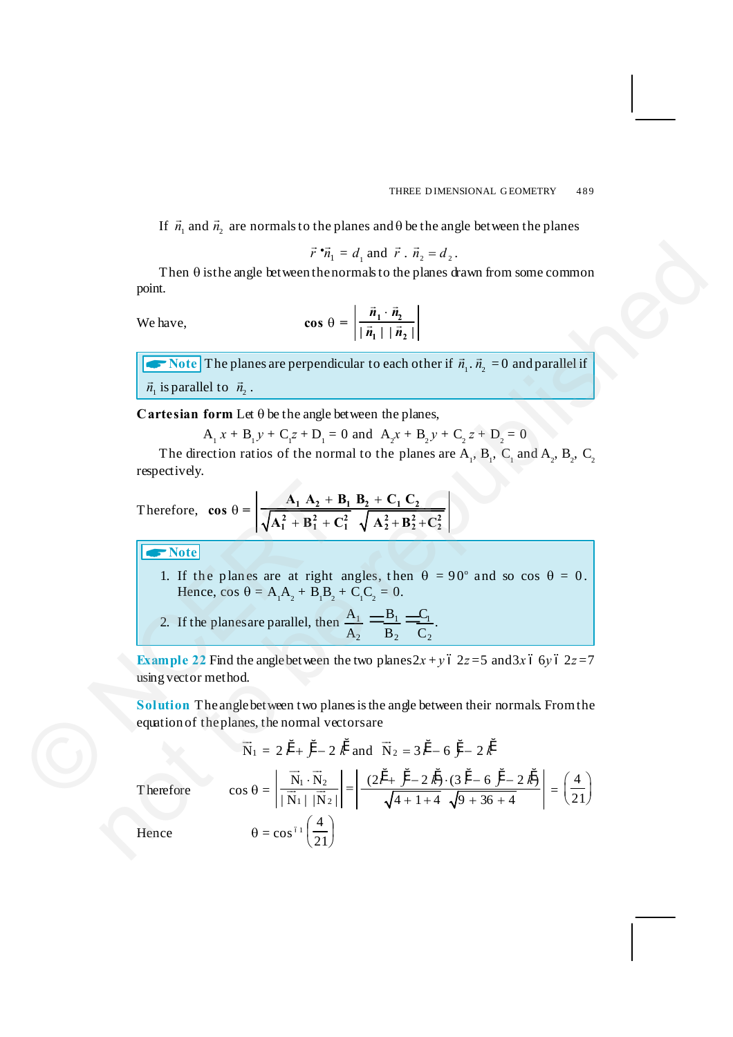If $\vec{n}_1$ and $\vec{n}_2$ are normals to the planes and θ be the angle between the planes

$$\vec{r} \cdot \vec{n}_1 = d_1 \text{ and } \vec{r} \cdot \vec{n}_2 = d_2.$$

Then θ is the angle between the normals to the planes drawn from some common point.

We have,

$$\cos\theta = \left|\frac{\vec{n}_1 \cdot \vec{n}_2}{|\vec{n}_1|\,|\vec{n}_2|}\right|$$

**Note** The planes are perpendicular to each other if $\vec{n}_1 \cdot \vec{n}_2 = 0$ and parallel if $\vec{n}_1$ is parallel to $\vec{n}_2$.

**Cartesian form** Let θ be the angle between the planes,

$$A_1 x + B_1 y + C_1 z + D_1 = 0 \text{ and } A_2 x + B_2 y + C_2 z + D_2 = 0$$

The direction ratios of the normal to the planes are $A_1$, $B_1$, $C_1$ and $A_2$, $B_2$, $C_2$ respectively.

Therefore,
$$\cos\theta = \left|\frac{A_1 A_2 + B_1 B_2 + C_1 C_2}{\sqrt{A_1^2 + B_1^2 + C_1^2}\,\sqrt{A_2^2 + B_2^2 + C_2^2}}\right|$$

**Note**

1. If the planes are at right angles, then θ = 90° and so cos θ = 0. Hence, $\cos\theta = A_1A_2 + B_1B_2 + C_1C_2 = 0$.
2. If the planes are parallel, then $\dfrac{A_1}{A_2} = \dfrac{B_1}{B_2} = \dfrac{C_1}{C_2}$.

**Example 22** Find the angle between the two planes $2x + y - 2z = 5$ and $3x - 6y - 2z = 7$ using vector method.

**Solution** The angle between two planes is the angle between their normals. From the equation of the planes, the normal vectors are

$$\vec{N}_1 = 2\hat{i} + \hat{j} - 2\hat{k} \text{ and } \vec{N}_2 = 3\hat{i} - 6\hat{j} - 2\hat{k}$$

Therefore
$$\cos\theta = \left|\frac{\vec{N}_1 \cdot \vec{N}_2}{|\vec{N}_1|\,|\vec{N}_2|}\right| = \left|\frac{(2\hat{i} + \hat{j} - 2\hat{k}) \cdot (3\hat{i} - 6\hat{j} - 2\hat{k})}{\sqrt{4 + 1 + 4}\,\sqrt{9 + 36 + 4}}\right| = \left(\frac{4}{21}\right)$$

Hence
$$\theta = \cos^{-1}\left(\frac{4}{21}\right)$$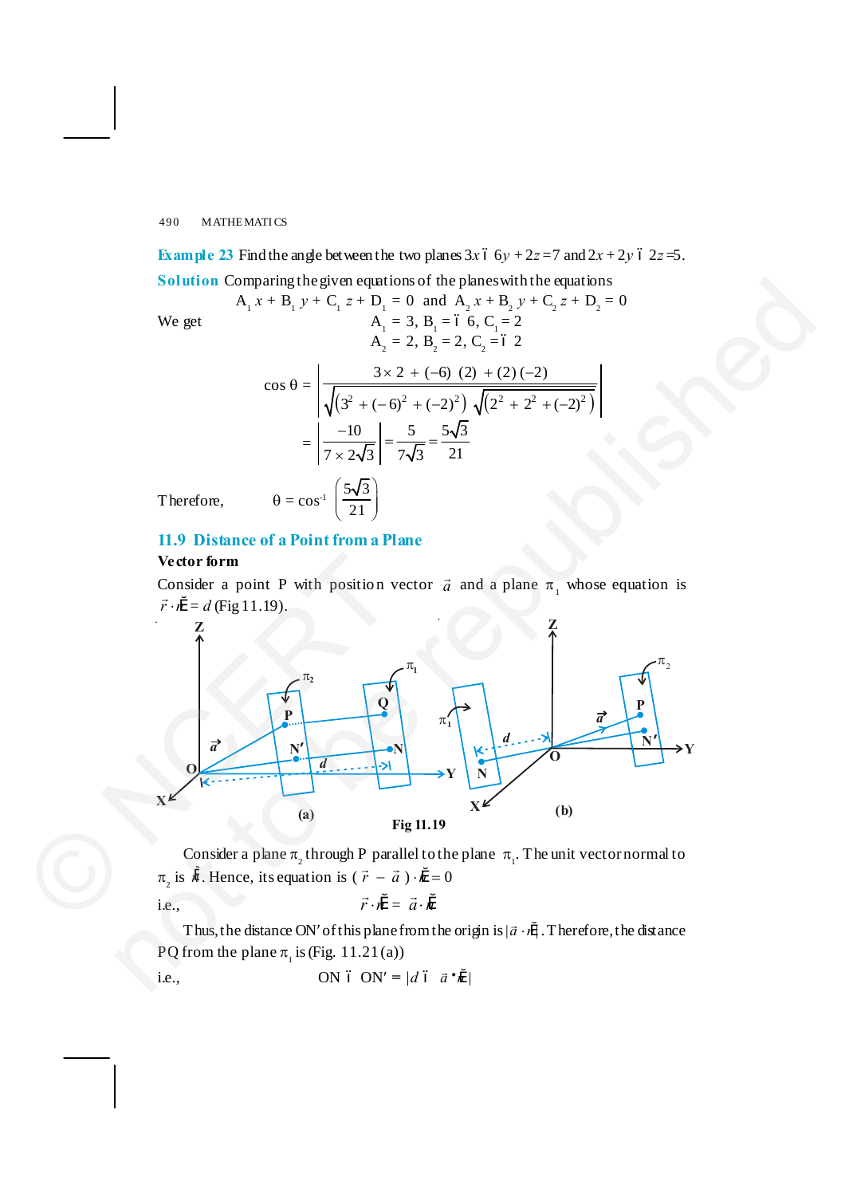**Example 23** Find the angle between the two planes $3x - 6y + 2z = 7$ and $2x + 2y - 2z = 5$.

**Solution** Comparing the given equations of the planes with the equations

$$A_1 x + B_1 y + C_1 z + D_1 = 0 \text{ and } A_2 x + B_2 y + C_2 z + D_2 = 0$$

We get

$$A_1 = 3, B_1 = -6, C_1 = 2$$
$$A_2 = 2, B_2 = 2, C_2 = -2$$

$$\cos\theta = \left| \frac{3 \times 2 + (-6)(2) + (2)(-2)}{\sqrt{(3^2 + (-6)^2 + (-2)^2)}\sqrt{(2^2 + 2^2 + (-2)^2)}} \right|$$

$$= \left| \frac{-10}{7 \times 2\sqrt{3}} \right| = \frac{5}{7\sqrt{3}} = \frac{5\sqrt{3}}{21}$$

Therefore, $\theta = \cos^{-1}\left(\frac{5\sqrt{3}}{21}\right)$

## 11.9 Distance of a Point from a Plane

**Vector form**

Consider a point P with position vector $\vec{a}$ and a plane $\pi_1$ whose equation is $\vec{r} \cdot \hat{n} = d$ (Fig 11.19).

Fig 11.19

Consider a plane $\pi_2$ through P parallel to the plane $\pi_1$. The unit vector normal to $\pi_2$ is $\hat{n}$. Hence, its equation is $(\vec{r} - \vec{a}) \cdot \hat{n} = 0$

i.e., $\vec{r} \cdot \hat{n} = \vec{a} \cdot \hat{n}$

Thus, the distance ON′ of this plane from the origin is $|\vec{a} \cdot \hat{n}|$. Therefore, the distance PQ from the plane $\pi_1$ is (Fig. 11.21 (a))

i.e., $ON - ON' = |d - \vec{a} \cdot \hat{n}|$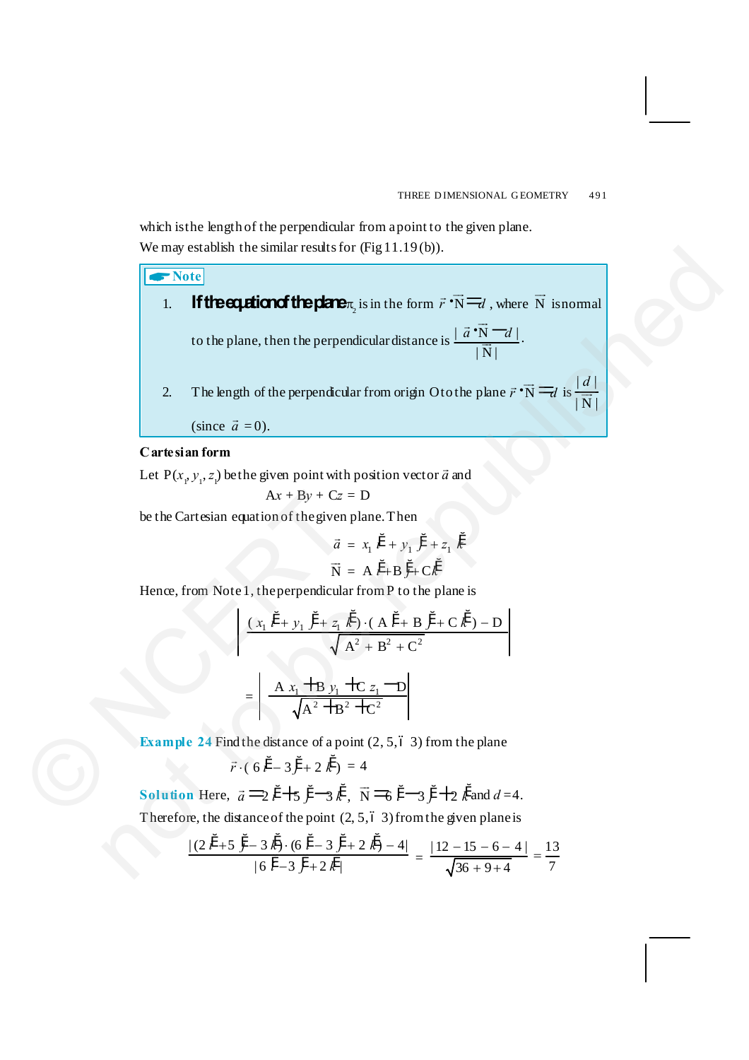which is the length of the perpendicular from a point to the given plane.

We may establish the similar results for (Fig 11.19 (b)).

> **Note**
>
> 1. If the equation of the plane $\pi_2$ is in the form $\vec{r} \cdot \vec{N} = d$, where $\vec{N}$ is normal to the plane, then the perpendicular distance is $\dfrac{|\vec{a} \cdot \vec{N} - d|}{|\vec{N}|}$.
>
> 2. The length of the perpendicular from origin O to the plane $\vec{r} \cdot \vec{N} = d$ is $\dfrac{|d|}{|\vec{N}|}$ (since $\vec{a} = 0$).

**Cartesian form**

Let $P(x_1, y_1, z_1)$ be the given point with position vector $\vec{a}$ and

$$Ax + By + Cz = D$$

be the Cartesian equation of the given plane. Then

$$\vec{a} = x_1 \hat{i} + y_1 \hat{j} + z_1 \hat{k}$$

$$\vec{N} = A\hat{i} + B\hat{j} + C\hat{k}$$

Hence, from Note 1, the perpendicular from P to the plane is

$$\left| \frac{(x_1 \hat{i} + y_1 \hat{j} + z_1 \hat{k}) \cdot (A\hat{i} + B\hat{j} + C\hat{k}) - D}{\sqrt{A^2 + B^2 + C^2}} \right|$$

$$= \left| \frac{A x_1 + B y_1 + C z_1 - D}{\sqrt{A^2 + B^2 + C^2}} \right|$$

**Example 24** Find the distance of a point (2, 5, – 3) from the plane

$$\vec{r} \cdot (6\hat{i} - 3\hat{j} + 2\hat{k}) = 4$$

**Solution** Here, $\vec{a} = 2\hat{i} + 5\hat{j} - 3\hat{k}$, $\vec{N} = 6\hat{i} - 3\hat{j} + 2\hat{k}$ and $d = 4$.

Therefore, the distance of the point (2, 5, – 3) from the given plane is

$$\frac{|(2\hat{i} + 5\hat{j} - 3\hat{k}) \cdot (6\hat{i} - 3\hat{j} + 2\hat{k}) - 4|}{|6\hat{i} - 3\hat{j} + 2\hat{k}|} = \frac{|12 - 15 - 6 - 4|}{\sqrt{36 + 9 + 4}} = \frac{13}{7}$$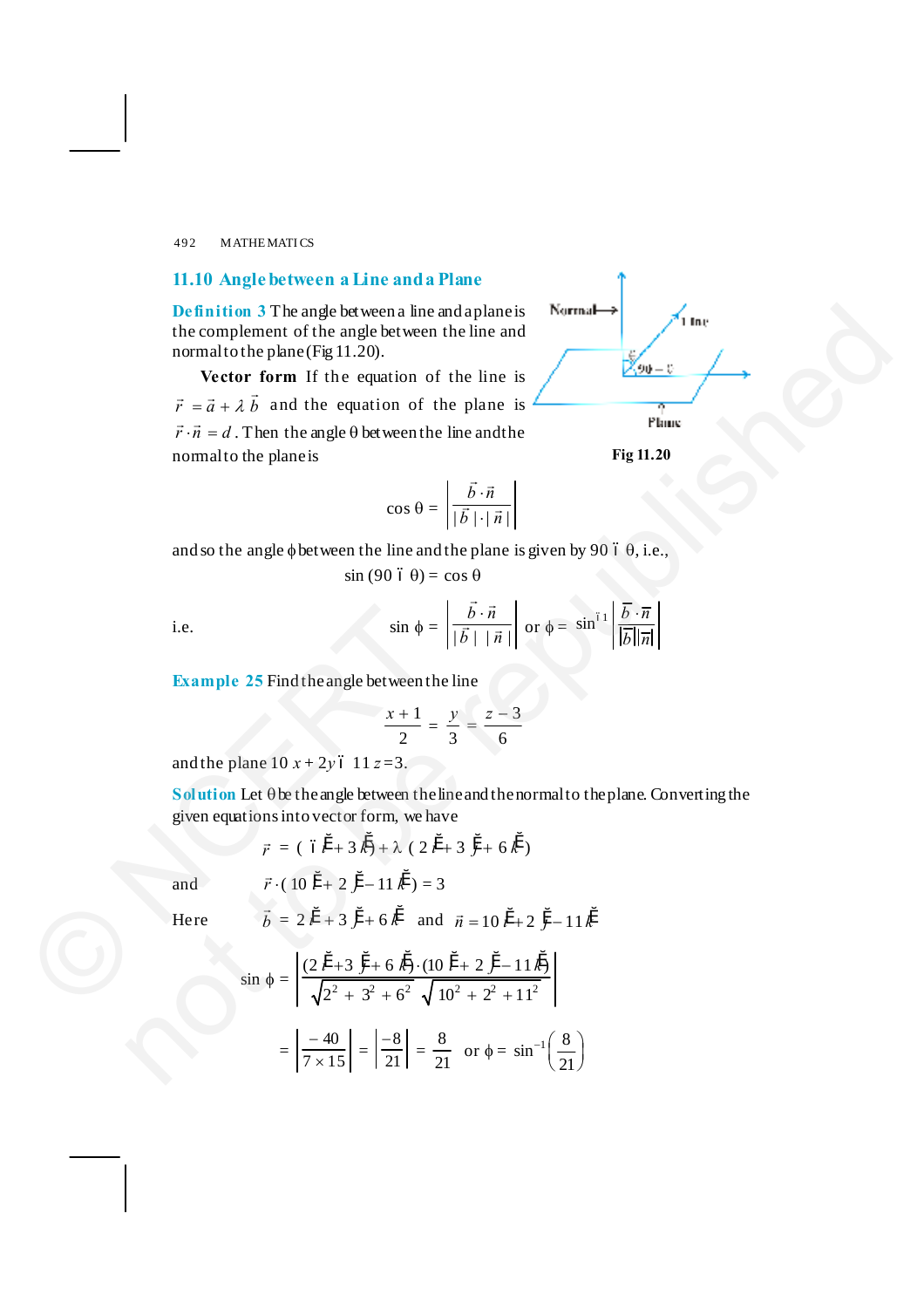## 11.10 Angle between a Line and a Plane

**Definition 3** The angle between a line and a plane is the complement of the angle between the line and normal to the plane (Fig 11.20).

**Vector form** If the equation of the line is $\vec{r} = \vec{a} + \lambda \vec{b}$ and the equation of the plane is $\vec{r} \cdot \vec{n} = d$. Then the angle $\theta$ between the line and the normal to the plane is

Fig 11.20

$$\cos \theta = \left| \frac{\vec{b} \cdot \vec{n}}{|\vec{b}| \cdot |\vec{n}|} \right|$$

and so the angle $\phi$ between the line and the plane is given by $90 - \theta$, i.e.,

$$\sin (90 - \theta) = \cos \theta$$

i.e.
$$\sin \phi = \left| \frac{\vec{b} \cdot \vec{n}}{|\vec{b}|\ |\vec{n}|} \right| \quad \text{or} \quad \phi = \sin^{-1} \left| \frac{\vec{b} \cdot \vec{n}}{|\vec{b}||\vec{n}|} \right|$$

**Example 25** Find the angle between the line

$$\frac{x+1}{2} = \frac{y}{3} = \frac{z-3}{6}$$

and the plane $10x + 2y - 11z = 3$.

**Solution** Let $\theta$ be the angle between the line and the normal to the plane. Converting the given equations into vector form, we have

$$\vec{r} = (-\hat{i} + 3\hat{k}) + \lambda (2\hat{i} + 3\hat{j} + 6\hat{k})$$

and
$$\vec{r} \cdot (10\hat{i} + 2\hat{j} - 11\hat{k}) = 3$$

Here
$$\vec{b} = 2\hat{i} + 3\hat{j} + 6\hat{k} \quad \text{and} \quad \vec{n} = 10\hat{i} + 2\hat{j} - 11\hat{k}$$

$$\sin \phi = \left| \frac{(2\hat{i} + 3\hat{j} + 6\hat{k}) \cdot (10\hat{i} + 2\hat{j} - 11\hat{k})}{\sqrt{2^2 + 3^2 + 6^2}\ \sqrt{10^2 + 2^2 + 11^2}} \right|$$

$$= \left| \frac{-40}{7 \times 15} \right| = \left| \frac{-8}{21} \right| = \frac{8}{21} \quad \text{or} \quad \phi = \sin^{-1}\left(\frac{8}{21}\right)$$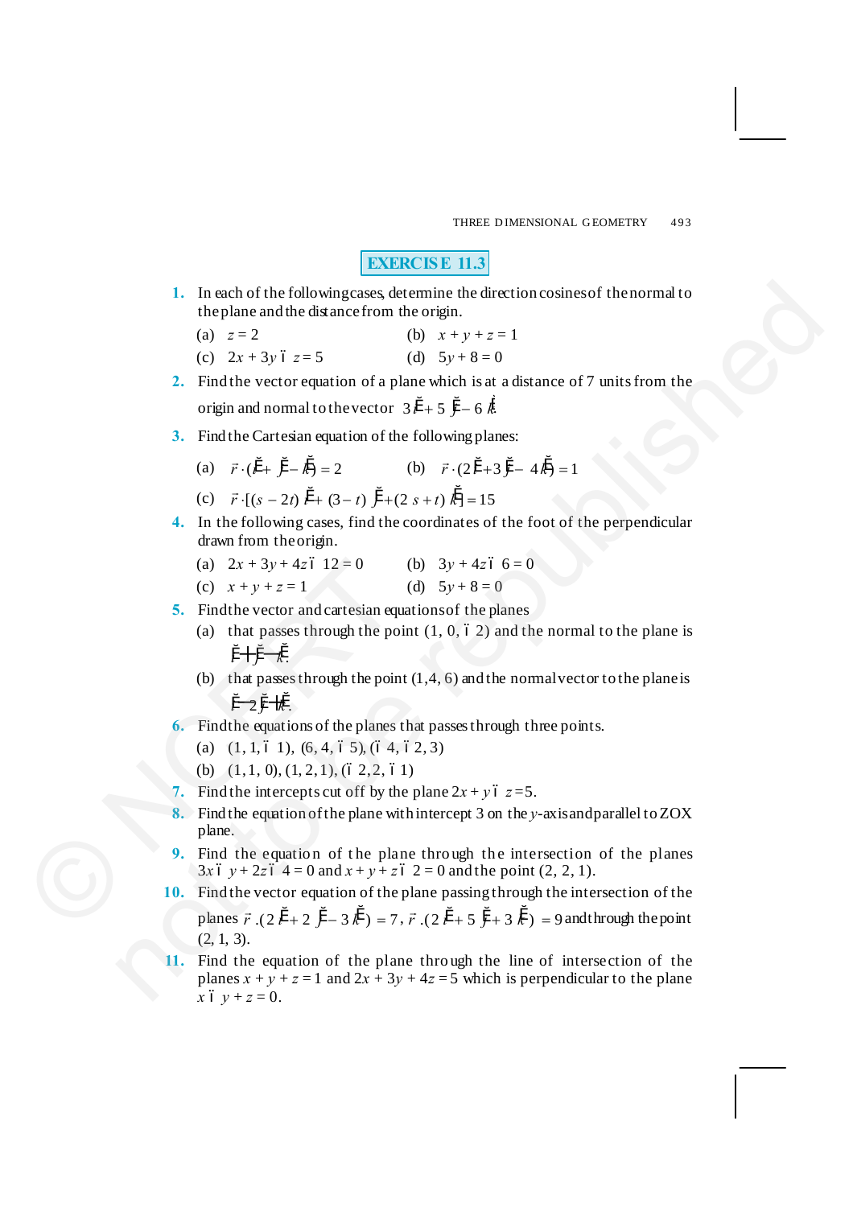## EXERCISE 11.3

1. In each of the following cases, determine the direction cosines of the normal to the plane and the distance from the origin.
   (a) $z = 2$ (b) $x + y + z = 1$
   (c) $2x + 3y - z = 5$ (d) $5y + 8 = 0$

2. Find the vector equation of a plane which is at a distance of 7 units from the origin and normal to the vector $3\hat{i} + 5\hat{j} - 6\hat{k}$.

3. Find the Cartesian equation of the following planes:
   (a) $\vec{r} \cdot (\hat{i} + \hat{j} - \hat{k}) = 2$ (b) $\vec{r} \cdot (2\hat{i} + 3\hat{j} - 4\hat{k}) = 1$
   (c) $\vec{r} \cdot [(s - 2t)\hat{i} + (3 - t)\hat{j} + (2s + t)\hat{k}] = 15$

4. In the following cases, find the coordinates of the foot of the perpendicular drawn from the origin.
   (a) $2x + 3y + 4z - 12 = 0$ (b) $3y + 4z - 6 = 0$
   (c) $x + y + z = 1$ (d) $5y + 8 = 0$

5. Find the vector and cartesian equations of the planes
   (a) that passes through the point $(1, 0, -2)$ and the normal to the plane is $\hat{i} + \hat{j} - \hat{k}$.
   (b) that passes through the point $(1, 4, 6)$ and the normal vector to the plane is $\hat{i} - 2\hat{j} + \hat{k}$.

6. Find the equations of the planes that passes through three points.
   (a) $(1, 1, -1)$, $(6, 4, -5)$, $(-4, -2, 3)$
   (b) $(1, 1, 0)$, $(1, 2, 1)$, $(-2, 2, -1)$

7. Find the intercepts cut off by the plane $2x + y - z = 5$.

8. Find the equation of the plane with intercept 3 on the $y$-axis and parallel to ZOX plane.

9. Find the equation of the plane through the intersection of the planes $3x - y + 2z - 4 = 0$ and $x + y + z - 2 = 0$ and the point $(2, 2, 1)$.

10. Find the vector equation of the plane passing through the intersection of the planes $\vec{r} \cdot (2\hat{i} + 2\hat{j} - 3\hat{k}) = 7$, $\vec{r} \cdot (2\hat{i} + 5\hat{j} + 3\hat{k}) = 9$ and through the point $(2, 1, 3)$.

11. Find the equation of the plane through the line of intersection of the planes $x + y + z = 1$ and $2x + 3y + 4z = 5$ which is perpendicular to the plane $x - y + z = 0$.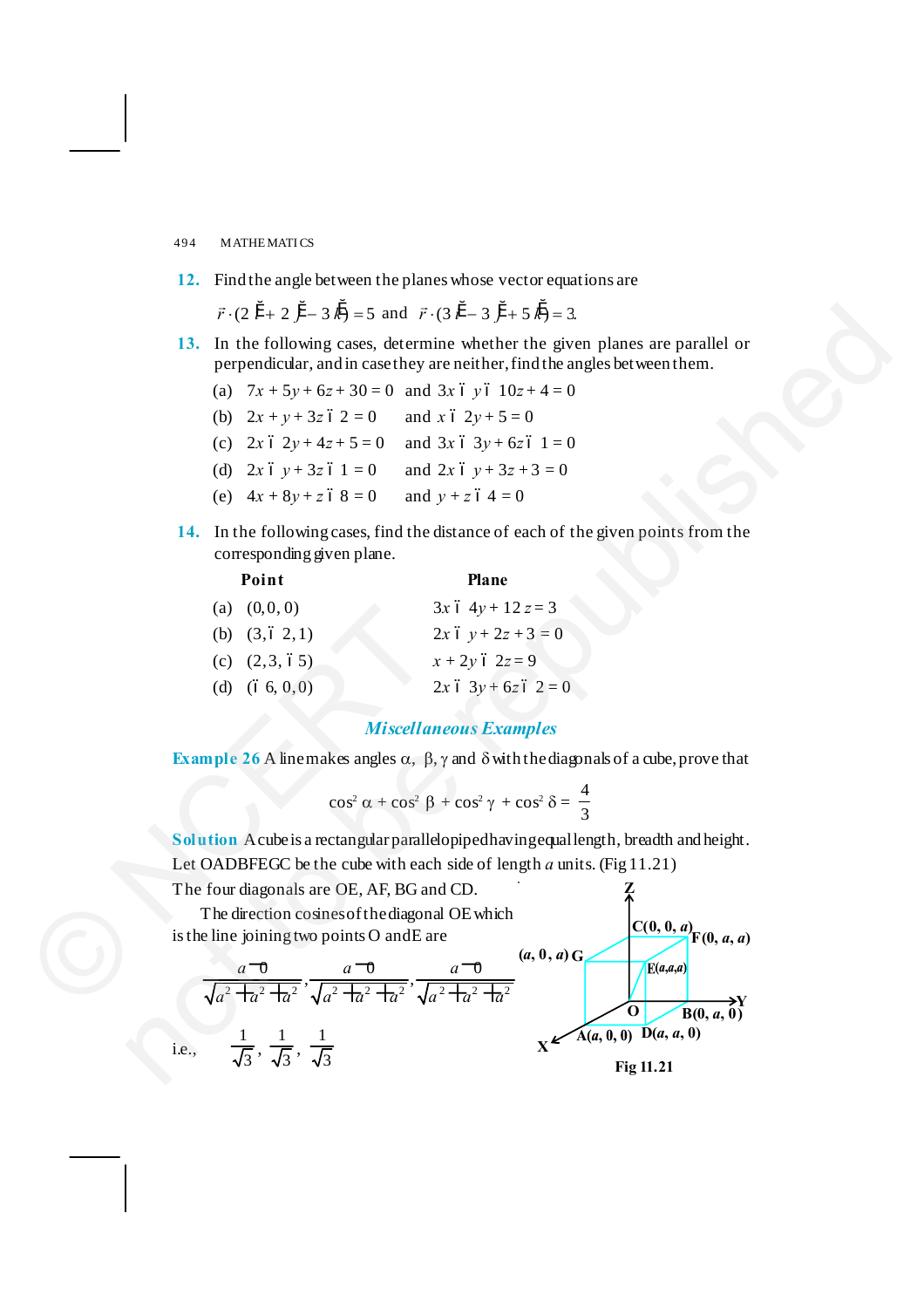**12.** Find the angle between the planes whose vector equations are

$\vec{r} \cdot (2\hat{i} + 2\hat{j} - 3\hat{k}) = 5$ and $\vec{r} \cdot (3\hat{i} - 3\hat{j} + 5\hat{k}) = 3$.

**13.** In the following cases, determine whether the given planes are parallel or perpendicular, and in case they are neither, find the angles between them.

(a) $7x + 5y + 6z + 30 = 0$ and $3x - y - 10z + 4 = 0$

(b) $2x + y + 3z - 2 = 0$ and $x - 2y + 5 = 0$

(c) $2x - 2y + 4z + 5 = 0$ and $3x - 3y + 6z - 1 = 0$

(d) $2x - y + 3z - 1 = 0$ and $2x - y + 3z + 3 = 0$

(e) $4x + 8y + z - 8 = 0$ and $y + z - 4 = 0$

**14.** In the following cases, find the distance of each of the given points from the corresponding given plane.

| | Point | Plane |
|---|---|---|
| (a) | $(0, 0, 0)$ | $3x - 4y + 12z = 3$ |
| (b) | $(3, -2, 1)$ | $2x - y + 2z + 3 = 0$ |
| (c) | $(2, 3, -5)$ | $x + 2y - 2z = 9$ |
| (d) | $(-6, 0, 0)$ | $2x - 3y + 6z - 2 = 0$ |

## *Miscellaneous Examples*

**Example 26** A line makes angles $\alpha$, $\beta$, $\gamma$ and $\delta$ with the diagonals of a cube, prove that

$$\cos^2\alpha + \cos^2\beta + \cos^2\gamma + \cos^2\delta = \frac{4}{3}$$

**Solution** A cube is a rectangular parallelopiped having equal length, breadth and height. Let OADBFEGC be the cube with each side of length $a$ units. (Fig 11.21)

The four diagonals are OE, AF, BG and CD.

The direction cosines of the diagonal OE which is the line joining two points O and E are

$$\frac{a-0}{\sqrt{a^2+a^2+a^2}}, \frac{a-0}{\sqrt{a^2+a^2+a^2}}, \frac{a-0}{\sqrt{a^2+a^2+a^2}}$$

i.e., $\quad \dfrac{1}{\sqrt{3}}, \dfrac{1}{\sqrt{3}}, \dfrac{1}{\sqrt{3}}$

Fig 11.21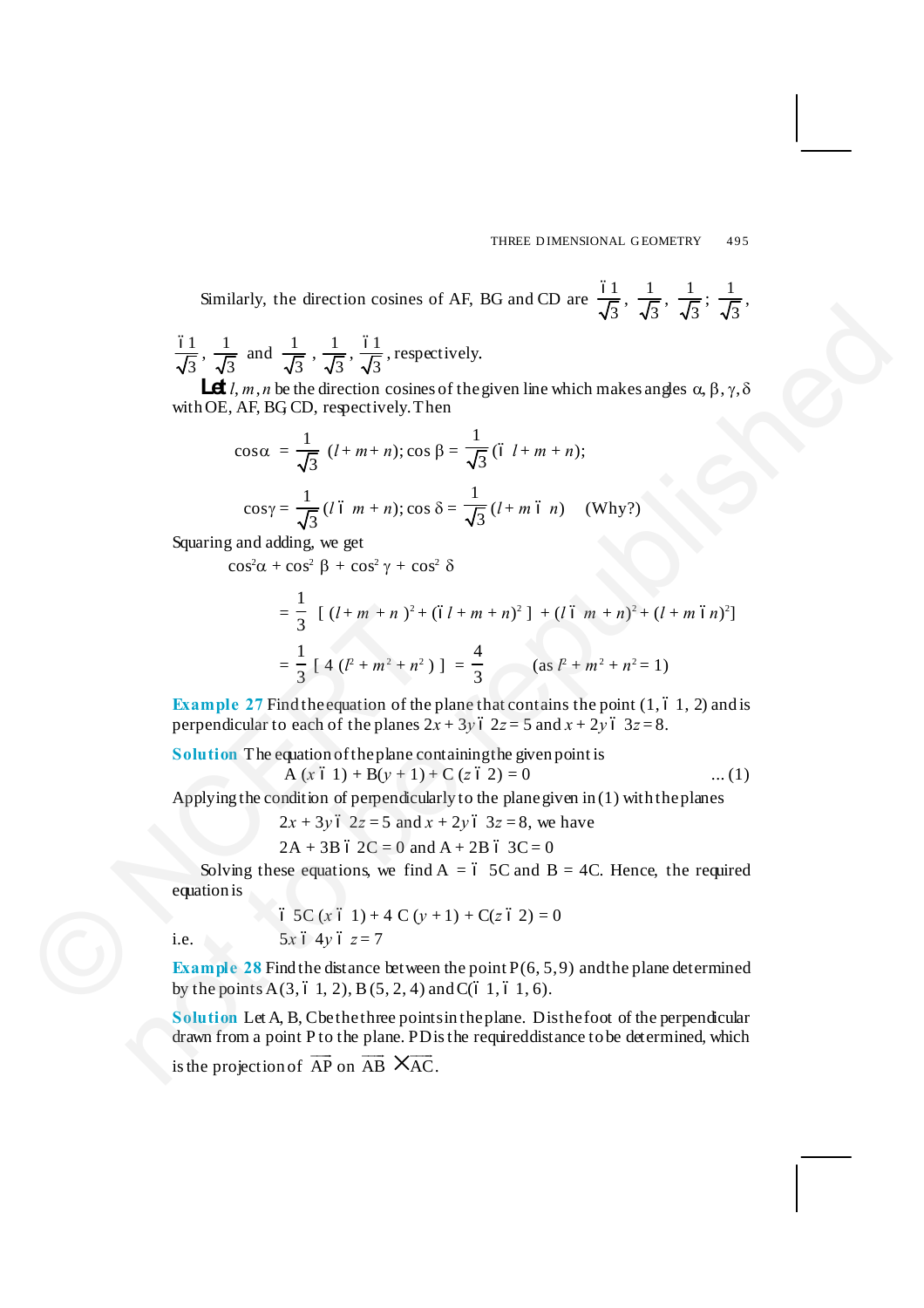Similarly, the direction cosines of AF, BG and CD are $\frac{-1}{\sqrt{3}}, \frac{1}{\sqrt{3}}, \frac{1}{\sqrt{3}}$; $\frac{1}{\sqrt{3}}, \frac{-1}{\sqrt{3}}, \frac{1}{\sqrt{3}}$ and $\frac{1}{\sqrt{3}}, \frac{1}{\sqrt{3}}, \frac{-1}{\sqrt{3}}$, respectively.

**Let** $l, m, n$ be the direction cosines of the given line which makes angles $\alpha, \beta, \gamma, \delta$ with OE, AF, BG, CD, respectively. Then

$$\cos\alpha = \frac{1}{\sqrt{3}}(l + m + n); \cos\beta = \frac{1}{\sqrt{3}}(-l + m + n);$$

$$\cos\gamma = \frac{1}{\sqrt{3}}(l - m + n); \cos\delta = \frac{1}{\sqrt{3}}(l + m - n) \quad \text{(Why?)}$$

Squaring and adding, we get

$$\cos^2\alpha + \cos^2\beta + \cos^2\gamma + \cos^2\delta$$

$$= \frac{1}{3}\left[(l + m + n)^2 + (-l + m + n)^2\right] + (l - m + n)^2 + (l + m - n)^2]$$

$$= \frac{1}{3}\left[4(l^2 + m^2 + n^2)\right] = \frac{4}{3} \qquad (\text{as } l^2 + m^2 + n^2 = 1)$$

**Example 27** Find the equation of the plane that contains the point $(1, -1, 2)$ and is perpendicular to each of the planes $2x + 3y - 2z = 5$ and $x + 2y - 3z = 8$.

**Solution** The equation of the plane containing the given point is

$$A(x - 1) + B(y + 1) + C(z - 2) = 0 \qquad \dots (1)$$

Applying the condition of perpendicularly to the plane given in (1) with the planes

$$2x + 3y - 2z = 5 \text{ and } x + 2y - 3z = 8, \text{ we have}$$

$$2A + 3B - 2C = 0 \text{ and } A + 2B - 3C = 0$$

Solving these equations, we find $A = -5C$ and $B = 4C$. Hence, the required equation is

$$-5C(x - 1) + 4C(y + 1) + C(z - 2) = 0$$

i.e. $\quad 5x - 4y - z = 7$

**Example 28** Find the distance between the point P(6, 5, 9) and the plane determined by the points A(3, –1, 2), B(5, 2, 4) and C(–1, –1, 6).

**Solution** Let A, B, C be the three points in the plane. D is the foot of the perpendicular drawn from a point P to the plane. PD is the required distance to be determined, which is the projection of $\overrightarrow{AP}$ on $\overrightarrow{AB} \times \overrightarrow{AC}$.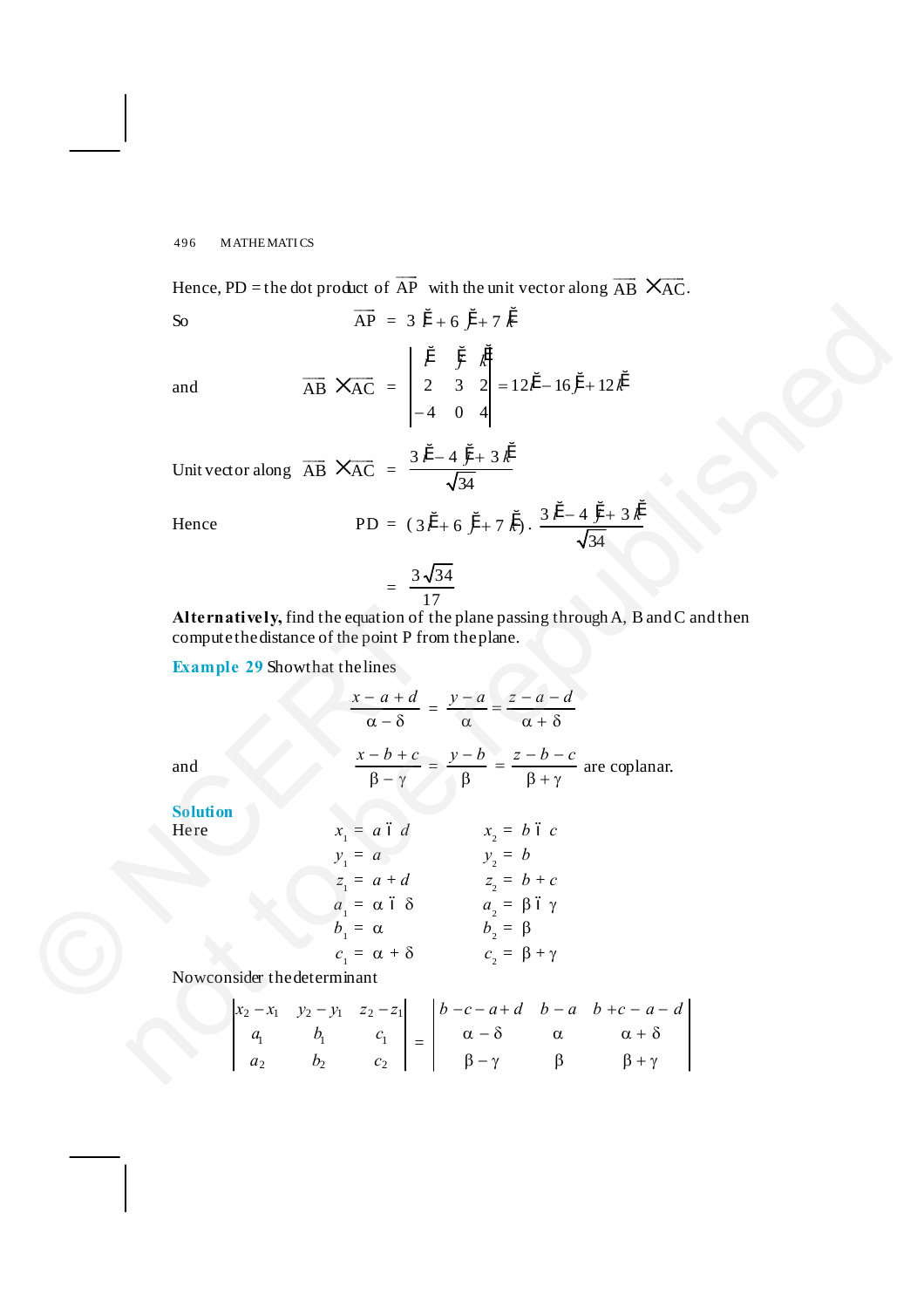Hence, PD = the dot product of $\overrightarrow{AP}$ with the unit vector along $\overrightarrow{AB} \times \overrightarrow{AC}$.

So $$\overrightarrow{AP} = 3\hat{i} + 6\hat{j} + 7\hat{k}$$

and $$\overrightarrow{AB} \times \overrightarrow{AC} = \begin{vmatrix} \hat{i} & \hat{j} & \hat{k} \\ 2 & 3 & 2 \\ -4 & 0 & 4 \end{vmatrix} = 12\hat{i} - 16\hat{j} + 12\hat{k}$$

Unit vector along $\overrightarrow{AB} \times \overrightarrow{AC} = \dfrac{3\hat{i} - 4\hat{j} + 3\hat{k}}{\sqrt{34}}$

Hence $$PD = (3\hat{i} + 6\hat{j} + 7\hat{k}) \cdot \frac{3\hat{i} - 4\hat{j} + 3\hat{k}}{\sqrt{34}}$$

$$= \frac{3\sqrt{34}}{17}$$

**Alternatively,** find the equation of the plane passing through A, B and C and then compute the distance of the point P from the plane.

**Example 29** Show that the lines

$$\frac{x - a + d}{\alpha - \delta} = \frac{y - a}{\alpha} = \frac{z - a - d}{\alpha + \delta}$$

and $$\frac{x - b + c}{\beta - \gamma} = \frac{y - b}{\beta} = \frac{z - b - c}{\beta + \gamma}$$ are coplanar.

**Solution**

Here

$$x_1 = a - d \qquad x_2 = b - c$$
$$y_1 = a \qquad y_2 = b$$
$$z_1 = a + d \qquad z_2 = b + c$$
$$a_1 = \alpha - \delta \qquad a_2 = \beta - \gamma$$
$$b_1 = \alpha \qquad b_2 = \beta$$
$$c_1 = \alpha + \delta \qquad c_2 = \beta + \gamma$$

Now consider the determinant

$$\begin{vmatrix} x_2 - x_1 & y_2 - y_1 & z_2 - z_1 \\ a_1 & b_1 & c_1 \\ a_2 & b_2 & c_2 \end{vmatrix} = \begin{vmatrix} b - c - a + d & b - a & b + c - a - d \\ \alpha - \delta & \alpha & \alpha + \delta \\ \beta - \gamma & \beta & \beta + \gamma \end{vmatrix}$$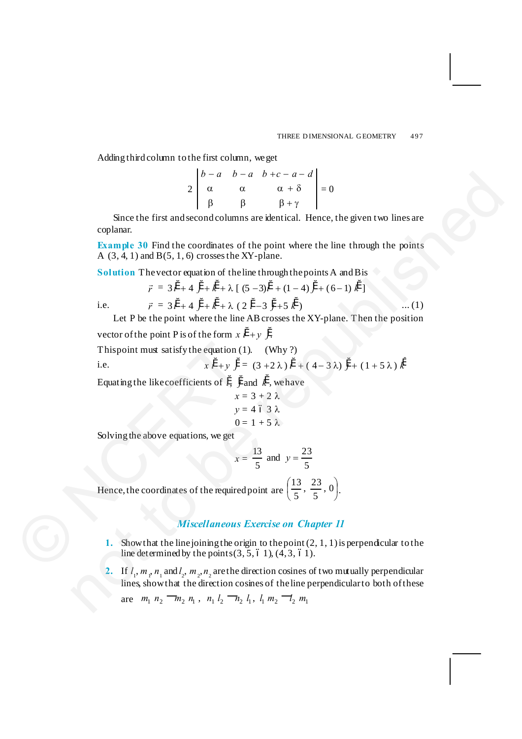Adding third column to the first column, we get

$$2\begin{vmatrix} b-a & b-a & b+c-a-d \\ \alpha & \alpha & \alpha+\delta \\ \beta & \beta & \beta+\gamma \end{vmatrix} = 0$$

Since the first and second columns are identical. Hence, the given two lines are coplanar.

**Example 30** Find the coordinates of the point where the line through the points A (3, 4, 1) and B(5, 1, 6) crosses the XY-plane.

**Solution** The vector equation of the line through the points A and B is

$$\vec{r} = 3\hat{i} + 4\hat{j} + \hat{k} + \lambda\,[\,(5-3)\hat{i} + (1-4)\hat{j} + (6-1)\hat{k}\,]$$

i.e.
$$\vec{r} = 3\hat{i} + 4\hat{j} + \hat{k} + \lambda\,(2\hat{i} - 3\hat{j} + 5\hat{k}) \quad \ldots (1)$$

Let P be the point where the line AB crosses the XY-plane. Then the position vector of the point P is of the form $x\hat{i} + y\hat{j}$.

This point must satisfy the equation (1). (Why ?)

i.e.
$$x\hat{i} + y\hat{j} = (3+2\lambda)\hat{i} + (4-3\lambda)\hat{j} + (1+5\lambda)\hat{k}$$

Equating the like coefficients of $\hat{i}$, $\hat{j}$ and $\hat{k}$, we have

$$x = 3 + 2\lambda$$
$$y = 4 - 3\lambda$$
$$0 = 1 + 5\lambda$$

Solving the above equations, we get

$$x = \frac{13}{5} \text{ and } y = \frac{23}{5}$$

Hence, the coordinates of the required point are $\left(\frac{13}{5}, \frac{23}{5}, 0\right)$.

## *Miscellaneous Exercise on Chapter 11*

1. Show that the line joining the origin to the point (2, 1, 1) is perpendicular to the line determined by the points (3, 5, – 1), (4, 3, – 1).

2. If $l_1, m_1, n_1$ and $l_2, m_2, n_2$ are the direction cosines of two mutually perpendicular lines, show that the direction cosines of the line perpendicular to both of these are $m_1 n_2 - m_2 n_1,\ n_1 l_2 - n_2 l_1,\ l_1 m_2 - l_2 m_1$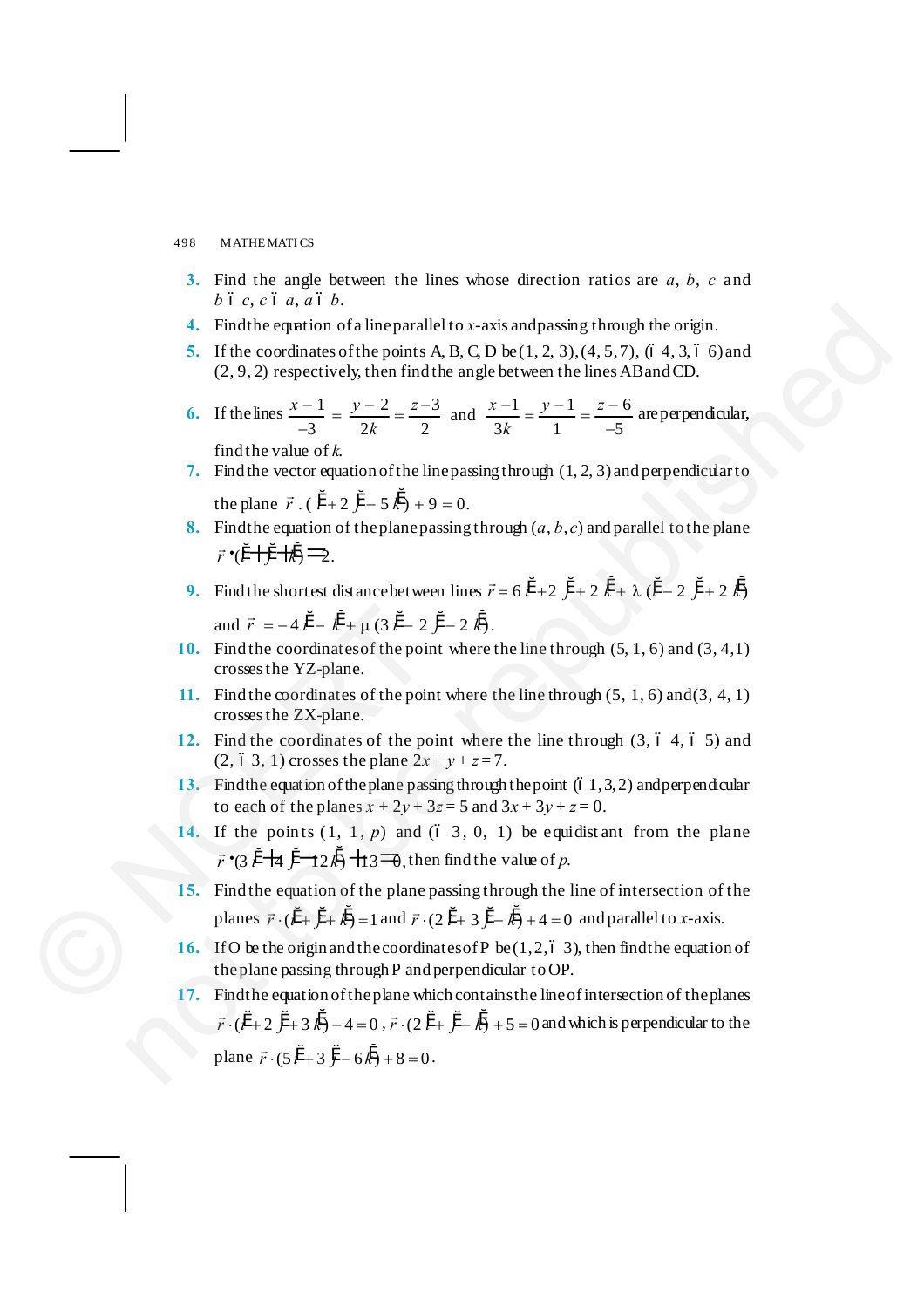**3.** Find the angle between the lines whose direction ratios are $a, b, c$ and $b - c, c - a, a - b$.

**4.** Find the equation of a line parallel to $x$-axis and passing through the origin.

**5.** If the coordinates of the points A, B, C, D be $(1, 2, 3)$, $(4, 5, 7)$, $(-4, 3, -6)$ and $(2, 9, 2)$ respectively, then find the angle between the lines AB and CD.

**6.** If the lines $\frac{x-1}{-3} = \frac{y-2}{2k} = \frac{z-3}{2}$ and $\frac{x-1}{3k} = \frac{y-1}{1} = \frac{z-6}{-5}$ are perpendicular, find the value of $k$.

**7.** Find the vector equation of the line passing through $(1, 2, 3)$ and perpendicular to the plane $\vec{r} \cdot (\hat{i} + 2\hat{j} - 5\hat{k}) + 9 = 0$.

**8.** Find the equation of the plane passing through $(a, b, c)$ and parallel to the plane $\vec{r} \cdot (\hat{i} + \hat{j} + \hat{k}) = 2$.

**9.** Find the shortest distance between lines $\vec{r} = 6\hat{i} + 2\hat{j} + 2\hat{k} + \lambda(\hat{i} - 2\hat{j} + 2\hat{k})$ and $\vec{r} = -4\hat{i} - \hat{k} + \mu(3\hat{i} - 2\hat{j} - 2\hat{k})$.

**10.** Find the coordinates of the point where the line through $(5, 1, 6)$ and $(3, 4, 1)$ crosses the YZ-plane.

**11.** Find the coordinates of the point where the line through $(5, 1, 6)$ and $(3, 4, 1)$ crosses the ZX-plane.

**12.** Find the coordinates of the point where the line through $(3, -4, -5)$ and $(2, -3, 1)$ crosses the plane $2x + y + z = 7$.

**13.** Find the equation of the plane passing through the point $(-1, 3, 2)$ and perpendicular to each of the planes $x + 2y + 3z = 5$ and $3x + 3y + z = 0$.

**14.** If the points $(1, 1, p)$ and $(-3, 0, 1)$ be equidistant from the plane $\vec{r} \cdot (3\hat{i} + 4\hat{j} - 12\hat{k}) + 13 = 0$, then find the value of $p$.

**15.** Find the equation of the plane passing through the line of intersection of the planes $\vec{r} \cdot (\hat{i} + \hat{j} + \hat{k}) = 1$ and $\vec{r} \cdot (2\hat{i} + 3\hat{j} - \hat{k}) + 4 = 0$ and parallel to $x$-axis.

**16.** If O be the origin and the coordinates of P be $(1, 2, -3)$, then find the equation of the plane passing through P and perpendicular to OP.

**17.** Find the equation of the plane which contains the line of intersection of the planes $\vec{r} \cdot (\hat{i} + 2\hat{j} + 3\hat{k}) - 4 = 0$, $\vec{r} \cdot (2\hat{i} + \hat{j} - \hat{k}) + 5 = 0$ and which is perpendicular to the plane $\vec{r} \cdot (5\hat{i} + 3\hat{j} - 6\hat{k}) + 8 = 0$.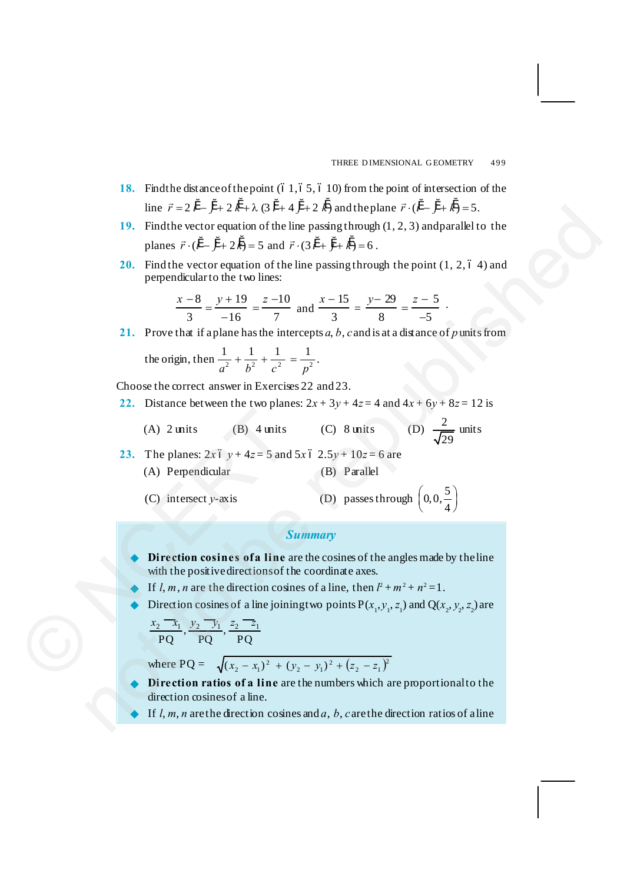**18.** Find the distance of the point $(-1, -5, -10)$ from the point of intersection of the line $\vec{r} = 2\hat{i} - \hat{j} + 2\hat{k} + \lambda(3\hat{i} + 4\hat{j} + 2\hat{k})$ and the plane $\vec{r} \cdot (\hat{i} - \hat{j} + \hat{k}) = 5$.

**19.** Find the vector equation of the line passing through (1, 2, 3) and parallel to the planes $\vec{r} \cdot (\hat{i} - \hat{j} + 2\hat{k}) = 5$ and $\vec{r} \cdot (3\hat{i} + \hat{j} + \hat{k}) = 6$.

**20.** Find the vector equation of the line passing through the point $(1, 2, -4)$ and perpendicular to the two lines:

$$\frac{x-8}{3} = \frac{y+19}{-16} = \frac{z-10}{7} \text{ and } \frac{x-15}{3} = \frac{y-29}{8} = \frac{z-5}{-5}.$$

**21.** Prove that if a plane has the intercepts $a, b, c$ and is at a distance of $p$ units from the origin, then $\frac{1}{a^2} + \frac{1}{b^2} + \frac{1}{c^2} = \frac{1}{p^2}$.

Choose the correct answer in Exercises 22 and 23.

**22.** Distance between the two planes: $2x + 3y + 4z = 4$ and $4x + 6y + 8z = 12$ is

(A) 2 units (B) 4 units (C) 8 units (D) $\frac{2}{\sqrt{29}}$ units

**23.** The planes: $2x - y + 4z = 5$ and $5x - 2.5y + 10z = 6$ are

(A) Perpendicular (B) Parallel

(C) intersect $y$-axis (D) passes through $\left(0, 0, \frac{5}{4}\right)$

## *Summary*

- **Direction cosines of a line** are the cosines of the angles made by the line with the positive directions of the coordinate axes.
- If $l, m, n$ are the direction cosines of a line, then $l^2 + m^2 + n^2 = 1$.
- Direction cosines of a line joining two points $P(x_1, y_1, z_1)$ and $Q(x_2, y_2, z_2)$ are

  $$\frac{x_2 - x_1}{PQ}, \frac{y_2 - y_1}{PQ}, \frac{z_2 - z_1}{PQ}$$

  where $PQ = \sqrt{(x_2 - x_1)^2 + (y_2 - y_1)^2 + (z_2 - z_1)^2}$
- **Direction ratios of a line** are the numbers which are proportional to the direction cosines of a line.
- If $l, m, n$ are the direction cosines and $a, b, c$ are the direction ratios of a line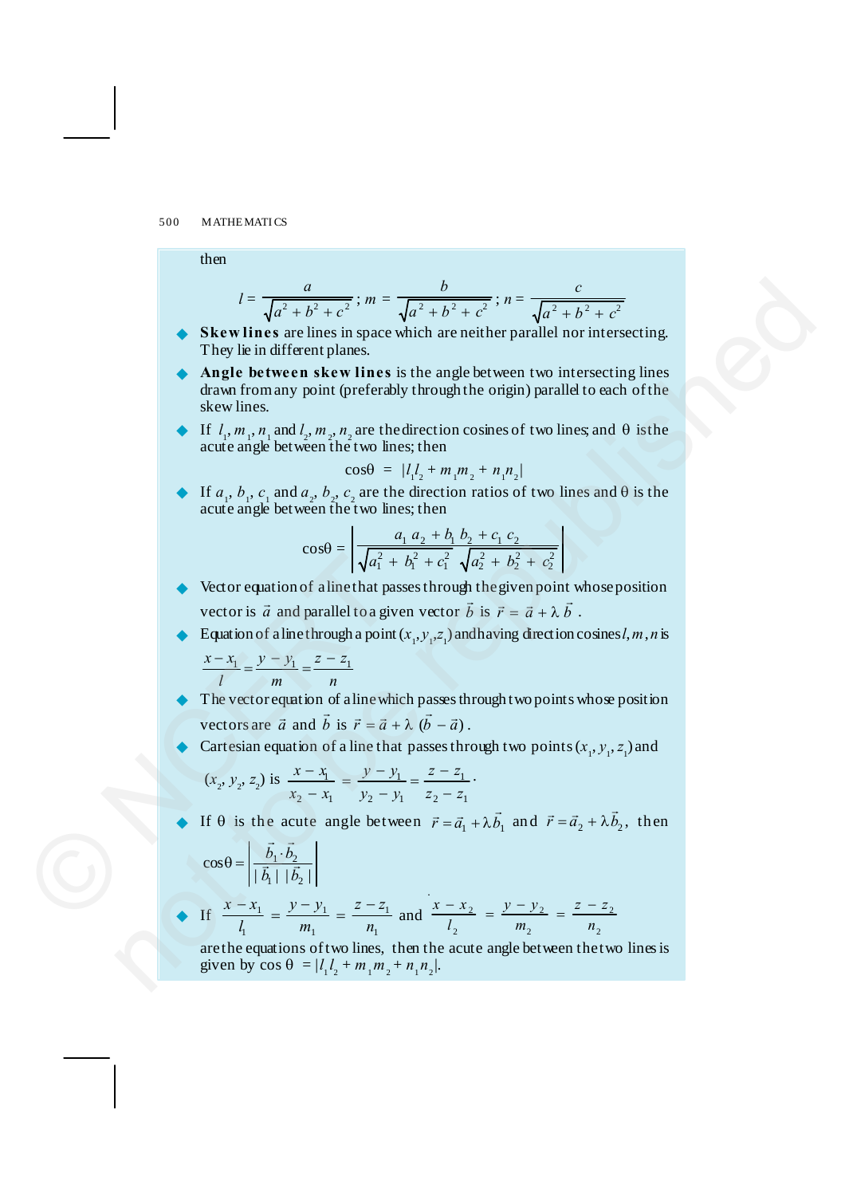then

$$l = \frac{a}{\sqrt{a^2 + b^2 + c^2}}\ ;\ m = \frac{b}{\sqrt{a^2 + b^2 + c^2}}\ ;\ n = \frac{c}{\sqrt{a^2 + b^2 + c^2}}$$

- **Skew lines** are lines in space which are neither parallel nor intersecting. They lie in different planes.
- **Angle between skew lines** is the angle between two intersecting lines drawn from any point (preferably through the origin) parallel to each of the skew lines.
- If $l_1, m_1, n_1$ and $l_2, m_2, n_2$ are the direction cosines of two lines; and $\theta$ is the acute angle between the two lines; then

$$\cos\theta = |l_1 l_2 + m_1 m_2 + n_1 n_2|$$

- If $a_1, b_1, c_1$ and $a_2, b_2, c_2$ are the direction ratios of two lines and $\theta$ is the acute angle between the two lines; then

$$\cos\theta = \left| \frac{a_1 a_2 + b_1 b_2 + c_1 c_2}{\sqrt{a_1^2 + b_1^2 + c_1^2}\ \sqrt{a_2^2 + b_2^2 + c_2^2}} \right|$$

- Vector equation of a line that passes through the given point whose position vector is $\vec{a}$ and parallel to a given vector $\vec{b}$ is $\vec{r} = \vec{a} + \lambda\vec{b}$.
- Equation of a line through a point $(x_1, y_1, z_1)$ and having direction cosines $l, m, n$ is

$$\frac{x - x_1}{l} = \frac{y - y_1}{m} = \frac{z - z_1}{n}$$

- The vector equation of a line which passes through two points whose position vectors are $\vec{a}$ and $\vec{b}$ is $\vec{r} = \vec{a} + \lambda(\vec{b} - \vec{a})$.
- Cartesian equation of a line that passes through two points $(x_1, y_1, z_1)$ and $(x_2, y_2, z_2)$ is $\dfrac{x - x_1}{x_2 - x_1} = \dfrac{y - y_1}{y_2 - y_1} = \dfrac{z - z_1}{z_2 - z_1}$.
- If $\theta$ is the acute angle between $\vec{r} = \vec{a}_1 + \lambda\vec{b}_1$ and $\vec{r} = \vec{a}_2 + \lambda\vec{b}_2$, then

$$\cos\theta = \left| \frac{\vec{b}_1 \cdot \vec{b}_2}{|\vec{b}_1|\ |\vec{b}_2|} \right|$$

- If $\dfrac{x - x_1}{l_1} = \dfrac{y - y_1}{m_1} = \dfrac{z - z_1}{n_1}$ and $\dfrac{x - x_2}{l_2} = \dfrac{y - y_2}{m_2} = \dfrac{z - z_2}{n_2}$

  are the equations of two lines, then the acute angle between the two lines is given by $\cos\theta = |l_1 l_2 + m_1 m_2 + n_1 n_2|$.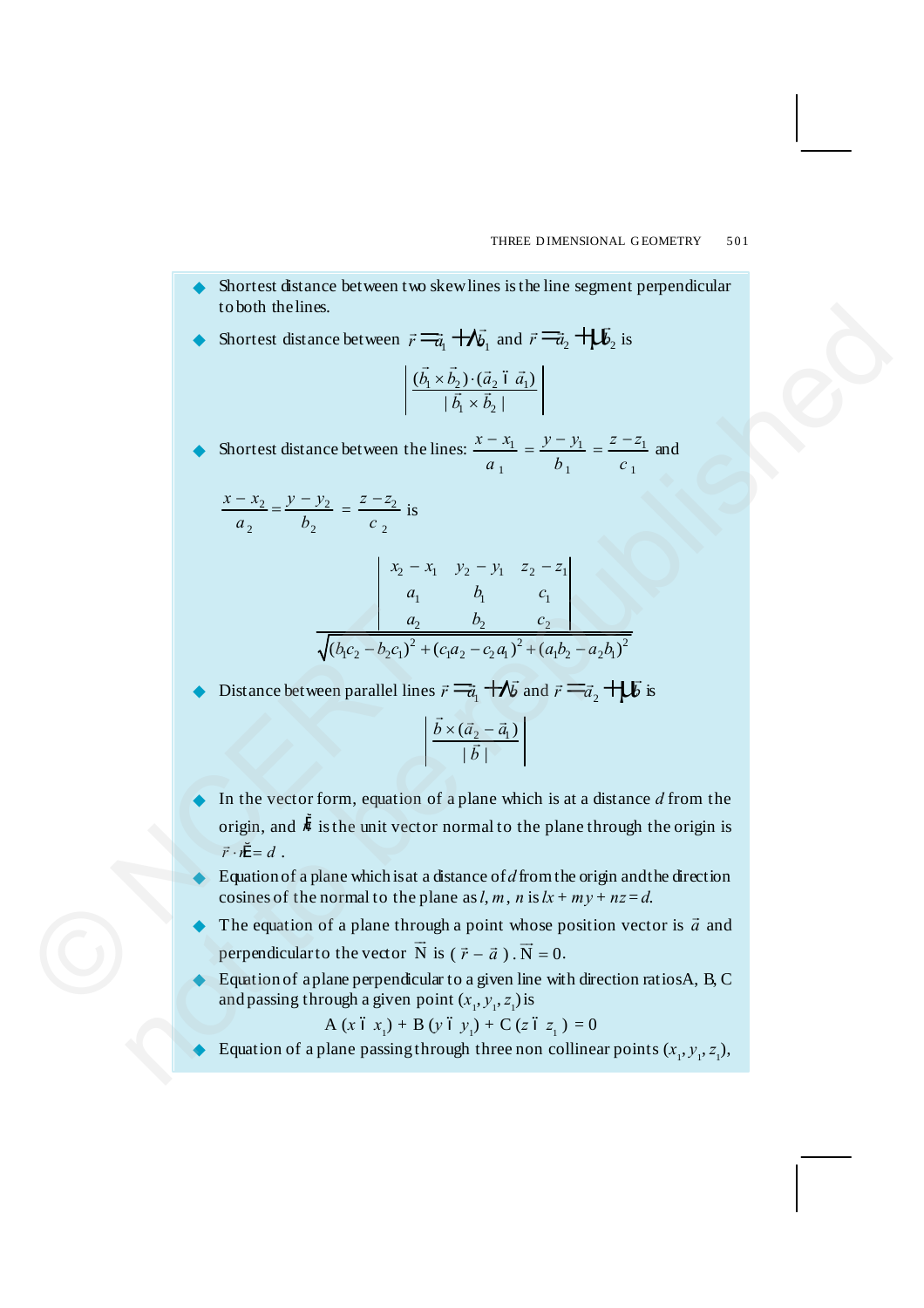- Shortest distance between two skew lines is the line segment perpendicular to both the lines.
- Shortest distance between $\vec{r} = \vec{a}_1 + \lambda \vec{b}_1$ and $\vec{r} = \vec{a}_2 + \mu \vec{b}_2$ is

$$\left| \frac{(\vec{b}_1 \times \vec{b}_2) \cdot (\vec{a}_2 - \vec{a}_1)}{|\vec{b}_1 \times \vec{b}_2|} \right|$$

- Shortest distance between the lines: $\frac{x - x_1}{a_1} = \frac{y - y_1}{b_1} = \frac{z - z_1}{c_1}$ and

$\frac{x - x_2}{a_2} = \frac{y - y_2}{b_2} = \frac{z - z_2}{c_2}$ is

$$\frac{\begin{vmatrix} x_2 - x_1 & y_2 - y_1 & z_2 - z_1 \\ a_1 & b_1 & c_1 \\ a_2 & b_2 & c_2 \end{vmatrix}}{\sqrt{(b_1c_2 - b_2c_1)^2 + (c_1a_2 - c_2a_1)^2 + (a_1b_2 - a_2b_1)^2}}$$

- Distance between parallel lines $\vec{r} = \vec{a}_1 + \lambda \vec{b}$ and $\vec{r} = \vec{a}_2 + \mu \vec{b}$ is

$$\left| \frac{\vec{b} \times (\vec{a}_2 - \vec{a}_1)}{|\vec{b}|} \right|$$

- In the vector form, equation of a plane which is at a distance $d$ from the origin, and $\hat{n}$ is the unit vector normal to the plane through the origin is $\vec{r} \cdot \hat{n} = d$ .
- Equation of a plane which is at a distance of $d$ from the origin and the direction cosines of the normal to the plane as $l, m, n$ is $lx + my + nz = d$.
- The equation of a plane through a point whose position vector is $\vec{a}$ and perpendicular to the vector $\vec{N}$ is $(\vec{r} - \vec{a}) . \vec{N} = 0$.
- Equation of a plane perpendicular to a given line with direction ratios A, B, C and passing through a given point $(x_1, y_1, z_1)$ is

$$A(x - x_1) + B(y - y_1) + C(z - z_1) = 0$$

- Equation of a plane passing through three non collinear points $(x_1, y_1, z_1)$,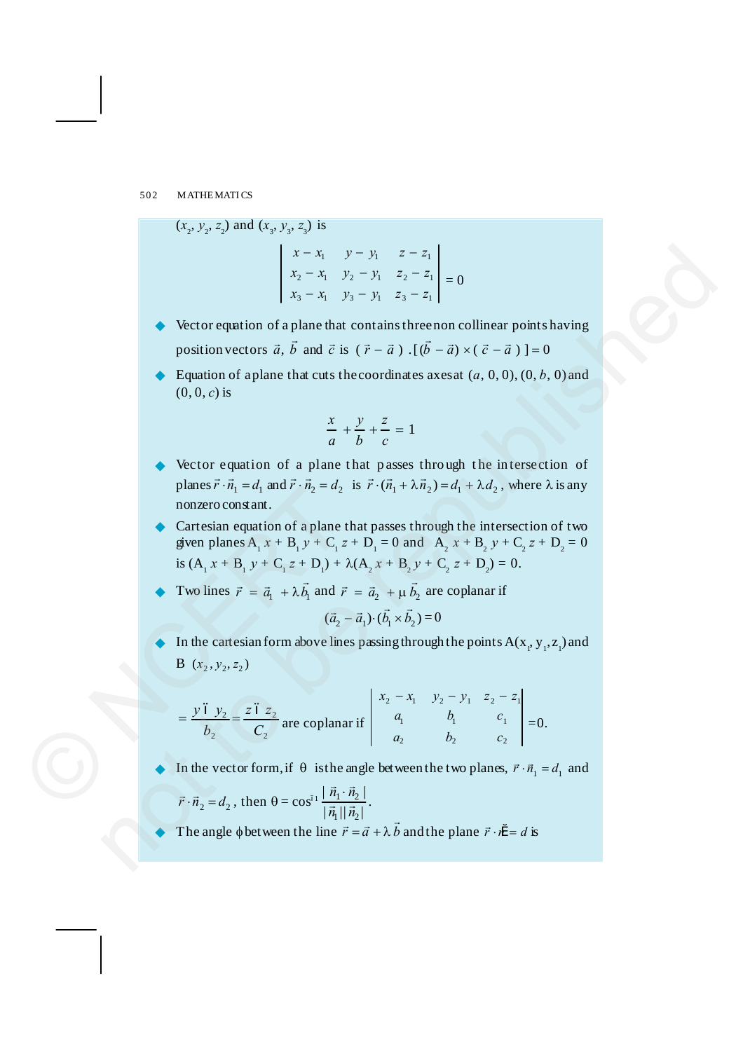$(x_2, y_2, z_2)$ and $(x_3, y_3, z_3)$ is

$$\begin{vmatrix} x - x_1 & y - y_1 & z - z_1 \\ x_2 - x_1 & y_2 - y_1 & z_2 - z_1 \\ x_3 - x_1 & y_3 - y_1 & z_3 - z_1 \end{vmatrix} = 0$$

- Vector equation of a plane that contains three non collinear points having position vectors $\vec{a}$, $\vec{b}$ and $\vec{c}$ is $(\vec{r} - \vec{a}) \cdot [(\vec{b} - \vec{a}) \times (\vec{c} - \vec{a})] = 0$
- Equation of a plane that cuts the coordinates axes at $(a, 0, 0)$, $(0, b, 0)$ and $(0, 0, c)$ is

$$\frac{x}{a} + \frac{y}{b} + \frac{z}{c} = 1$$

- Vector equation of a plane that passes through the intersection of planes $\vec{r} \cdot \vec{n}_1 = d_1$ and $\vec{r} \cdot \vec{n}_2 = d_2$ is $\vec{r} \cdot (\vec{n}_1 + \lambda \vec{n}_2) = d_1 + \lambda d_2$, where $\lambda$ is any nonzero constant.
- Cartesian equation of a plane that passes through the intersection of two given planes $A_1 x + B_1 y + C_1 z + D_1 = 0$ and $A_2 x + B_2 y + C_2 z + D_2 = 0$ is $(A_1 x + B_1 y + C_1 z + D_1) + \lambda(A_2 x + B_2 y + C_2 z + D_2) = 0$.
- Two lines $\vec{r} = \vec{a}_1 + \lambda \vec{b}_1$ and $\vec{r} = \vec{a}_2 + \mu \vec{b}_2$ are coplanar if

$$(\vec{a}_2 - \vec{a}_1) \cdot (\vec{b}_1 \times \vec{b}_2) = 0$$

- In the cartesian form above lines passing through the points $A(x_1, y_1, z_1)$ and $B(x_2, y_2, z_2)$

$$= \frac{y - y_2}{b_2} = \frac{z - z_2}{C_2} \text{ are coplanar if } \begin{vmatrix} x_2 - x_1 & y_2 - y_1 & z_2 - z_1 \\ a_1 & b_1 & c_1 \\ a_2 & b_2 & c_2 \end{vmatrix} = 0.$$

- In the vector form, if $\theta$ is the angle between the two planes, $\vec{r} \cdot \vec{n}_1 = d_1$ and $\vec{r} \cdot \vec{n}_2 = d_2$, then $\theta = \cos^{-1} \frac{|\vec{n}_1 \cdot \vec{n}_2|}{|\vec{n}_1||\vec{n}_2|}$.
- The angle $\phi$ between the line $\vec{r} = \vec{a} + \lambda \vec{b}$ and the plane $\vec{r} \cdot \hat{n} = d$ is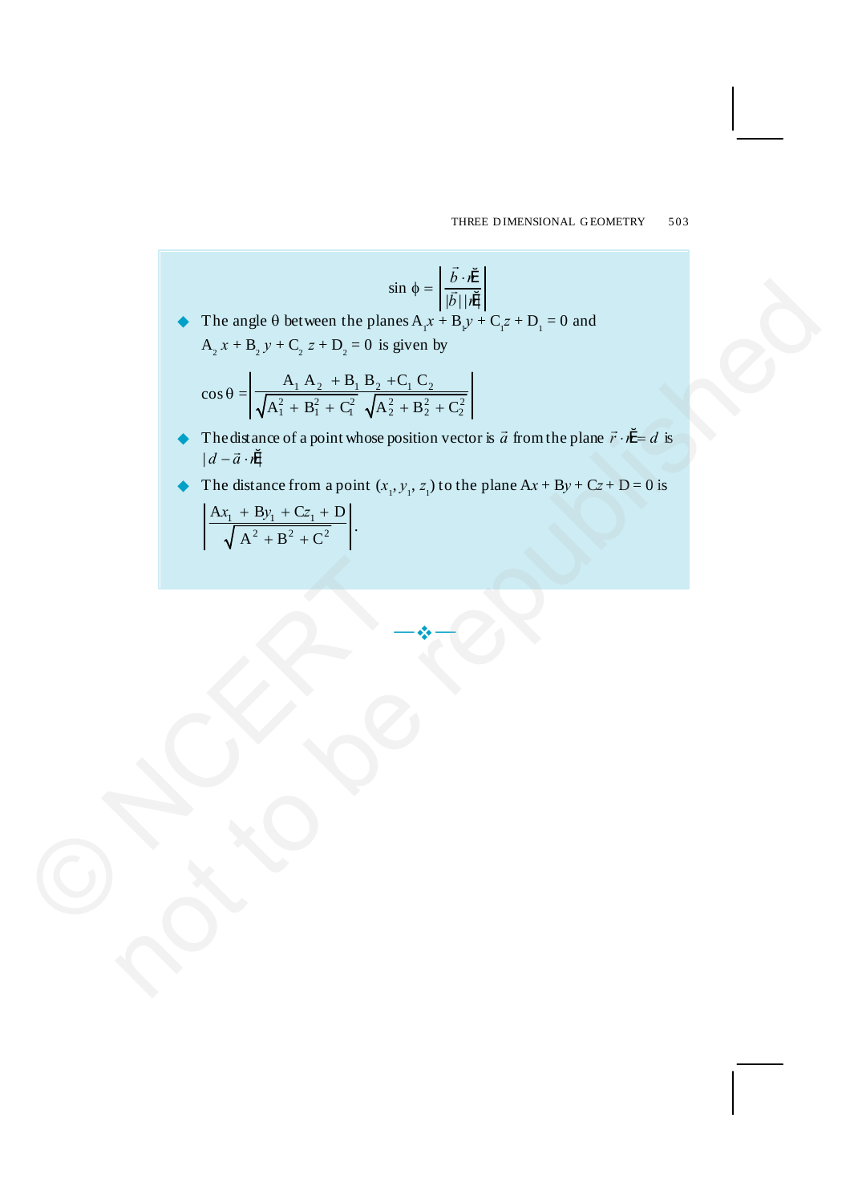$$\sin \phi = \left| \frac{\vec{b} \cdot \hat{n}}{|\vec{b}|\,|\hat{n}|} \right|$$

- The angle θ between the planes $A_1x + B_1y + C_1z + D_1 = 0$ and $A_2x + B_2y + C_2z + D_2 = 0$ is given by

$$\cos \theta = \left| \frac{A_1 A_2 + B_1 B_2 + C_1 C_2}{\sqrt{A_1^2 + B_1^2 + C_1^2}\,\sqrt{A_2^2 + B_2^2 + C_2^2}} \right|$$

- The distance of a point whose position vector is $\vec{a}$ from the plane $\vec{r} \cdot \hat{n} = d$ is $|d - \vec{a} \cdot \hat{n}|$

- The distance from a point $(x_1, y_1, z_1)$ to the plane $Ax + By + Cz + D = 0$ is

$$\left| \frac{Ax_1 + By_1 + Cz_1 + D}{\sqrt{A^2 + B^2 + C^2}} \right|.$$